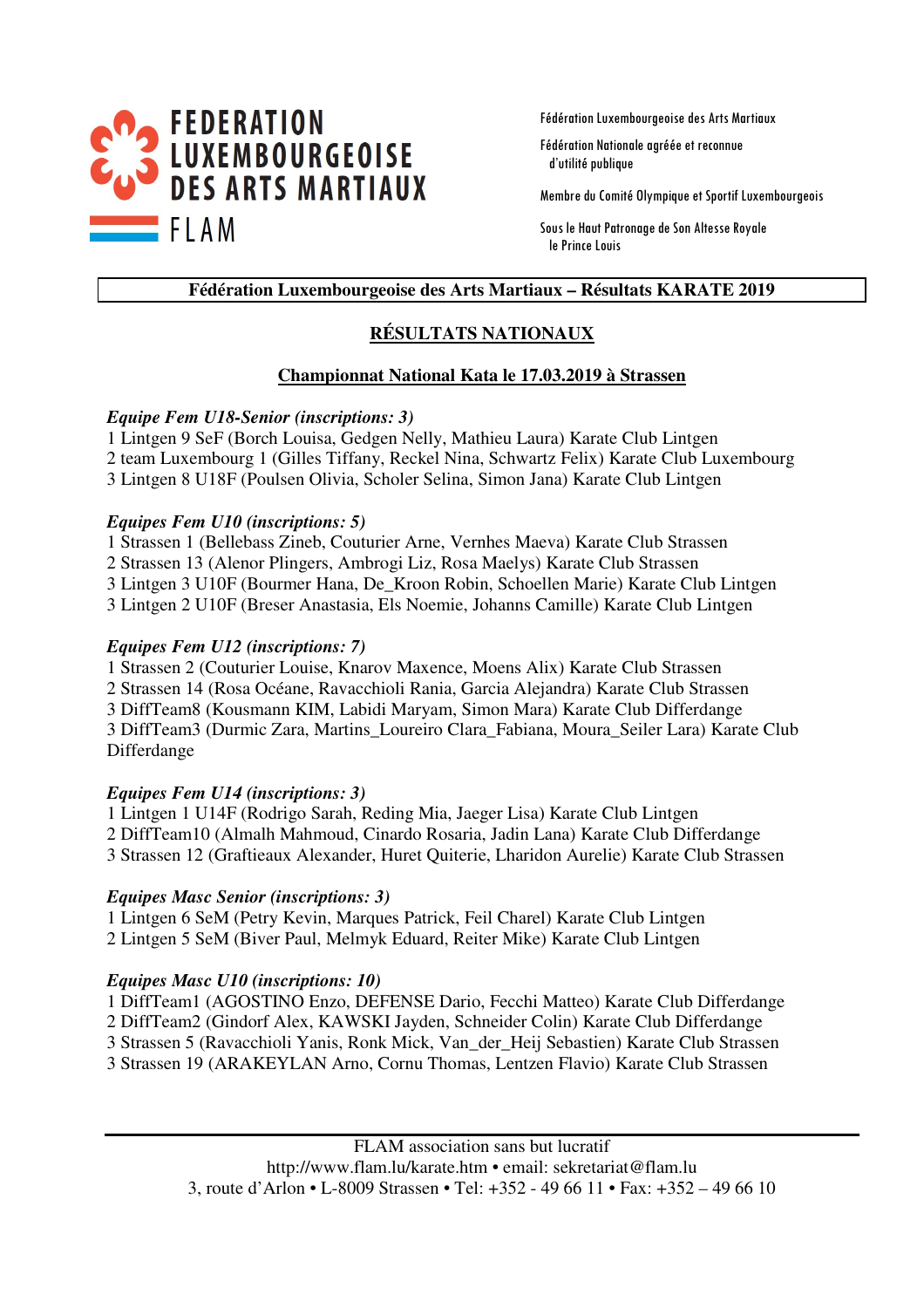# FEDERATION LUXEMBOURGEOISE DES ARTS MARTIAUX

FLAM

Fédération Luxembourgeoise des Arts Martiaux

Fédération Nationale agréée et reconnue d'utilité publique

Membre du Comité Olympique et Sportif Luxembourgeois

Sous le Haut Patronage de Son Altesse Royale le Prince Louis

**Fédération Luxembourgeoise des Arts Martiaux – Résultats KARATE 2019**

## RÉSULTATS NATIONAUX

### Championnat National Kata le 17.03.2019 à Strassen

***Equipe Fem U18-Senior (inscriptions: 3)***

1 Lintgen 9 SeF (Borch Louisa, Gedgen Nelly, Mathieu Laura) Karate Club Lintgen
2 team Luxembourg 1 (Gilles Tiffany, Reckel Nina, Schwartz Felix) Karate Club Luxembourg
3 Lintgen 8 U18F (Poulsen Olivia, Scholer Selina, Simon Jana) Karate Club Lintgen

***Equipes Fem U10 (inscriptions: 5)***

1 Strassen 1 (Bellebass Zineb, Couturier Arne, Vernhes Maeva) Karate Club Strassen
2 Strassen 13 (Alenor Plingers, Ambrogi Liz, Rosa Maelys) Karate Club Strassen
3 Lintgen 3 U10F (Bourmer Hana, De_Kroon Robin, Schoellen Marie) Karate Club Lintgen
3 Lintgen 2 U10F (Breser Anastasia, Els Noemie, Johanns Camille) Karate Club Lintgen

***Equipes Fem U12 (inscriptions: 7)***

1 Strassen 2 (Couturier Louise, Knarov Maxence, Moens Alix) Karate Club Strassen
2 Strassen 14 (Rosa Océane, Ravacchioli Rania, Garcia Alejandra) Karate Club Strassen
3 DiffTeam8 (Kousmann KIM, Labidi Maryam, Simon Mara) Karate Club Differdange
3 DiffTeam3 (Durmic Zara, Martins_Loureiro Clara_Fabiana, Moura_Seiler Lara) Karate Club Differdange

***Equipes Fem U14 (inscriptions: 3)***

1 Lintgen 1 U14F (Rodrigo Sarah, Reding Mia, Jaeger Lisa) Karate Club Lintgen
2 DiffTeam10 (Almalh Mahmoud, Cinardo Rosaria, Jadin Lana) Karate Club Differdange
3 Strassen 12 (Graftieaux Alexander, Huret Quiterie, Lharidon Aurelie) Karate Club Strassen

***Equipes Masc Senior (inscriptions: 3)***

1 Lintgen 6 SeM (Petry Kevin, Marques Patrick, Feil Charel) Karate Club Lintgen
2 Lintgen 5 SeM (Biver Paul, Melmyk Eduard, Reiter Mike) Karate Club Lintgen

***Equipes Masc U10 (inscriptions: 10)***

1 DiffTeam1 (AGOSTINO Enzo, DEFENSE Dario, Fecchi Matteo) Karate Club Differdange
2 DiffTeam2 (Gindorf Alex, KAWSKI Jayden, Schneider Colin) Karate Club Differdange
3 Strassen 5 (Ravacchioli Yanis, Ronk Mick, Van_der_Heij Sebastien) Karate Club Strassen
3 Strassen 19 (ARAKEYLAN Arno, Cornu Thomas, Lentzen Flavio) Karate Club Strassen

FLAM association sans but lucratif
http://www.flam.lu/karate.htm • email: sekretariat@flam.lu
3, route d'Arlon • L-8009 Strassen • Tel: +352 - 49 66 11 • Fax: +352 – 49 66 10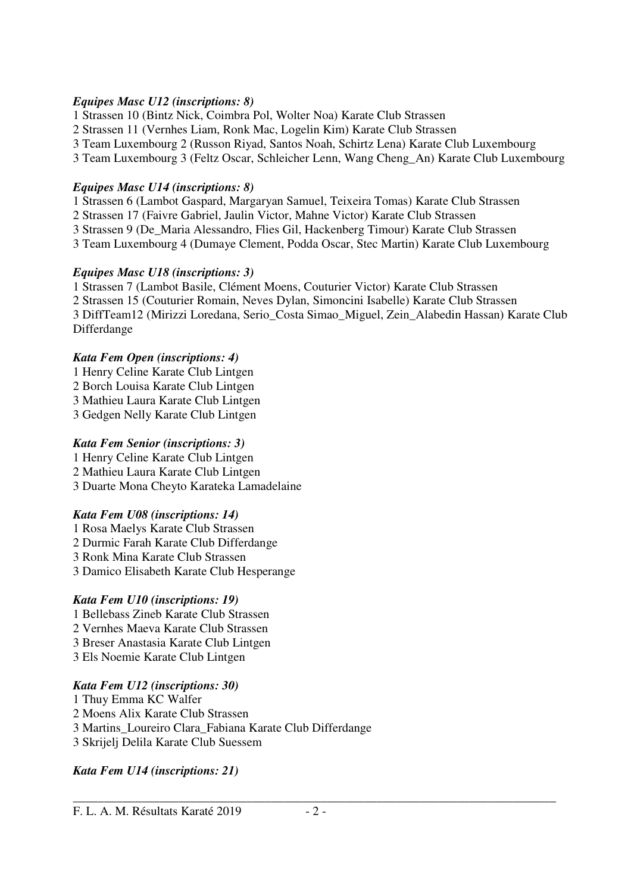***Equipes Masc U12 (inscriptions: 8)***

1 Strassen 10 (Bintz Nick, Coimbra Pol, Wolter Noa) Karate Club Strassen
2 Strassen 11 (Vernhes Liam, Ronk Mac, Logelin Kim) Karate Club Strassen
3 Team Luxembourg 2 (Russon Riyad, Santos Noah, Schirtz Lena) Karate Club Luxembourg
3 Team Luxembourg 3 (Feltz Oscar, Schleicher Lenn, Wang Cheng_An) Karate Club Luxembourg

***Equipes Masc U14 (inscriptions: 8)***

1 Strassen 6 (Lambot Gaspard, Margaryan Samuel, Teixeira Tomas) Karate Club Strassen
2 Strassen 17 (Faivre Gabriel, Jaulin Victor, Mahne Victor) Karate Club Strassen
3 Strassen 9 (De_Maria Alessandro, Flies Gil, Hackenberg Timour) Karate Club Strassen
3 Team Luxembourg 4 (Dumaye Clement, Podda Oscar, Stec Martin) Karate Club Luxembourg

***Equipes Masc U18 (inscriptions: 3)***

1 Strassen 7 (Lambot Basile, Clément Moens, Couturier Victor) Karate Club Strassen
2 Strassen 15 (Couturier Romain, Neves Dylan, Simoncini Isabelle) Karate Club Strassen
3 DiffTeam12 (Mirizzi Loredana, Serio_Costa Simao_Miguel, Zein_Alabedin Hassan) Karate Club Differdange

***Kata Fem Open (inscriptions: 4)***

1 Henry Celine Karate Club Lintgen
2 Borch Louisa Karate Club Lintgen
3 Mathieu Laura Karate Club Lintgen
3 Gedgen Nelly Karate Club Lintgen

***Kata Fem Senior (inscriptions: 3)***

1 Henry Celine Karate Club Lintgen
2 Mathieu Laura Karate Club Lintgen
3 Duarte Mona Cheyto Karateka Lamadelaine

***Kata Fem U08 (inscriptions: 14)***

1 Rosa Maelys Karate Club Strassen
2 Durmic Farah Karate Club Differdange
3 Ronk Mina Karate Club Strassen
3 Damico Elisabeth Karate Club Hesperange

***Kata Fem U10 (inscriptions: 19)***

1 Bellebass Zineb Karate Club Strassen
2 Vernhes Maeva Karate Club Strassen
3 Breser Anastasia Karate Club Lintgen
3 Els Noemie Karate Club Lintgen

***Kata Fem U12 (inscriptions: 30)***

1 Thuy Emma KC Walfer
2 Moens Alix Karate Club Strassen
3 Martins_Loureiro Clara_Fabiana Karate Club Differdange
3 Skrijelj Delila Karate Club Suessem

***Kata Fem U14 (inscriptions: 21)***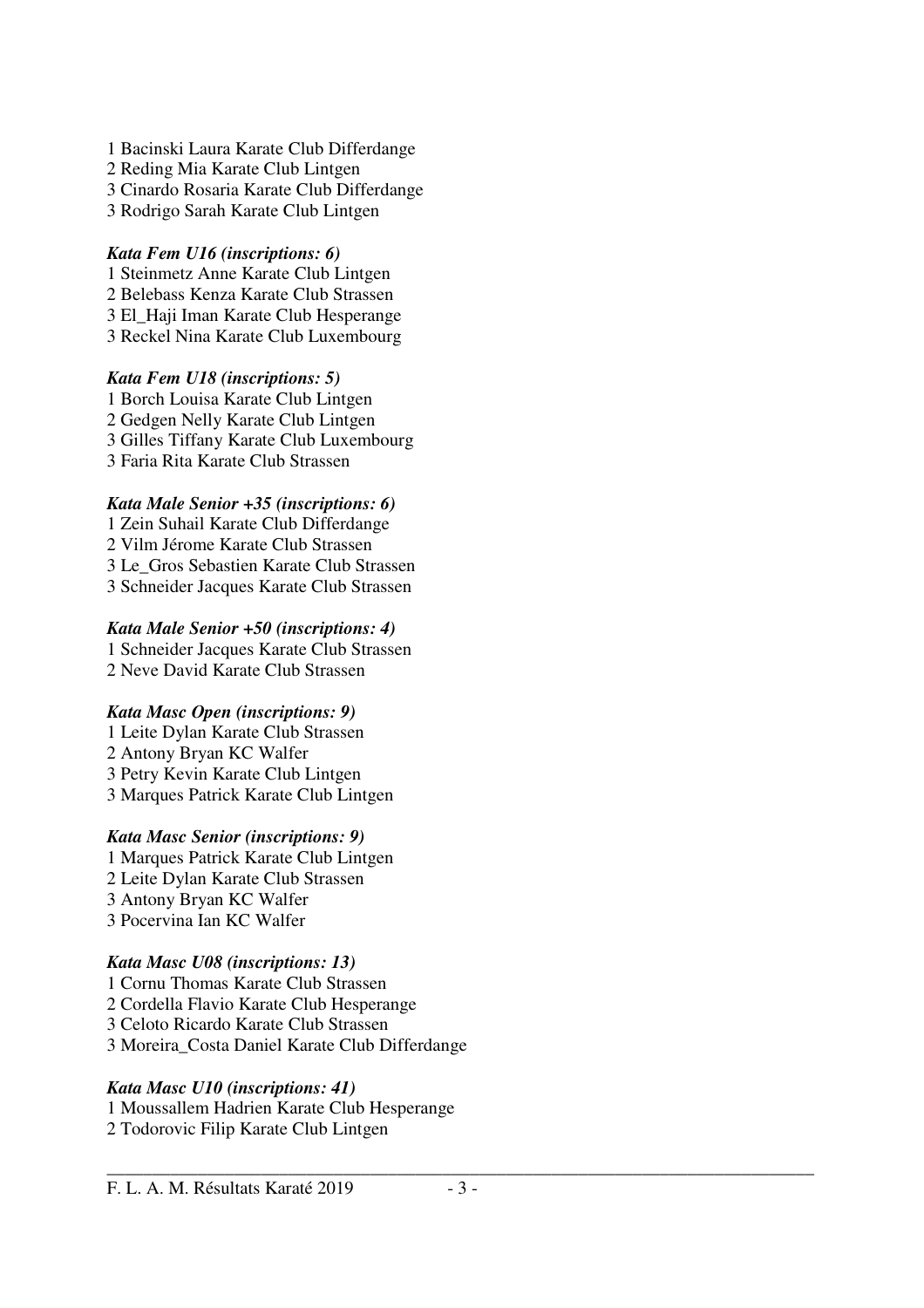1 Bacinski Laura Karate Club Differdange
2 Reding Mia Karate Club Lintgen
3 Cinardo Rosaria Karate Club Differdange
3 Rodrigo Sarah Karate Club Lintgen

***Kata Fem U16 (inscriptions: 6)***

1 Steinmetz Anne Karate Club Lintgen
2 Belebass Kenza Karate Club Strassen
3 El_Haji Iman Karate Club Hesperange
3 Reckel Nina Karate Club Luxembourg

***Kata Fem U18 (inscriptions: 5)***

1 Borch Louisa Karate Club Lintgen
2 Gedgen Nelly Karate Club Lintgen
3 Gilles Tiffany Karate Club Luxembourg
3 Faria Rita Karate Club Strassen

***Kata Male Senior +35 (inscriptions: 6)***

1 Zein Suhail Karate Club Differdange
2 Vilm Jérome Karate Club Strassen
3 Le_Gros Sebastien Karate Club Strassen
3 Schneider Jacques Karate Club Strassen

***Kata Male Senior +50 (inscriptions: 4)***

1 Schneider Jacques Karate Club Strassen
2 Neve David Karate Club Strassen

***Kata Masc Open (inscriptions: 9)***

1 Leite Dylan Karate Club Strassen
2 Antony Bryan KC Walfer
3 Petry Kevin Karate Club Lintgen
3 Marques Patrick Karate Club Lintgen

***Kata Masc Senior (inscriptions: 9)***

1 Marques Patrick Karate Club Lintgen
2 Leite Dylan Karate Club Strassen
3 Antony Bryan KC Walfer
3 Pocervina Ian KC Walfer

***Kata Masc U08 (inscriptions: 13)***

1 Cornu Thomas Karate Club Strassen
2 Cordella Flavio Karate Club Hesperange
3 Celoto Ricardo Karate Club Strassen
3 Moreira_Costa Daniel Karate Club Differdange

***Kata Masc U10 (inscriptions: 41)***

1 Moussallem Hadrien Karate Club Hesperange
2 Todorovic Filip Karate Club Lintgen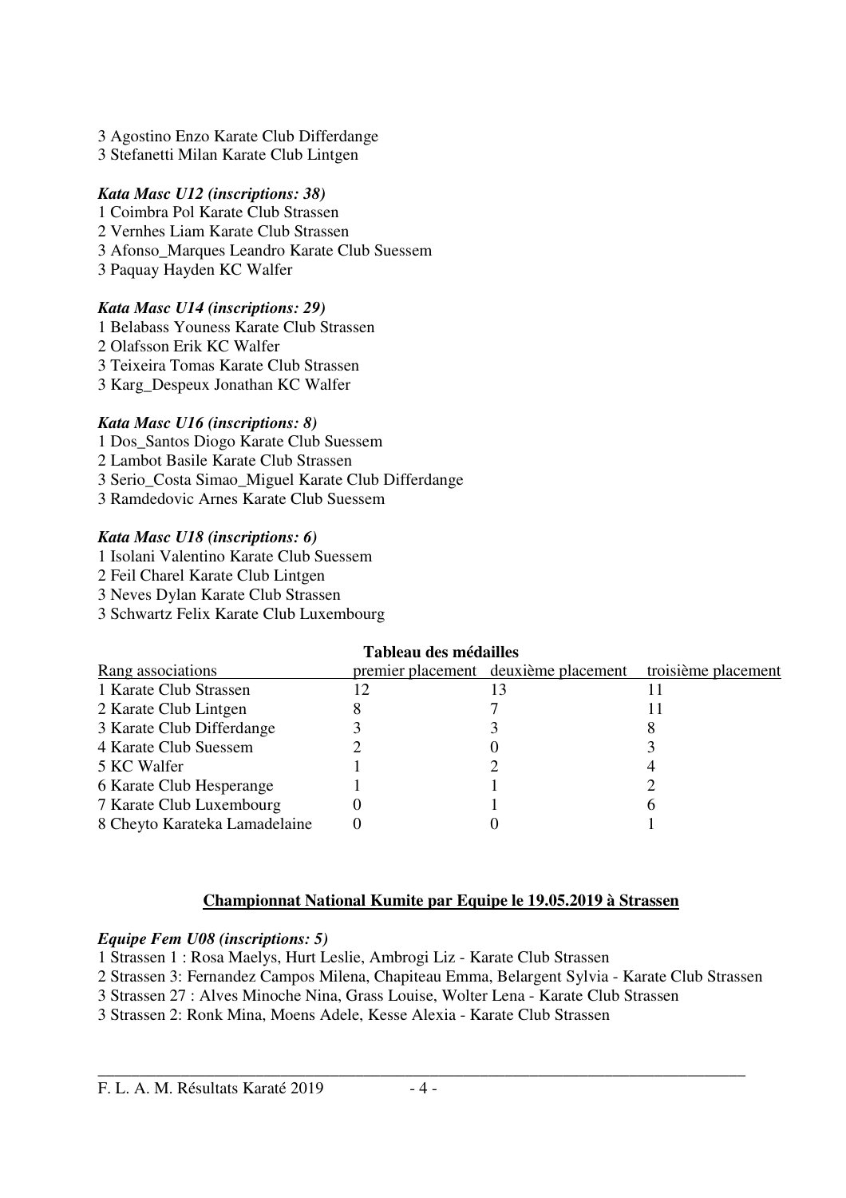3 Agostino Enzo Karate Club Differdange
3 Stefanetti Milan Karate Club Lintgen

***Kata Masc U12 (inscriptions: 38)***

1 Coimbra Pol Karate Club Strassen
2 Vernhes Liam Karate Club Strassen
3 Afonso_Marques Leandro Karate Club Suessem
3 Paquay Hayden KC Walfer

***Kata Masc U14 (inscriptions: 29)***

1 Belabass Youness Karate Club Strassen
2 Olafsson Erik KC Walfer
3 Teixeira Tomas Karate Club Strassen
3 Karg_Despeux Jonathan KC Walfer

***Kata Masc U16 (inscriptions: 8)***

1 Dos_Santos Diogo Karate Club Suessem
2 Lambot Basile Karate Club Strassen
3 Serio_Costa Simao_Miguel Karate Club Differdange
3 Ramdedovic Arnes Karate Club Suessem

***Kata Masc U18 (inscriptions: 6)***

1 Isolani Valentino Karate Club Suessem
2 Feil Charel Karate Club Lintgen
3 Neves Dylan Karate Club Strassen
3 Schwartz Felix Karate Club Luxembourg

**Tableau des médailles**

| Rang associations | premier placement | deuxième placement | troisième placement |
|---|---|---|---|
| 1 Karate Club Strassen | 12 | 13 | 11 |
| 2 Karate Club Lintgen | 8 | 7 | 11 |
| 3 Karate Club Differdange | 3 | 3 | 8 |
| 4 Karate Club Suessem | 2 | 0 | 3 |
| 5 KC Walfer | 1 | 2 | 4 |
| 6 Karate Club Hesperange | 1 | 1 | 2 |
| 7 Karate Club Luxembourg | 0 | 1 | 6 |
| 8 Cheyto Karateka Lamadelaine | 0 | 0 | 1 |

## Championnat National Kumite par Equipe le 19.05.2019 à Strassen

***Equipe Fem U08 (inscriptions: 5)***

1 Strassen 1 : Rosa Maelys, Hurt Leslie, Ambrogi Liz - Karate Club Strassen
2 Strassen 3: Fernandez Campos Milena, Chapiteau Emma, Belargent Sylvia - Karate Club Strassen
3 Strassen 27 : Alves Minoche Nina, Grass Louise, Wolter Lena - Karate Club Strassen
3 Strassen 2: Ronk Mina, Moens Adele, Kesse Alexia - Karate Club Strassen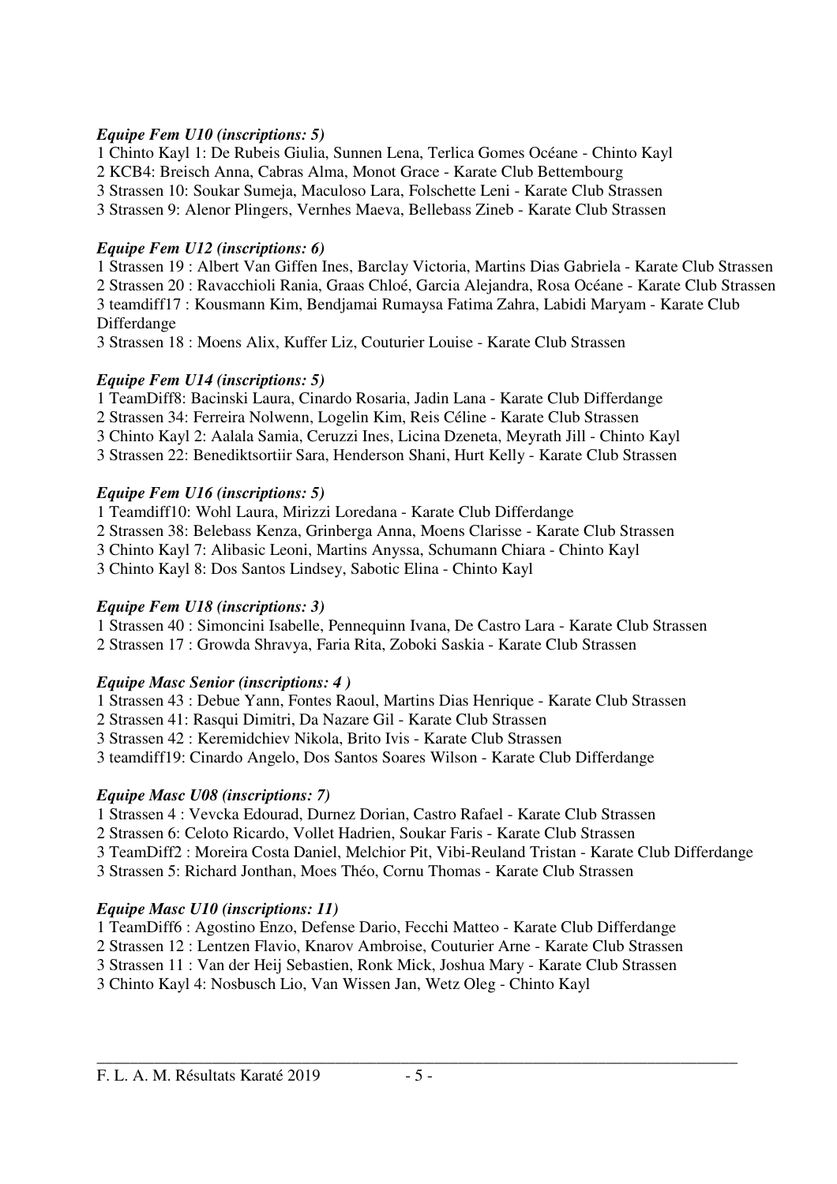*Equipe Fem U10 (inscriptions: 5)*

1 Chinto Kayl 1: De Rubeis Giulia, Sunnen Lena, Terlica Gomes Océane - Chinto Kayl
2 KCB4: Breisch Anna, Cabras Alma, Monot Grace - Karate Club Bettembourg
3 Strassen 10: Soukar Sumeja, Maculoso Lara, Folschette Leni - Karate Club Strassen
3 Strassen 9: Alenor Plingers, Vernhes Maeva, Bellebass Zineb - Karate Club Strassen

*Equipe Fem U12 (inscriptions: 6)*

1 Strassen 19 : Albert Van Giffen Ines, Barclay Victoria, Martins Dias Gabriela - Karate Club Strassen
2 Strassen 20 : Ravacchioli Rania, Graas Chloé, Garcia Alejandra, Rosa Océane - Karate Club Strassen
3 teamdiff17 : Kousmann Kim, Bendjamai Rumaysa Fatima Zahra, Labidi Maryam - Karate Club Differdange
3 Strassen 18 : Moens Alix, Kuffer Liz, Couturier Louise - Karate Club Strassen

*Equipe Fem U14 (inscriptions: 5)*

1 TeamDiff8: Bacinski Laura, Cinardo Rosaria, Jadin Lana - Karate Club Differdange
2 Strassen 34: Ferreira Nolwenn, Logelin Kim, Reis Céline - Karate Club Strassen
3 Chinto Kayl 2: Aalala Samia, Ceruzzi Ines, Licina Dzeneta, Meyrath Jill - Chinto Kayl
3 Strassen 22: Benediktsortiir Sara, Henderson Shani, Hurt Kelly - Karate Club Strassen

*Equipe Fem U16 (inscriptions: 5)*

1 Teamdiff10: Wohl Laura, Mirizzi Loredana - Karate Club Differdange
2 Strassen 38: Belebass Kenza, Grinberga Anna, Moens Clarisse - Karate Club Strassen
3 Chinto Kayl 7: Alibasic Leoni, Martins Anyssa, Schumann Chiara - Chinto Kayl
3 Chinto Kayl 8: Dos Santos Lindsey, Sabotic Elina - Chinto Kayl

*Equipe Fem U18 (inscriptions: 3)*

1 Strassen 40 : Simoncini Isabelle, Pennequinn Ivana, De Castro Lara - Karate Club Strassen
2 Strassen 17 : Growda Shravya, Faria Rita, Zoboki Saskia - Karate Club Strassen

*Equipe Masc Senior (inscriptions: 4 )*

1 Strassen 43 : Debue Yann, Fontes Raoul, Martins Dias Henrique - Karate Club Strassen
2 Strassen 41: Rasqui Dimitri, Da Nazare Gil - Karate Club Strassen
3 Strassen 42 : Keremidchiev Nikola, Brito Ivis - Karate Club Strassen
3 teamdiff19: Cinardo Angelo, Dos Santos Soares Wilson - Karate Club Differdange

*Equipe Masc U08 (inscriptions: 7)*

1 Strassen 4 : Vevcka Edourad, Durnez Dorian, Castro Rafael - Karate Club Strassen
2 Strassen 6: Celoto Ricardo, Vollet Hadrien, Soukar Faris - Karate Club Strassen
3 TeamDiff2 : Moreira Costa Daniel, Melchior Pit, Vibi-Reuland Tristan - Karate Club Differdange
3 Strassen 5: Richard Jonthan, Moes Théo, Cornu Thomas - Karate Club Strassen

*Equipe Masc U10 (inscriptions: 11)*

1 TeamDiff6 : Agostino Enzo, Defense Dario, Fecchi Matteo - Karate Club Differdange
2 Strassen 12 : Lentzen Flavio, Knarov Ambroise, Couturier Arne - Karate Club Strassen
3 Strassen 11 : Van der Heij Sebastien, Ronk Mick, Joshua Mary - Karate Club Strassen
3 Chinto Kayl 4: Nosbusch Lio, Van Wissen Jan, Wetz Oleg - Chinto Kayl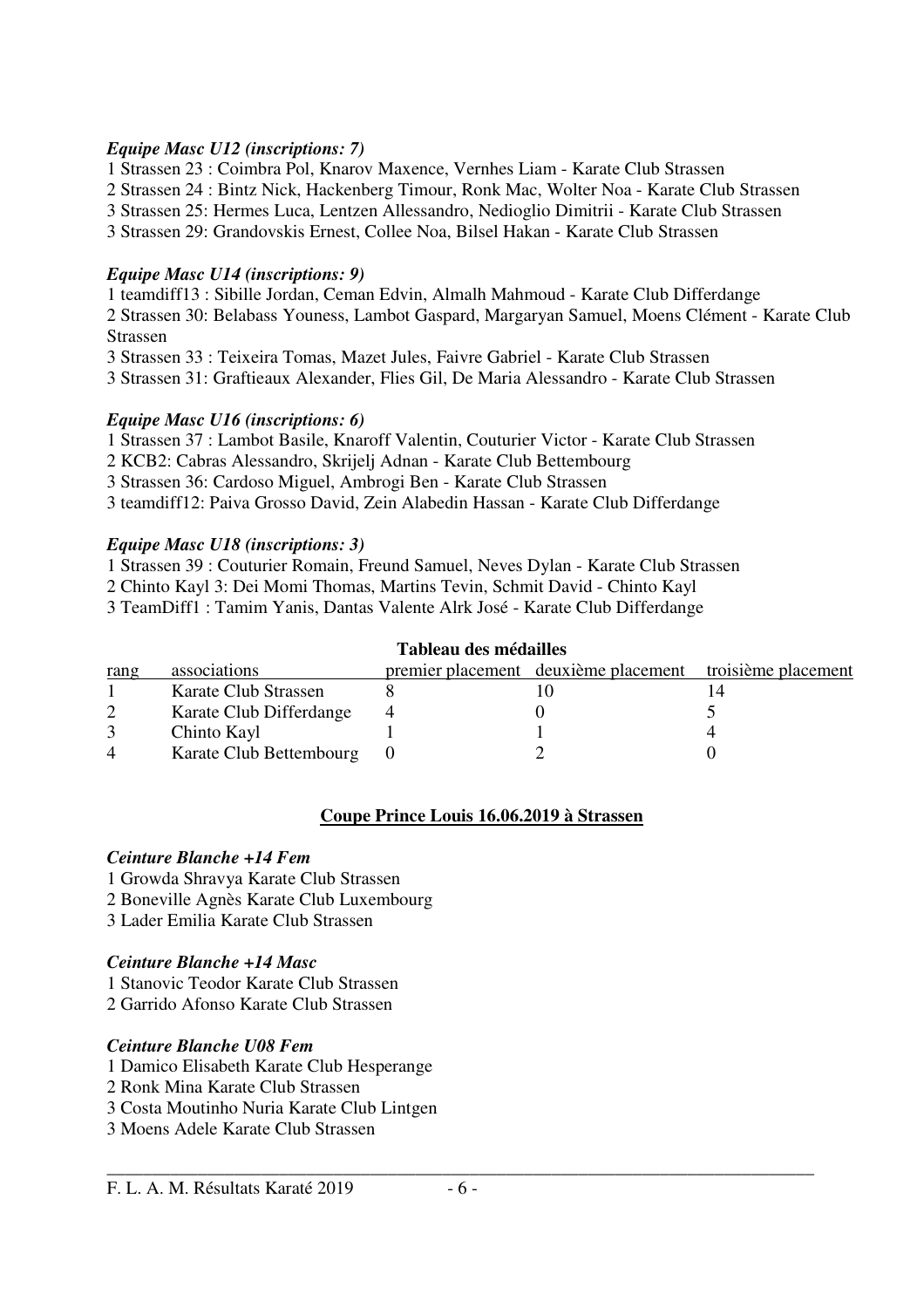***Equipe Masc U12 (inscriptions: 7)***

1 Strassen 23 : Coimbra Pol, Knarov Maxence, Vernhes Liam - Karate Club Strassen
2 Strassen 24 : Bintz Nick, Hackenberg Timour, Ronk Mac, Wolter Noa - Karate Club Strassen
3 Strassen 25: Hermes Luca, Lentzen Allessandro, Nedioglio Dimitrii - Karate Club Strassen
3 Strassen 29: Grandovskis Ernest, Collee Noa, Bilsel Hakan - Karate Club Strassen

***Equipe Masc U14 (inscriptions: 9)***

1 teamdiff13 : Sibille Jordan, Ceman Edvin, Almalh Mahmoud - Karate Club Differdange
2 Strassen 30: Belabass Youness, Lambot Gaspard, Margaryan Samuel, Moens Clément - Karate Club Strassen
3 Strassen 33 : Teixeira Tomas, Mazet Jules, Faivre Gabriel - Karate Club Strassen
3 Strassen 31: Graftieaux Alexander, Flies Gil, De Maria Alessandro - Karate Club Strassen

***Equipe Masc U16 (inscriptions: 6)***

1 Strassen 37 : Lambot Basile, Knaroff Valentin, Couturier Victor - Karate Club Strassen
2 KCB2: Cabras Alessandro, Skrijelj Adnan - Karate Club Bettembourg
3 Strassen 36: Cardoso Miguel, Ambrogi Ben - Karate Club Strassen
3 teamdiff12: Paiva Grosso David, Zein Alabedin Hassan - Karate Club Differdange

***Equipe Masc U18 (inscriptions: 3)***

1 Strassen 39 : Couturier Romain, Freund Samuel, Neves Dylan - Karate Club Strassen
2 Chinto Kayl 3: Dei Momi Thomas, Martins Tevin, Schmit David - Chinto Kayl
3 TeamDiff1 : Tamim Yanis, Dantas Valente Alrk José - Karate Club Differdange

**Tableau des médailles**

| rang | associations | premier placement | deuxième placement | troisième placement |
|---|---|---|---|---|
| 1 | Karate Club Strassen | 8 | 10 | 14 |
| 2 | Karate Club Differdange | 4 | 0 | 5 |
| 3 | Chinto Kayl | 1 | 1 | 4 |
| 4 | Karate Club Bettembourg | 0 | 2 | 0 |

## **Coupe Prince Louis 16.06.2019 à Strassen**

***Ceinture Blanche +14 Fem***

1 Growda Shravya Karate Club Strassen
2 Boneville Agnès Karate Club Luxembourg
3 Lader Emilia Karate Club Strassen

***Ceinture Blanche +14 Masc***

1 Stanovic Teodor Karate Club Strassen
2 Garrido Afonso Karate Club Strassen

***Ceinture Blanche U08 Fem***

1 Damico Elisabeth Karate Club Hesperange
2 Ronk Mina Karate Club Strassen
3 Costa Moutinho Nuria Karate Club Lintgen
3 Moens Adele Karate Club Strassen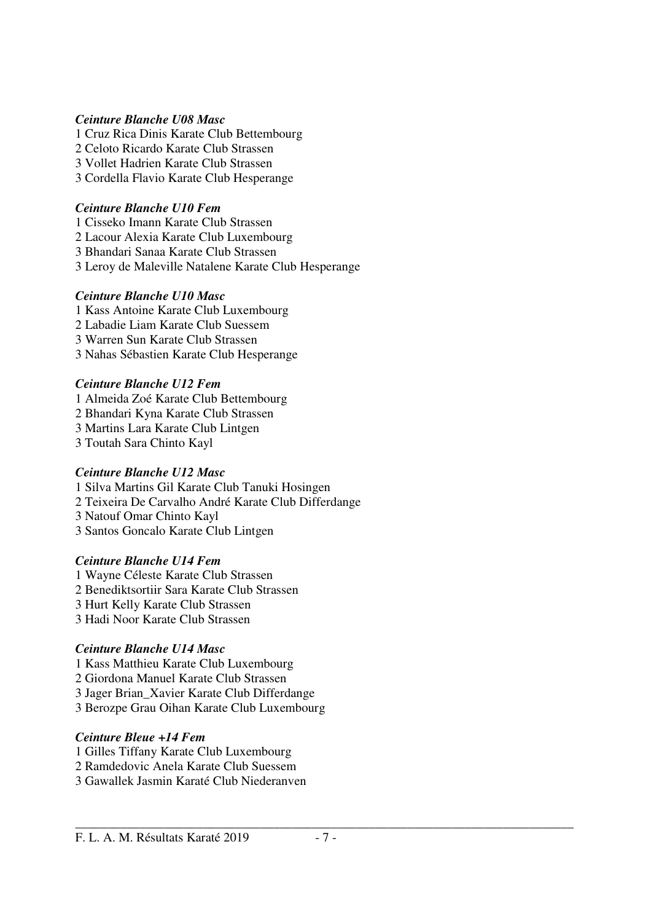***Ceinture Blanche U08 Masc***

1 Cruz Rica Dinis Karate Club Bettembourg
2 Celoto Ricardo Karate Club Strassen
3 Vollet Hadrien Karate Club Strassen
3 Cordella Flavio Karate Club Hesperange

***Ceinture Blanche U10 Fem***

1 Cisseko Imann Karate Club Strassen
2 Lacour Alexia Karate Club Luxembourg
3 Bhandari Sanaa Karate Club Strassen
3 Leroy de Maleville Natalene Karate Club Hesperange

***Ceinture Blanche U10 Masc***

1 Kass Antoine Karate Club Luxembourg
2 Labadie Liam Karate Club Suessem
3 Warren Sun Karate Club Strassen
3 Nahas Sébastien Karate Club Hesperange

***Ceinture Blanche U12 Fem***

1 Almeida Zoé Karate Club Bettembourg
2 Bhandari Kyna Karate Club Strassen
3 Martins Lara Karate Club Lintgen
3 Toutah Sara Chinto Kayl

***Ceinture Blanche U12 Masc***

1 Silva Martins Gil Karate Club Tanuki Hosingen
2 Teixeira De Carvalho André Karate Club Differdange
3 Natouf Omar Chinto Kayl
3 Santos Goncalo Karate Club Lintgen

***Ceinture Blanche U14 Fem***

1 Wayne Céleste Karate Club Strassen
2 Benediktsortiir Sara Karate Club Strassen
3 Hurt Kelly Karate Club Strassen
3 Hadi Noor Karate Club Strassen

***Ceinture Blanche U14 Masc***

1 Kass Matthieu Karate Club Luxembourg
2 Giordona Manuel Karate Club Strassen
3 Jager Brian_Xavier Karate Club Differdange
3 Berozpe Grau Oihan Karate Club Luxembourg

***Ceinture Bleue +14 Fem***

1 Gilles Tiffany Karate Club Luxembourg
2 Ramdedovic Anela Karate Club Suessem
3 Gawallek Jasmin Karaté Club Niederanven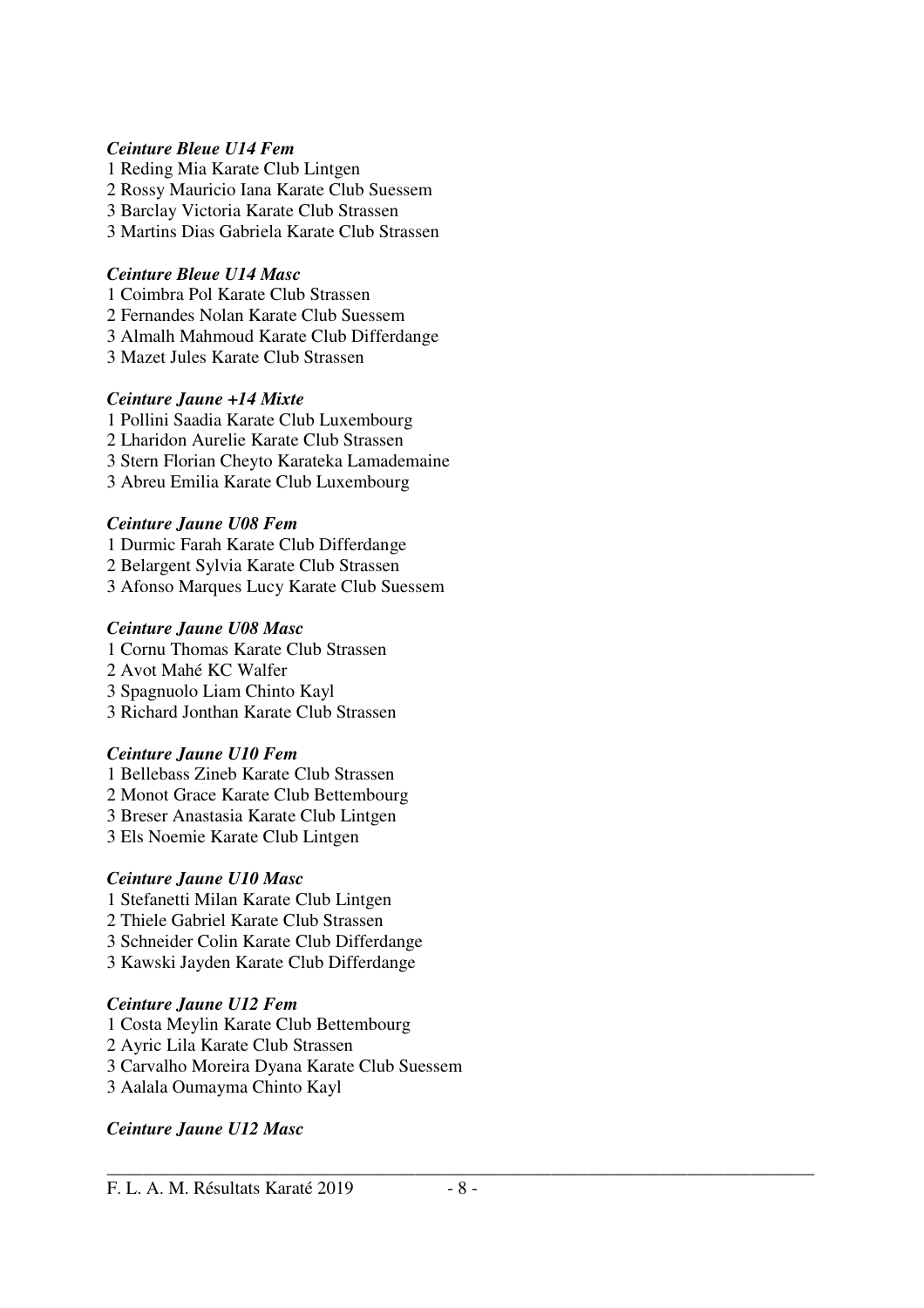***Ceinture Bleue U14 Fem***

1 Reding Mia Karate Club Lintgen
2 Rossy Mauricio Iana Karate Club Suessem
3 Barclay Victoria Karate Club Strassen
3 Martins Dias Gabriela Karate Club Strassen

***Ceinture Bleue U14 Masc***

1 Coimbra Pol Karate Club Strassen
2 Fernandes Nolan Karate Club Suessem
3 Almalh Mahmoud Karate Club Differdange
3 Mazet Jules Karate Club Strassen

***Ceinture Jaune +14 Mixte***

1 Pollini Saadia Karate Club Luxembourg
2 Lharidon Aurelie Karate Club Strassen
3 Stern Florian Cheyto Karateka Lamademaine
3 Abreu Emilia Karate Club Luxembourg

***Ceinture Jaune U08 Fem***

1 Durmic Farah Karate Club Differdange
2 Belargent Sylvia Karate Club Strassen
3 Afonso Marques Lucy Karate Club Suessem

***Ceinture Jaune U08 Masc***

1 Cornu Thomas Karate Club Strassen
2 Avot Mahé KC Walfer
3 Spagnuolo Liam Chinto Kayl
3 Richard Jonthan Karate Club Strassen

***Ceinture Jaune U10 Fem***

1 Bellebass Zineb Karate Club Strassen
2 Monot Grace Karate Club Bettembourg
3 Breser Anastasia Karate Club Lintgen
3 Els Noemie Karate Club Lintgen

***Ceinture Jaune U10 Masc***

1 Stefanetti Milan Karate Club Lintgen
2 Thiele Gabriel Karate Club Strassen
3 Schneider Colin Karate Club Differdange
3 Kawski Jayden Karate Club Differdange

***Ceinture Jaune U12 Fem***

1 Costa Meylin Karate Club Bettembourg
2 Ayric Lila Karate Club Strassen
3 Carvalho Moreira Dyana Karate Club Suessem
3 Aalala Oumayma Chinto Kayl

***Ceinture Jaune U12 Masc***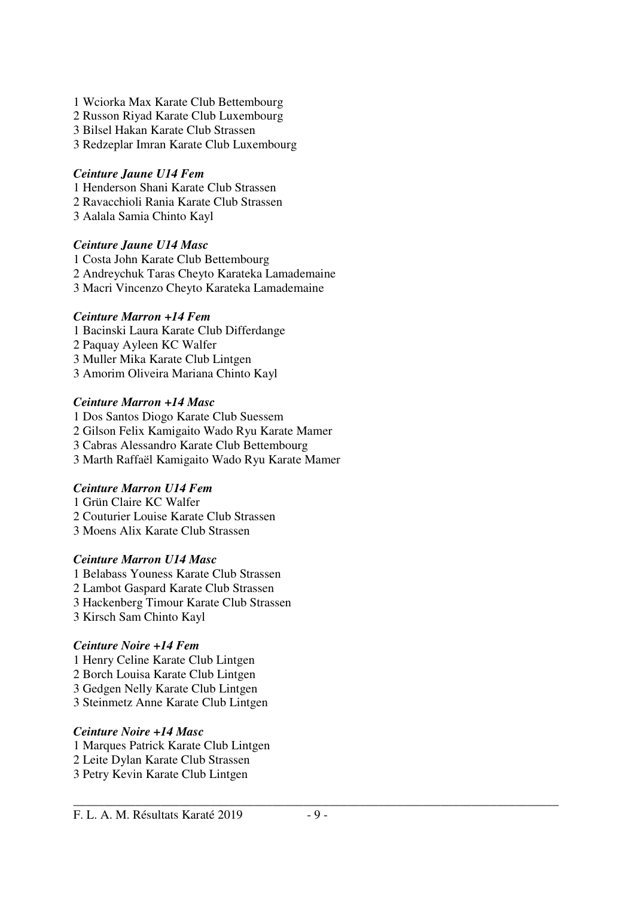1 Wciorka Max Karate Club Bettembourg
2 Russon Riyad Karate Club Luxembourg
3 Bilsel Hakan Karate Club Strassen
3 Redzeplar Imran Karate Club Luxembourg

***Ceinture Jaune U14 Fem***

1 Henderson Shani Karate Club Strassen
2 Ravacchioli Rania Karate Club Strassen
3 Aalala Samia Chinto Kayl

***Ceinture Jaune U14 Masc***

1 Costa John Karate Club Bettembourg
2 Andreychuk Taras Cheyto Karateka Lamademaine
3 Macri Vincenzo Cheyto Karateka Lamademaine

***Ceinture Marron +14 Fem***

1 Bacinski Laura Karate Club Differdange
2 Paquay Ayleen KC Walfer
3 Muller Mika Karate Club Lintgen
3 Amorim Oliveira Mariana Chinto Kayl

***Ceinture Marron +14 Masc***

1 Dos Santos Diogo Karate Club Suessem
2 Gilson Felix Kamigaito Wado Ryu Karate Mamer
3 Cabras Alessandro Karate Club Bettembourg
3 Marth Raffaël Kamigaito Wado Ryu Karate Mamer

***Ceinture Marron U14 Fem***

1 Grün Claire KC Walfer
2 Couturier Louise Karate Club Strassen
3 Moens Alix Karate Club Strassen

***Ceinture Marron U14 Masc***

1 Belabass Youness Karate Club Strassen
2 Lambot Gaspard Karate Club Strassen
3 Hackenberg Timour Karate Club Strassen
3 Kirsch Sam Chinto Kayl

***Ceinture Noire +14 Fem***

1 Henry Celine Karate Club Lintgen
2 Borch Louisa Karate Club Lintgen
3 Gedgen Nelly Karate Club Lintgen
3 Steinmetz Anne Karate Club Lintgen

***Ceinture Noire +14 Masc***

1 Marques Patrick Karate Club Lintgen
2 Leite Dylan Karate Club Strassen
3 Petry Kevin Karate Club Lintgen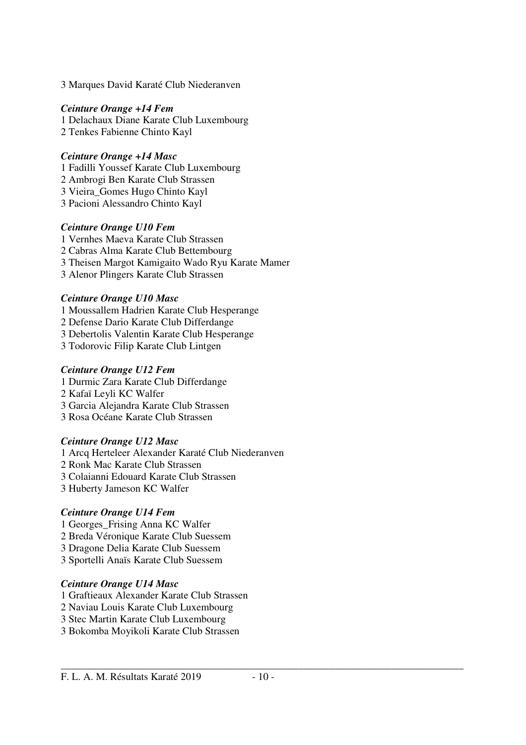3 Marques David Karaté Club Niederanven

*Ceinture Orange +14 Fem*

1 Delachaux Diane Karate Club Luxembourg
2 Tenkes Fabienne Chinto Kayl

*Ceinture Orange +14 Masc*

1 Fadilli Youssef Karate Club Luxembourg
2 Ambrogi Ben Karate Club Strassen
3 Vieira_Gomes Hugo Chinto Kayl
3 Pacioni Alessandro Chinto Kayl

*Ceinture Orange U10 Fem*

1 Vernhes Maeva Karate Club Strassen
2 Cabras Alma Karate Club Bettembourg
3 Theisen Margot Kamigaito Wado Ryu Karate Mamer
3 Alenor Plingers Karate Club Strassen

*Ceinture Orange U10 Masc*

1 Moussallem Hadrien Karate Club Hesperange
2 Defense Dario Karate Club Differdange
3 Debertolis Valentin Karate Club Hesperange
3 Todorovic Filip Karate Club Lintgen

*Ceinture Orange U12 Fem*

1 Durmic Zara Karate Club Differdange
2 Kafaï Leyli KC Walfer
3 Garcia Alejandra Karate Club Strassen
3 Rosa Océane Karate Club Strassen

*Ceinture Orange U12 Masc*

1 Arcq Herteleer Alexander Karaté Club Niederanven
2 Ronk Mac Karate Club Strassen
3 Colaianni Edouard Karate Club Strassen
3 Huberty Jameson KC Walfer

*Ceinture Orange U14 Fem*

1 Georges_Frising Anna KC Walfer
2 Breda Véronique Karate Club Suessem
3 Dragone Delia Karate Club Suessem
3 Sportelli Anaïs Karate Club Suessem

*Ceinture Orange U14 Masc*

1 Graftieaux Alexander Karate Club Strassen
2 Naviau Louis Karate Club Luxembourg
3 Stec Martin Karate Club Luxembourg
3 Bokomba Moyikoli Karate Club Strassen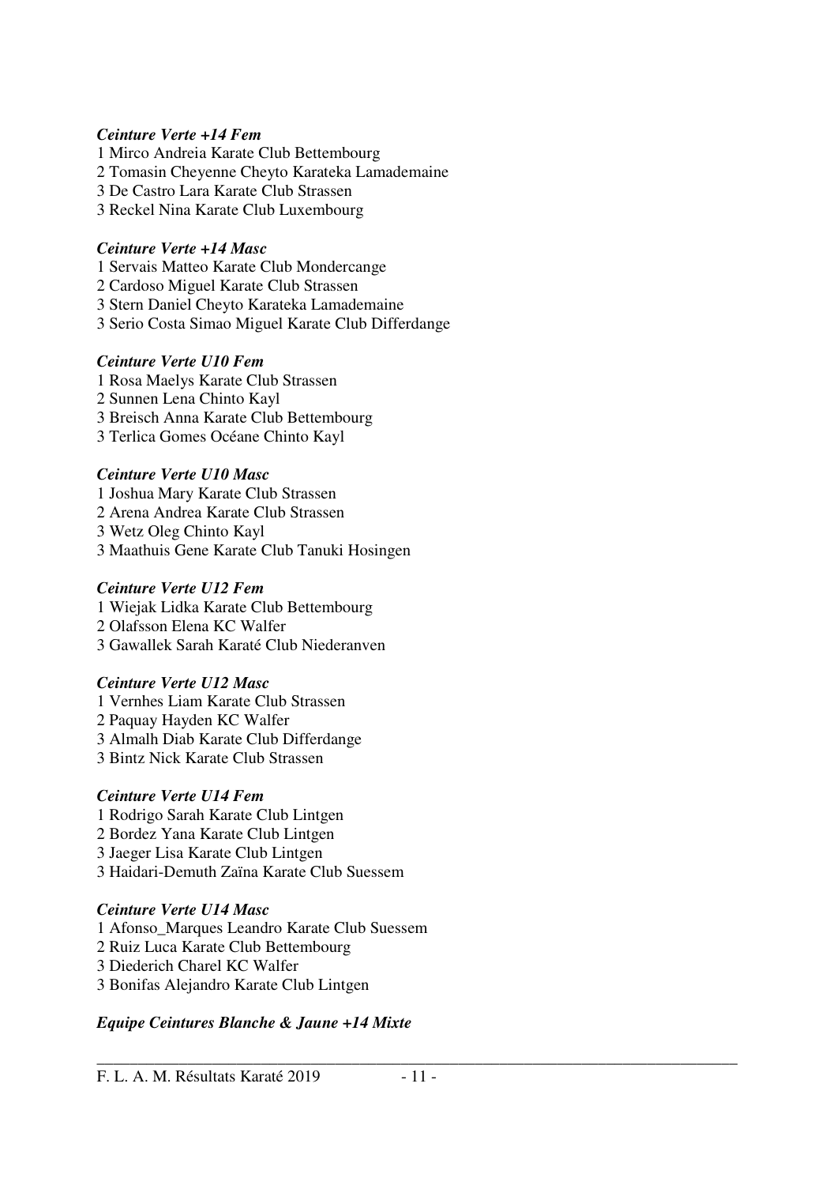***Ceinture Verte +14 Fem***

1 Mirco Andreia Karate Club Bettembourg
2 Tomasin Cheyenne Cheyto Karateka Lamademaine
3 De Castro Lara Karate Club Strassen
3 Reckel Nina Karate Club Luxembourg

***Ceinture Verte +14 Masc***

1 Servais Matteo Karate Club Mondercange
2 Cardoso Miguel Karate Club Strassen
3 Stern Daniel Cheyto Karateka Lamademaine
3 Serio Costa Simao Miguel Karate Club Differdange

***Ceinture Verte U10 Fem***

1 Rosa Maelys Karate Club Strassen
2 Sunnen Lena Chinto Kayl
3 Breisch Anna Karate Club Bettembourg
3 Terlica Gomes Océane Chinto Kayl

***Ceinture Verte U10 Masc***

1 Joshua Mary Karate Club Strassen
2 Arena Andrea Karate Club Strassen
3 Wetz Oleg Chinto Kayl
3 Maathuis Gene Karate Club Tanuki Hosingen

***Ceinture Verte U12 Fem***

1 Wiejak Lidka Karate Club Bettembourg
2 Olafsson Elena KC Walfer
3 Gawallek Sarah Karaté Club Niederanven

***Ceinture Verte U12 Masc***

1 Vernhes Liam Karate Club Strassen
2 Paquay Hayden KC Walfer
3 Almalh Diab Karate Club Differdange
3 Bintz Nick Karate Club Strassen

***Ceinture Verte U14 Fem***

1 Rodrigo Sarah Karate Club Lintgen
2 Bordez Yana Karate Club Lintgen
3 Jaeger Lisa Karate Club Lintgen
3 Haidari-Demuth Zaïna Karate Club Suessem

***Ceinture Verte U14 Masc***

1 Afonso_Marques Leandro Karate Club Suessem
2 Ruiz Luca Karate Club Bettembourg
3 Diederich Charel KC Walfer
3 Bonifas Alejandro Karate Club Lintgen

***Equipe Ceintures Blanche & Jaune +14 Mixte***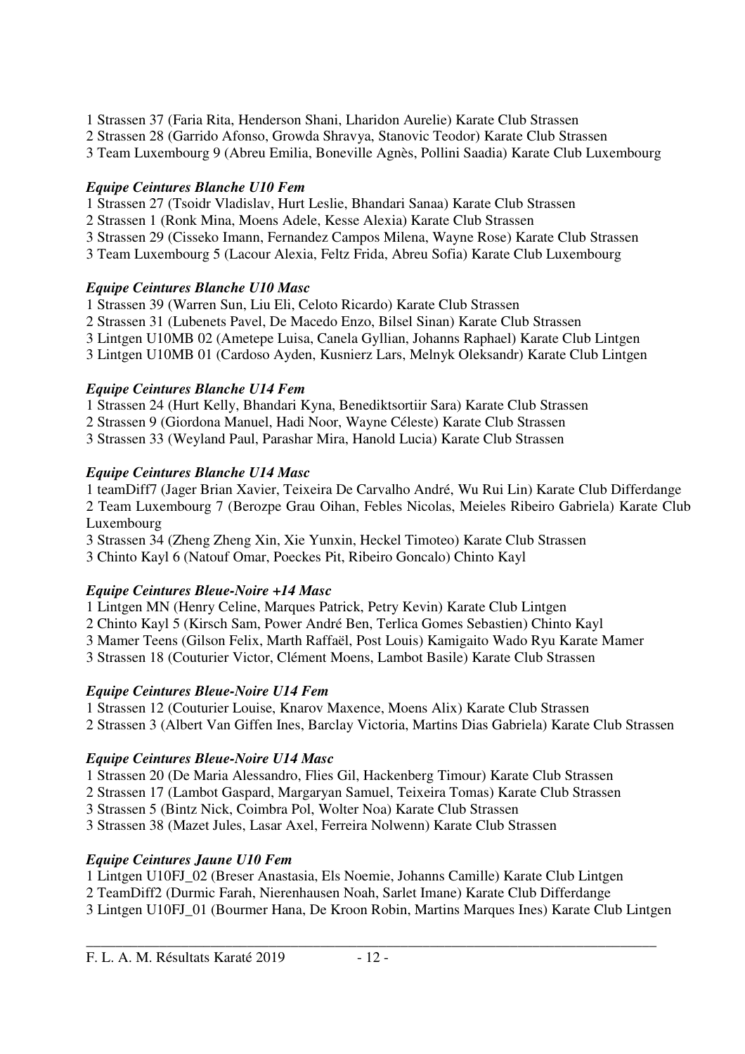1 Strassen 37 (Faria Rita, Henderson Shani, Lharidon Aurelie) Karate Club Strassen
2 Strassen 28 (Garrido Afonso, Growda Shravya, Stanovic Teodor) Karate Club Strassen
3 Team Luxembourg 9 (Abreu Emilia, Boneville Agnès, Pollini Saadia) Karate Club Luxembourg

***Equipe Ceintures Blanche U10 Fem***

1 Strassen 27 (Tsoidr Vladislav, Hurt Leslie, Bhandari Sanaa) Karate Club Strassen
2 Strassen 1 (Ronk Mina, Moens Adele, Kesse Alexia) Karate Club Strassen
3 Strassen 29 (Cisseko Imann, Fernandez Campos Milena, Wayne Rose) Karate Club Strassen
3 Team Luxembourg 5 (Lacour Alexia, Feltz Frida, Abreu Sofia) Karate Club Luxembourg

***Equipe Ceintures Blanche U10 Masc***

1 Strassen 39 (Warren Sun, Liu Eli, Celoto Ricardo) Karate Club Strassen
2 Strassen 31 (Lubenets Pavel, De Macedo Enzo, Bilsel Sinan) Karate Club Strassen
3 Lintgen U10MB 02 (Ametepe Luisa, Canela Gyllian, Johanns Raphael) Karate Club Lintgen
3 Lintgen U10MB 01 (Cardoso Ayden, Kusnierz Lars, Melnyk Oleksandr) Karate Club Lintgen

***Equipe Ceintures Blanche U14 Fem***

1 Strassen 24 (Hurt Kelly, Bhandari Kyna, Benediktsortiir Sara) Karate Club Strassen
2 Strassen 9 (Giordona Manuel, Hadi Noor, Wayne Céleste) Karate Club Strassen
3 Strassen 33 (Weyland Paul, Parashar Mira, Hanold Lucia) Karate Club Strassen

***Equipe Ceintures Blanche U14 Masc***

1 teamDiff7 (Jager Brian Xavier, Teixeira De Carvalho André, Wu Rui Lin) Karate Club Differdange
2 Team Luxembourg 7 (Berozpe Grau Oihan, Febles Nicolas, Meieles Ribeiro Gabriela) Karate Club Luxembourg
3 Strassen 34 (Zheng Zheng Xin, Xie Yunxin, Heckel Timoteo) Karate Club Strassen
3 Chinto Kayl 6 (Natouf Omar, Poeckes Pit, Ribeiro Goncalo) Chinto Kayl

***Equipe Ceintures Bleue-Noire +14 Masc***

1 Lintgen MN (Henry Celine, Marques Patrick, Petry Kevin) Karate Club Lintgen
2 Chinto Kayl 5 (Kirsch Sam, Power André Ben, Terlica Gomes Sebastien) Chinto Kayl
3 Mamer Teens (Gilson Felix, Marth Raffaël, Post Louis) Kamigaito Wado Ryu Karate Mamer
3 Strassen 18 (Couturier Victor, Clément Moens, Lambot Basile) Karate Club Strassen

***Equipe Ceintures Bleue-Noire U14 Fem***

1 Strassen 12 (Couturier Louise, Knarov Maxence, Moens Alix) Karate Club Strassen
2 Strassen 3 (Albert Van Giffen Ines, Barclay Victoria, Martins Dias Gabriela) Karate Club Strassen

***Equipe Ceintures Bleue-Noire U14 Masc***

1 Strassen 20 (De Maria Alessandro, Flies Gil, Hackenberg Timour) Karate Club Strassen
2 Strassen 17 (Lambot Gaspard, Margaryan Samuel, Teixeira Tomas) Karate Club Strassen
3 Strassen 5 (Bintz Nick, Coimbra Pol, Wolter Noa) Karate Club Strassen
3 Strassen 38 (Mazet Jules, Lasar Axel, Ferreira Nolwenn) Karate Club Strassen

***Equipe Ceintures Jaune U10 Fem***

1 Lintgen U10FJ_02 (Breser Anastasia, Els Noemie, Johanns Camille) Karate Club Lintgen
2 TeamDiff2 (Durmic Farah, Nierenhausen Noah, Sarlet Imane) Karate Club Differdange
3 Lintgen U10FJ_01 (Bourmer Hana, De Kroon Robin, Martins Marques Ines) Karate Club Lintgen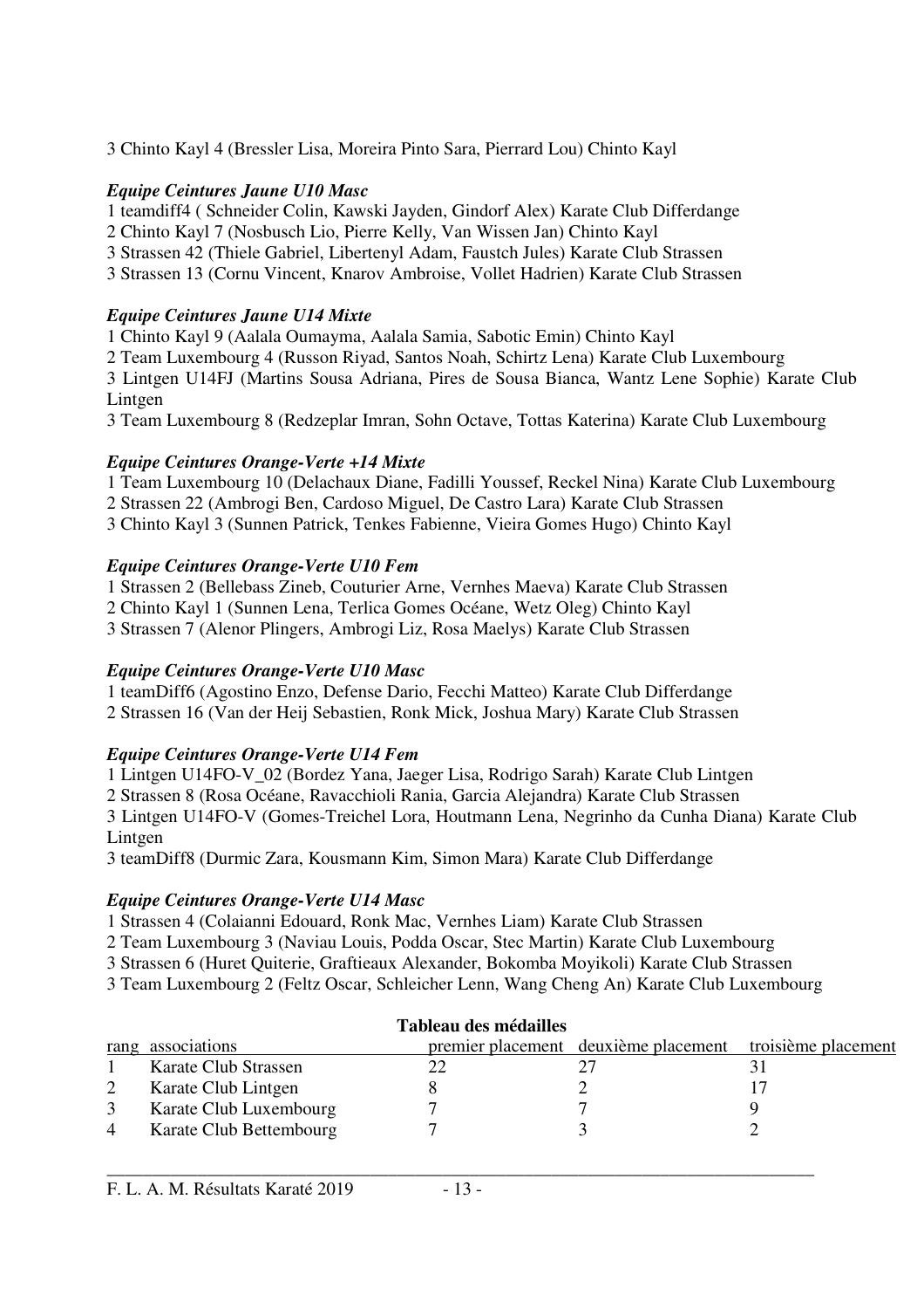3 Chinto Kayl 4 (Bressler Lisa, Moreira Pinto Sara, Pierrard Lou) Chinto Kayl

***Equipe Ceintures Jaune U10 Masc***

1 teamdiff4 ( Schneider Colin, Kawski Jayden, Gindorf Alex) Karate Club Differdange
2 Chinto Kayl 7 (Nosbusch Lio, Pierre Kelly, Van Wissen Jan) Chinto Kayl
3 Strassen 42 (Thiele Gabriel, Libertenyl Adam, Faustch Jules) Karate Club Strassen
3 Strassen 13 (Cornu Vincent, Knarov Ambroise, Vollet Hadrien) Karate Club Strassen

***Equipe Ceintures Jaune U14 Mixte***

1 Chinto Kayl 9 (Aalala Oumayma, Aalala Samia, Sabotic Emin) Chinto Kayl
2 Team Luxembourg 4 (Russon Riyad, Santos Noah, Schirtz Lena) Karate Club Luxembourg
3 Lintgen U14FJ (Martins Sousa Adriana, Pires de Sousa Bianca, Wantz Lene Sophie) Karate Club Lintgen
3 Team Luxembourg 8 (Redzeplar Imran, Sohn Octave, Tottas Katerina) Karate Club Luxembourg

***Equipe Ceintures Orange-Verte +14 Mixte***

1 Team Luxembourg 10 (Delachaux Diane, Fadilli Youssef, Reckel Nina) Karate Club Luxembourg
2 Strassen 22 (Ambrogi Ben, Cardoso Miguel, De Castro Lara) Karate Club Strassen
3 Chinto Kayl 3 (Sunnen Patrick, Tenkes Fabienne, Vieira Gomes Hugo) Chinto Kayl

***Equipe Ceintures Orange-Verte U10 Fem***

1 Strassen 2 (Bellebass Zineb, Couturier Arne, Vernhes Maeva) Karate Club Strassen
2 Chinto Kayl 1 (Sunnen Lena, Terlica Gomes Océane, Wetz Oleg) Chinto Kayl
3 Strassen 7 (Alenor Plingers, Ambrogi Liz, Rosa Maelys) Karate Club Strassen

***Equipe Ceintures Orange-Verte U10 Masc***

1 teamDiff6 (Agostino Enzo, Defense Dario, Fecchi Matteo) Karate Club Differdange
2 Strassen 16 (Van der Heij Sebastien, Ronk Mick, Joshua Mary) Karate Club Strassen

***Equipe Ceintures Orange-Verte U14 Fem***

1 Lintgen U14FO-V_02 (Bordez Yana, Jaeger Lisa, Rodrigo Sarah) Karate Club Lintgen
2 Strassen 8 (Rosa Océane, Ravacchioli Rania, Garcia Alejandra) Karate Club Strassen
3 Lintgen U14FO-V (Gomes-Treichel Lora, Houtmann Lena, Negrinho da Cunha Diana) Karate Club Lintgen
3 teamDiff8 (Durmic Zara, Kousmann Kim, Simon Mara) Karate Club Differdange

***Equipe Ceintures Orange-Verte U14 Masc***

1 Strassen 4 (Colaianni Edouard, Ronk Mac, Vernhes Liam) Karate Club Strassen
2 Team Luxembourg 3 (Naviau Louis, Podda Oscar, Stec Martin) Karate Club Luxembourg
3 Strassen 6 (Huret Quiterie, Graftieaux Alexander, Bokomba Moyikoli) Karate Club Strassen
3 Team Luxembourg 2 (Feltz Oscar, Schleicher Lenn, Wang Cheng An) Karate Club Luxembourg

**Tableau des médailles**

| rang | associations | premier placement | deuxième placement | troisième placement |
|---|---|---|---|---|
| 1 | Karate Club Strassen | 22 | 27 | 31 |
| 2 | Karate Club Lintgen | 8 | 2 | 17 |
| 3 | Karate Club Luxembourg | 7 | 7 | 9 |
| 4 | Karate Club Bettembourg | 7 | 3 | 2 |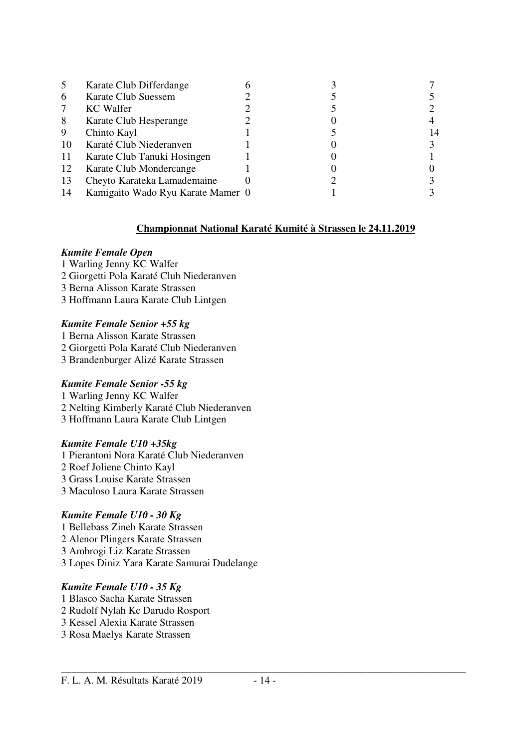| | | | | |
|---|---|---|---|---|
| 5 | Karate Club Differdange | 6 | 3 | 7 |
| 6 | Karate Club Suessem | 2 | 5 | 5 |
| 7 | KC Walfer | 2 | 5 | 2 |
| 8 | Karate Club Hesperange | 2 | 0 | 4 |
| 9 | Chinto Kayl | 1 | 5 | 14 |
| 10 | Karaté Club Niederanven | 1 | 0 | 3 |
| 11 | Karate Club Tanuki Hosingen | 1 | 0 | 1 |
| 12 | Karate Club Mondercange | 1 | 0 | 0 |
| 13 | Cheyto Karateka Lamademaine | 0 | 2 | 3 |
| 14 | Kamigaito Wado Ryu Karate Mamer | 0 | 1 | 3 |

## Championnat National Karaté Kumité à Strassen le 24.11.2019

***Kumite Female Open***

1 Warling Jenny KC Walfer
2 Giorgetti Pola Karaté Club Niederanven
3 Berna Alisson Karate Strassen
3 Hoffmann Laura Karate Club Lintgen

***Kumite Female Senior +55 kg***

1 Berna Alisson Karate Strassen
2 Giorgetti Pola Karaté Club Niederanven
3 Brandenburger Alizé Karate Strassen

***Kumite Female Senior -55 kg***

1 Warling Jenny KC Walfer
2 Nelting Kimberly Karaté Club Niederanven
3 Hoffmann Laura Karate Club Lintgen

***Kumite Female U10 +35kg***

1 Pierantoni Nora Karaté Club Niederanven
2 Roef Joliene Chinto Kayl
3 Grass Louise Karate Strassen
3 Maculoso Laura Karate Strassen

***Kumite Female U10 - 30 Kg***

1 Bellebass Zineb Karate Strassen
2 Alenor Plingers Karate Strassen
3 Ambrogi Liz Karate Strassen
3 Lopes Diniz Yara Karate Samurai Dudelange

***Kumite Female U10 - 35 Kg***

1 Blasco Sacha Karate Strassen
2 Rudolf Nylah Kc Darudo Rosport
3 Kessel Alexia Karate Strassen
3 Rosa Maelys Karate Strassen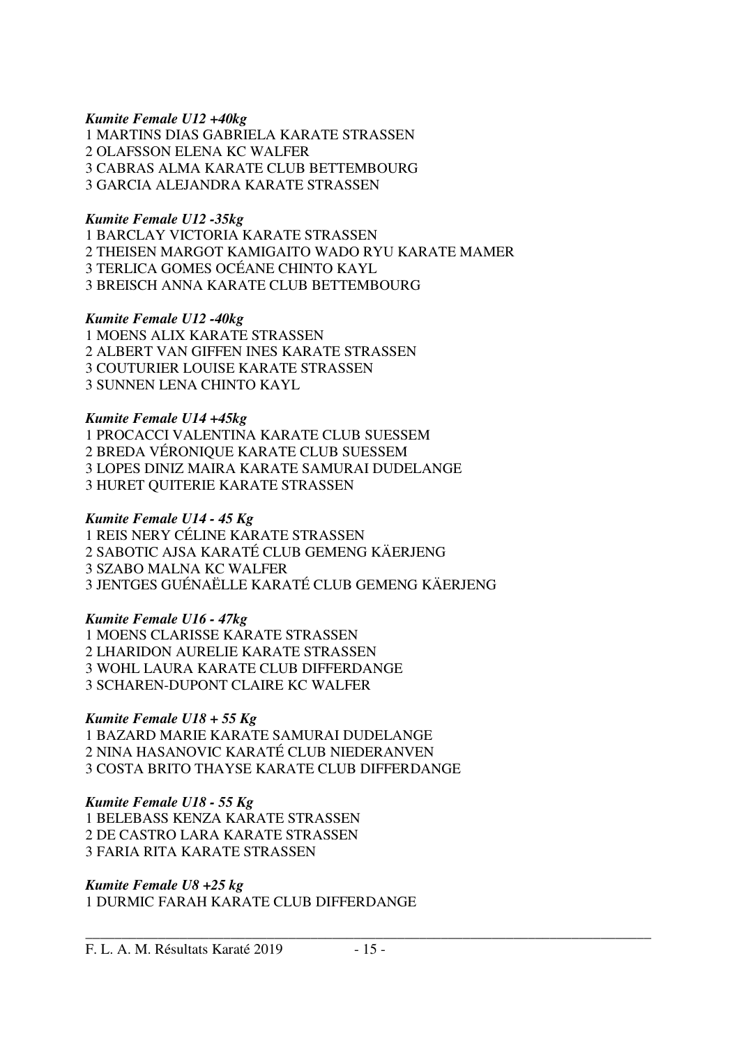***Kumite Female U12 +40kg***

1 MARTINS DIAS GABRIELA KARATE STRASSEN
2 OLAFSSON ELENA KC WALFER
3 CABRAS ALMA KARATE CLUB BETTEMBOURG
3 GARCIA ALEJANDRA KARATE STRASSEN

***Kumite Female U12 -35kg***

1 BARCLAY VICTORIA KARATE STRASSEN
2 THEISEN MARGOT KAMIGAITO WADO RYU KARATE MAMER
3 TERLICA GOMES OCÉANE CHINTO KAYL
3 BREISCH ANNA KARATE CLUB BETTEMBOURG

***Kumite Female U12 -40kg***

1 MOENS ALIX KARATE STRASSEN
2 ALBERT VAN GIFFEN INES KARATE STRASSEN
3 COUTURIER LOUISE KARATE STRASSEN
3 SUNNEN LENA CHINTO KAYL

***Kumite Female U14 +45kg***

1 PROCACCI VALENTINA KARATE CLUB SUESSEM
2 BREDA VÉRONIQUE KARATE CLUB SUESSEM
3 LOPES DINIZ MAIRA KARATE SAMURAI DUDELANGE
3 HURET QUITERIE KARATE STRASSEN

***Kumite Female U14 - 45 Kg***

1 REIS NERY CÉLINE KARATE STRASSEN
2 SABOTIC AJSA KARATÉ CLUB GEMENG KÄERJENG
3 SZABO MALNA KC WALFER
3 JENTGES GUÉNAËLLE KARATÉ CLUB GEMENG KÄERJENG

***Kumite Female U16 - 47kg***

1 MOENS CLARISSE KARATE STRASSEN
2 LHARIDON AURELIE KARATE STRASSEN
3 WOHL LAURA KARATE CLUB DIFFERDANGE
3 SCHAREN-DUPONT CLAIRE KC WALFER

***Kumite Female U18 + 55 Kg***

1 BAZARD MARIE KARATE SAMURAI DUDELANGE
2 NINA HASANOVIC KARATÉ CLUB NIEDERANVEN
3 COSTA BRITO THAYSE KARATE CLUB DIFFERDANGE

***Kumite Female U18 - 55 Kg***

1 BELEBASS KENZA KARATE STRASSEN
2 DE CASTRO LARA KARATE STRASSEN
3 FARIA RITA KARATE STRASSEN

***Kumite Female U8 +25 kg***

1 DURMIC FARAH KARATE CLUB DIFFERDANGE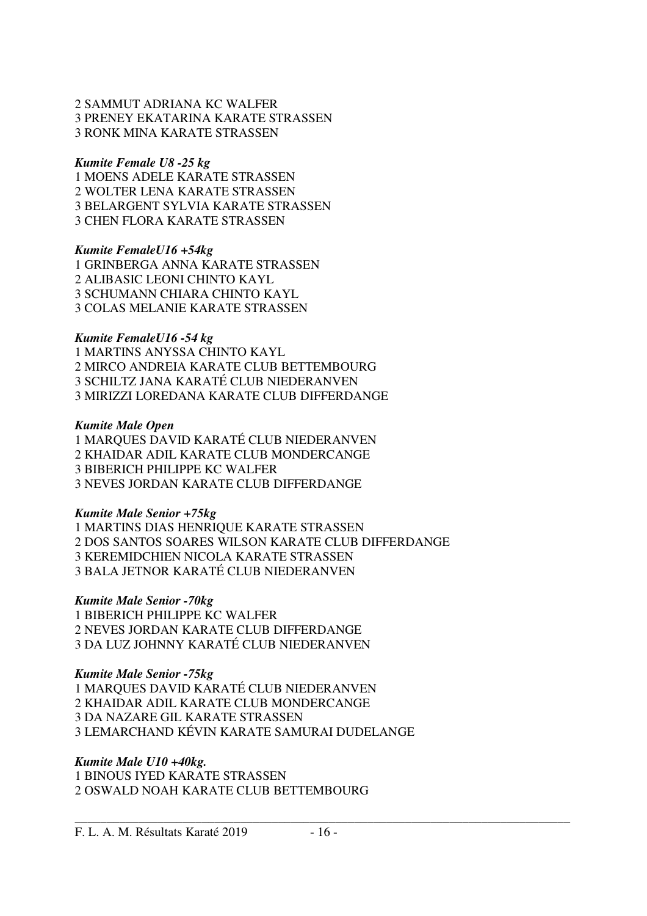2 SAMMUT ADRIANA KC WALFER
3 PRENEY EKATARINA KARATE STRASSEN
3 RONK MINA KARATE STRASSEN

***Kumite Female U8 -25 kg***
1 MOENS ADELE KARATE STRASSEN
2 WOLTER LENA KARATE STRASSEN
3 BELARGENT SYLVIA KARATE STRASSEN
3 CHEN FLORA KARATE STRASSEN

***Kumite FemaleU16 +54kg***
1 GRINBERGA ANNA KARATE STRASSEN
2 ALIBASIC LEONI CHINTO KAYL
3 SCHUMANN CHIARA CHINTO KAYL
3 COLAS MELANIE KARATE STRASSEN

***Kumite FemaleU16 -54 kg***
1 MARTINS ANYSSA CHINTO KAYL
2 MIRCO ANDREIA KARATE CLUB BETTEMBOURG
3 SCHILTZ JANA KARATÉ CLUB NIEDERANVEN
3 MIRIZZI LOREDANA KARATE CLUB DIFFERDANGE

***Kumite Male Open***
1 MARQUES DAVID KARATÉ CLUB NIEDERANVEN
2 KHAIDAR ADIL KARATE CLUB MONDERCANGE
3 BIBERICH PHILIPPE KC WALFER
3 NEVES JORDAN KARATE CLUB DIFFERDANGE

***Kumite Male Senior +75kg***
1 MARTINS DIAS HENRIQUE KARATE STRASSEN
2 DOS SANTOS SOARES WILSON KARATE CLUB DIFFERDANGE
3 KEREMIDCHIEN NICOLA KARATE STRASSEN
3 BALA JETNOR KARATÉ CLUB NIEDERANVEN

***Kumite Male Senior -70kg***
1 BIBERICH PHILIPPE KC WALFER
2 NEVES JORDAN KARATE CLUB DIFFERDANGE
3 DA LUZ JOHNNY KARATÉ CLUB NIEDERANVEN

***Kumite Male Senior -75kg***
1 MARQUES DAVID KARATÉ CLUB NIEDERANVEN
2 KHAIDAR ADIL KARATE CLUB MONDERCANGE
3 DA NAZARE GIL KARATE STRASSEN
3 LEMARCHAND KÉVIN KARATE SAMURAI DUDELANGE

***Kumite Male U10 +40kg.***
1 BINOUS IYED KARATE STRASSEN
2 OSWALD NOAH KARATE CLUB BETTEMBOURG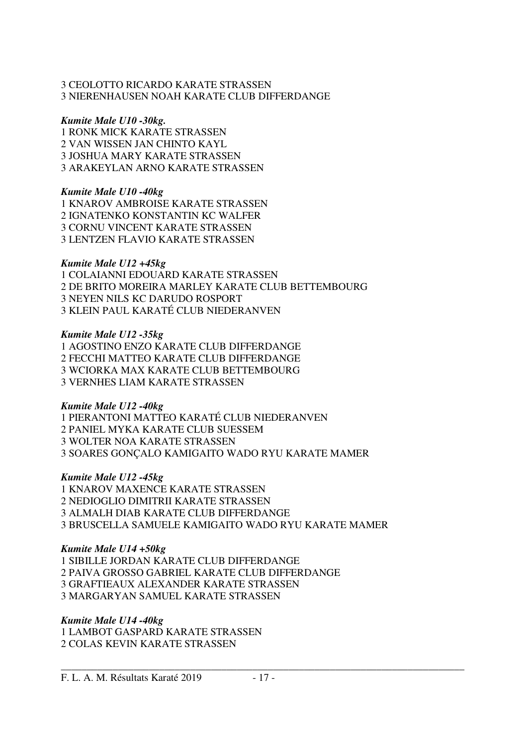3 CEOLOTTO RICARDO KARATE STRASSEN
3 NIERENHAUSEN NOAH KARATE CLUB DIFFERDANGE

***Kumite Male U10 -30kg.***

1 RONK MICK KARATE STRASSEN
2 VAN WISSEN JAN CHINTO KAYL
3 JOSHUA MARY KARATE STRASSEN
3 ARAKEYLAN ARNO KARATE STRASSEN

***Kumite Male U10 -40kg***

1 KNAROV AMBROISE KARATE STRASSEN
2 IGNATENKO KONSTANTIN KC WALFER
3 CORNU VINCENT KARATE STRASSEN
3 LENTZEN FLAVIO KARATE STRASSEN

***Kumite Male U12 +45kg***

1 COLAIANNI EDOUARD KARATE STRASSEN
2 DE BRITO MOREIRA MARLEY KARATE CLUB BETTEMBOURG
3 NEYEN NILS KC DARUDO ROSPORT
3 KLEIN PAUL KARATÉ CLUB NIEDERANVEN

***Kumite Male U12 -35kg***

1 AGOSTINO ENZO KARATE CLUB DIFFERDANGE
2 FECCHI MATTEO KARATE CLUB DIFFERDANGE
3 WCIORKA MAX KARATE CLUB BETTEMBOURG
3 VERNHES LIAM KARATE STRASSEN

***Kumite Male U12 -40kg***

1 PIERANTONI MATTEO KARATÉ CLUB NIEDERANVEN
2 PANIEL MYKA KARATE CLUB SUESSEM
3 WOLTER NOA KARATE STRASSEN
3 SOARES GONÇALO KAMIGAITO WADO RYU KARATE MAMER

***Kumite Male U12 -45kg***

1 KNAROV MAXENCE KARATE STRASSEN
2 NEDIOGLIO DIMITRII KARATE STRASSEN
3 ALMALH DIAB KARATE CLUB DIFFERDANGE
3 BRUSCELLA SAMUELE KAMIGAITO WADO RYU KARATE MAMER

***Kumite Male U14 +50kg***

1 SIBILLE JORDAN KARATE CLUB DIFFERDANGE
2 PAIVA GROSSO GABRIEL KARATE CLUB DIFFERDANGE
3 GRAFTIEAUX ALEXANDER KARATE STRASSEN
3 MARGARYAN SAMUEL KARATE STRASSEN

***Kumite Male U14 -40kg***

1 LAMBOT GASPARD KARATE STRASSEN
2 COLAS KEVIN KARATE STRASSEN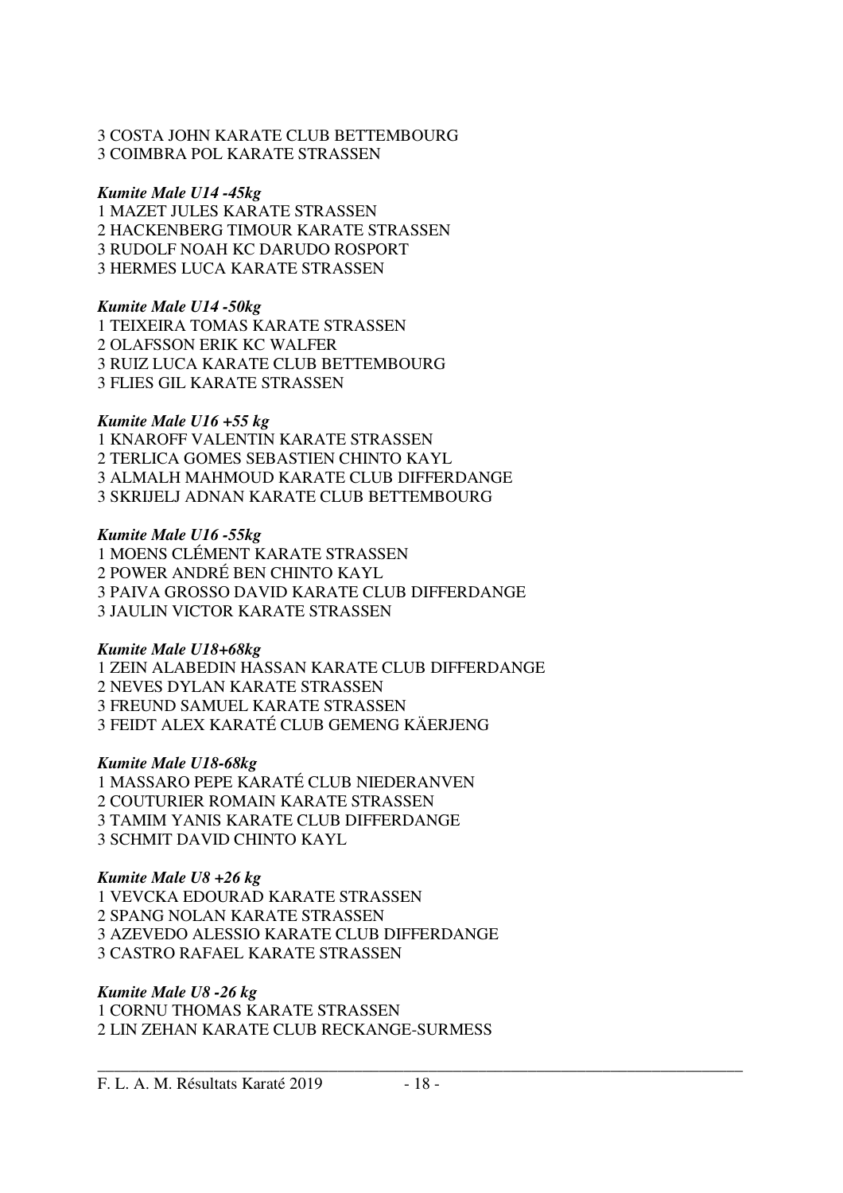3 COSTA JOHN KARATE CLUB BETTEMBOURG
3 COIMBRA POL KARATE STRASSEN

***Kumite Male U14 -45kg***
1 MAZET JULES KARATE STRASSEN
2 HACKENBERG TIMOUR KARATE STRASSEN
3 RUDOLF NOAH KC DARUDO ROSPORT
3 HERMES LUCA KARATE STRASSEN

***Kumite Male U14 -50kg***
1 TEIXEIRA TOMAS KARATE STRASSEN
2 OLAFSSON ERIK KC WALFER
3 RUIZ LUCA KARATE CLUB BETTEMBOURG
3 FLIES GIL KARATE STRASSEN

***Kumite Male U16 +55 kg***
1 KNAROFF VALENTIN KARATE STRASSEN
2 TERLICA GOMES SEBASTIEN CHINTO KAYL
3 ALMALH MAHMOUD KARATE CLUB DIFFERDANGE
3 SKRIJELJ ADNAN KARATE CLUB BETTEMBOURG

***Kumite Male U16 -55kg***
1 MOENS CLÉMENT KARATE STRASSEN
2 POWER ANDRÉ BEN CHINTO KAYL
3 PAIVA GROSSO DAVID KARATE CLUB DIFFERDANGE
3 JAULIN VICTOR KARATE STRASSEN

***Kumite Male U18+68kg***
1 ZEIN ALABEDIN HASSAN KARATE CLUB DIFFERDANGE
2 NEVES DYLAN KARATE STRASSEN
3 FREUND SAMUEL KARATE STRASSEN
3 FEIDT ALEX KARATÉ CLUB GEMENG KÄERJENG

***Kumite Male U18-68kg***
1 MASSARO PEPE KARATÉ CLUB NIEDERANVEN
2 COUTURIER ROMAIN KARATE STRASSEN
3 TAMIM YANIS KARATE CLUB DIFFERDANGE
3 SCHMIT DAVID CHINTO KAYL

***Kumite Male U8 +26 kg***
1 VEVCKA EDOURAD KARATE STRASSEN
2 SPANG NOLAN KARATE STRASSEN
3 AZEVEDO ALESSIO KARATE CLUB DIFFERDANGE
3 CASTRO RAFAEL KARATE STRASSEN

***Kumite Male U8 -26 kg***
1 CORNU THOMAS KARATE STRASSEN
2 LIN ZEHAN KARATE CLUB RECKANGE-SURMESS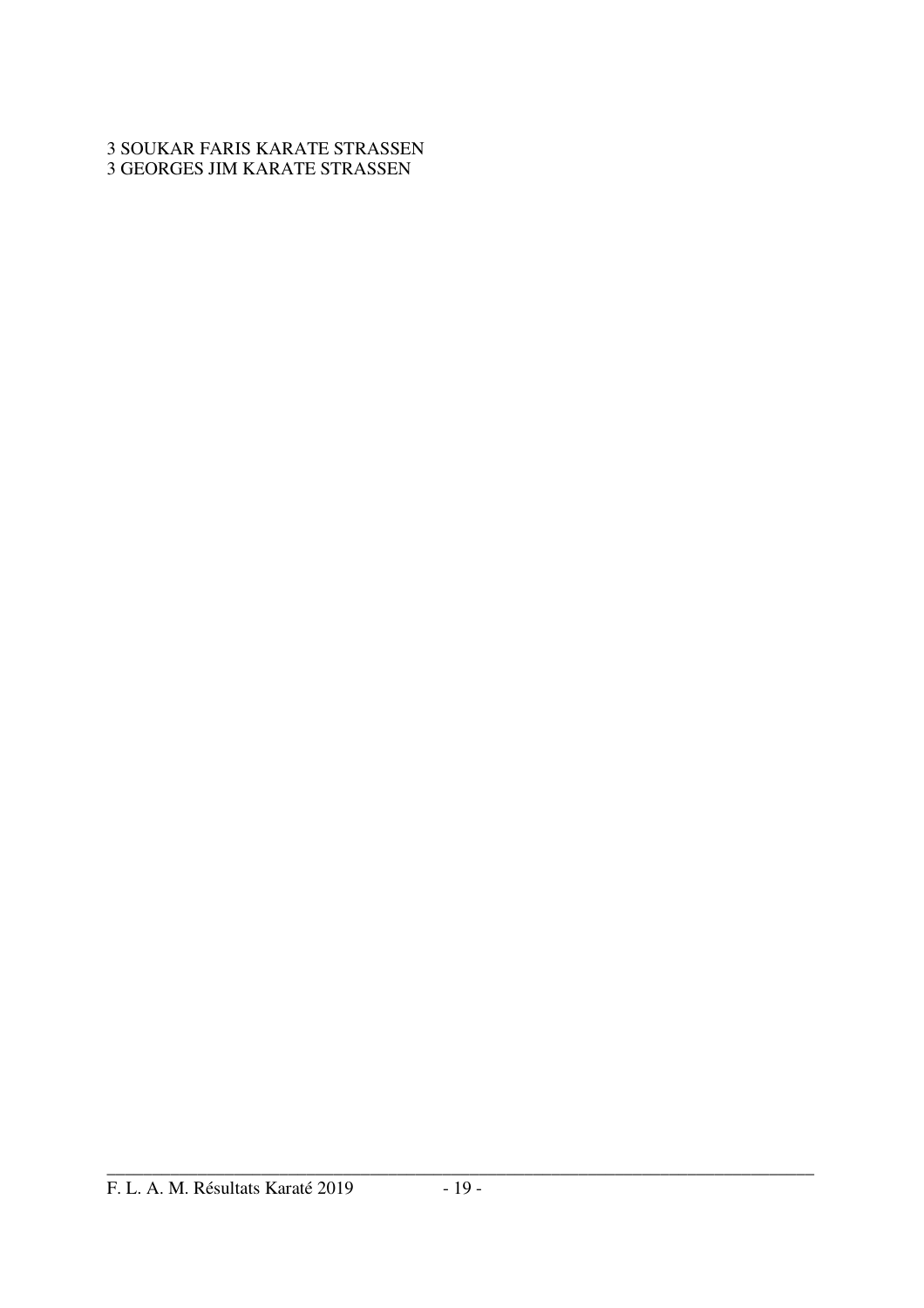3 SOUKAR FARIS KARATE STRASSEN
3 GEORGES JIM KARATE STRASSEN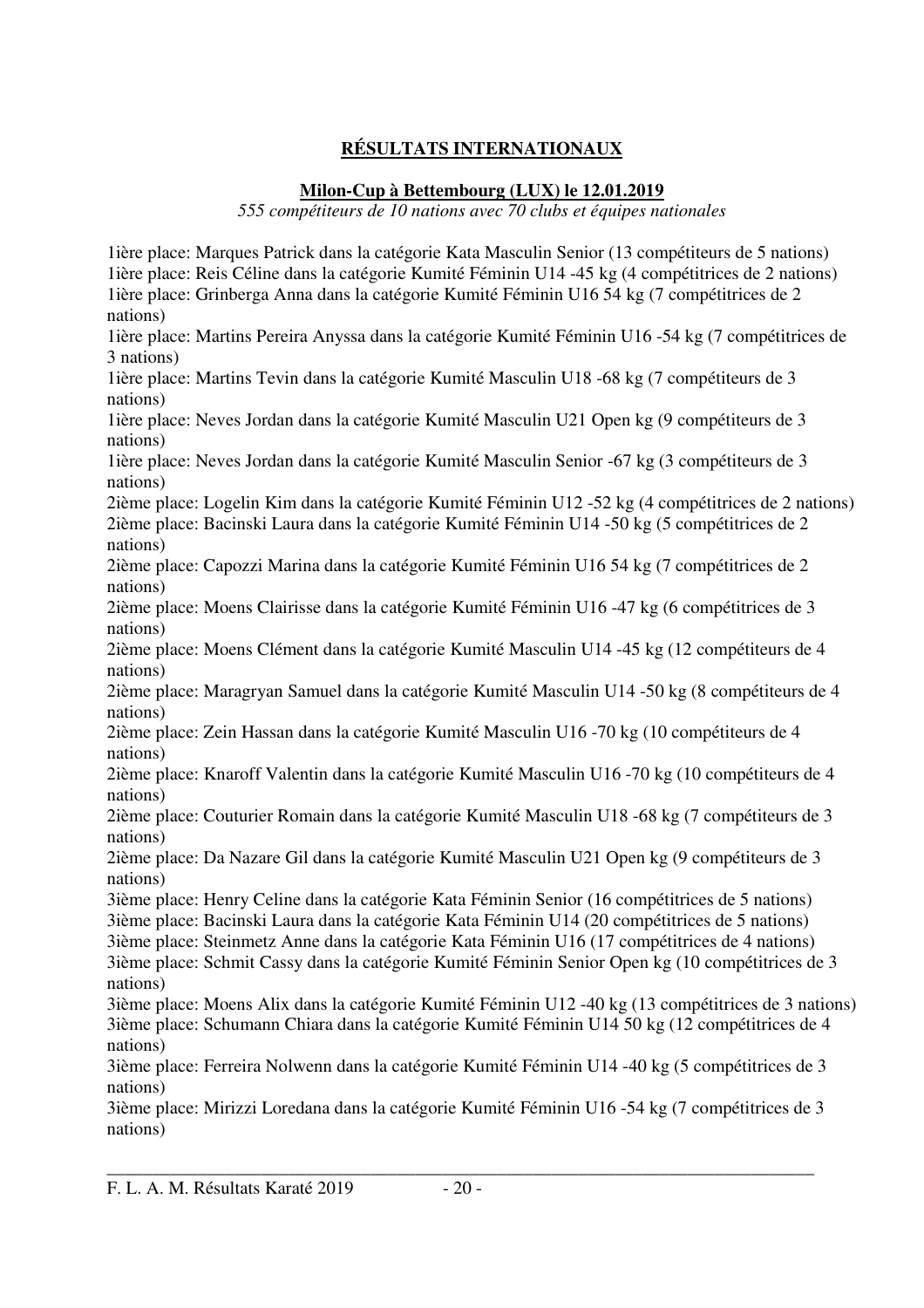## RÉSULTATS INTERNATIONAUX

### Milon-Cup à Bettembourg (LUX) le 12.01.2019

*555 compétiteurs de 10 nations avec 70 clubs et équipes nationales*

1ière place: Marques Patrick dans la catégorie Kata Masculin Senior (13 compétiteurs de 5 nations)
1ière place: Reis Céline dans la catégorie Kumité Féminin U14 -45 kg (4 compétitrices de 2 nations)
1ière place: Grinberga Anna dans la catégorie Kumité Féminin U16 54 kg (7 compétitrices de 2 nations)
1ière place: Martins Pereira Anyssa dans la catégorie Kumité Féminin U16 -54 kg (7 compétitrices de 3 nations)
1ière place: Martins Tevin dans la catégorie Kumité Masculin U18 -68 kg (7 compétiteurs de 3 nations)
1ière place: Neves Jordan dans la catégorie Kumité Masculin U21 Open kg (9 compétiteurs de 3 nations)
1ière place: Neves Jordan dans la catégorie Kumité Masculin Senior -67 kg (3 compétiteurs de 3 nations)
2ième place: Logelin Kim dans la catégorie Kumité Féminin U12 -52 kg (4 compétitrices de 2 nations)
2ième place: Bacinski Laura dans la catégorie Kumité Féminin U14 -50 kg (5 compétitrices de 2 nations)
2ième place: Capozzi Marina dans la catégorie Kumité Féminin U16 54 kg (7 compétitrices de 2 nations)
2ième place: Moens Clairisse dans la catégorie Kumité Féminin U16 -47 kg (6 compétitrices de 3 nations)
2ième place: Moens Clément dans la catégorie Kumité Masculin U14 -45 kg (12 compétiteurs de 4 nations)
2ième place: Maragryan Samuel dans la catégorie Kumité Masculin U14 -50 kg (8 compétiteurs de 4 nations)
2ième place: Zein Hassan dans la catégorie Kumité Masculin U16 -70 kg (10 compétiteurs de 4 nations)
2ième place: Knaroff Valentin dans la catégorie Kumité Masculin U16 -70 kg (10 compétiteurs de 4 nations)
2ième place: Couturier Romain dans la catégorie Kumité Masculin U18 -68 kg (7 compétiteurs de 3 nations)
2ième place: Da Nazare Gil dans la catégorie Kumité Masculin U21 Open kg (9 compétiteurs de 3 nations)
3ième place: Henry Celine dans la catégorie Kata Féminin Senior (16 compétitrices de 5 nations)
3ième place: Bacinski Laura dans la catégorie Kata Féminin U14 (20 compétitrices de 5 nations)
3ième place: Steinmetz Anne dans la catégorie Kata Féminin U16 (17 compétitrices de 4 nations)
3ième place: Schmit Cassy dans la catégorie Kumité Féminin Senior Open kg (10 compétitrices de 3 nations)
3ième place: Moens Alix dans la catégorie Kumité Féminin U12 -40 kg (13 compétitrices de 3 nations)
3ième place: Schumann Chiara dans la catégorie Kumité Féminin U14 50 kg (12 compétitrices de 4 nations)
3ième place: Ferreira Nolwenn dans la catégorie Kumité Féminin U14 -40 kg (5 compétitrices de 3 nations)
3ième place: Mirizzi Loredana dans la catégorie Kumité Féminin U16 -54 kg (7 compétitrices de 3 nations)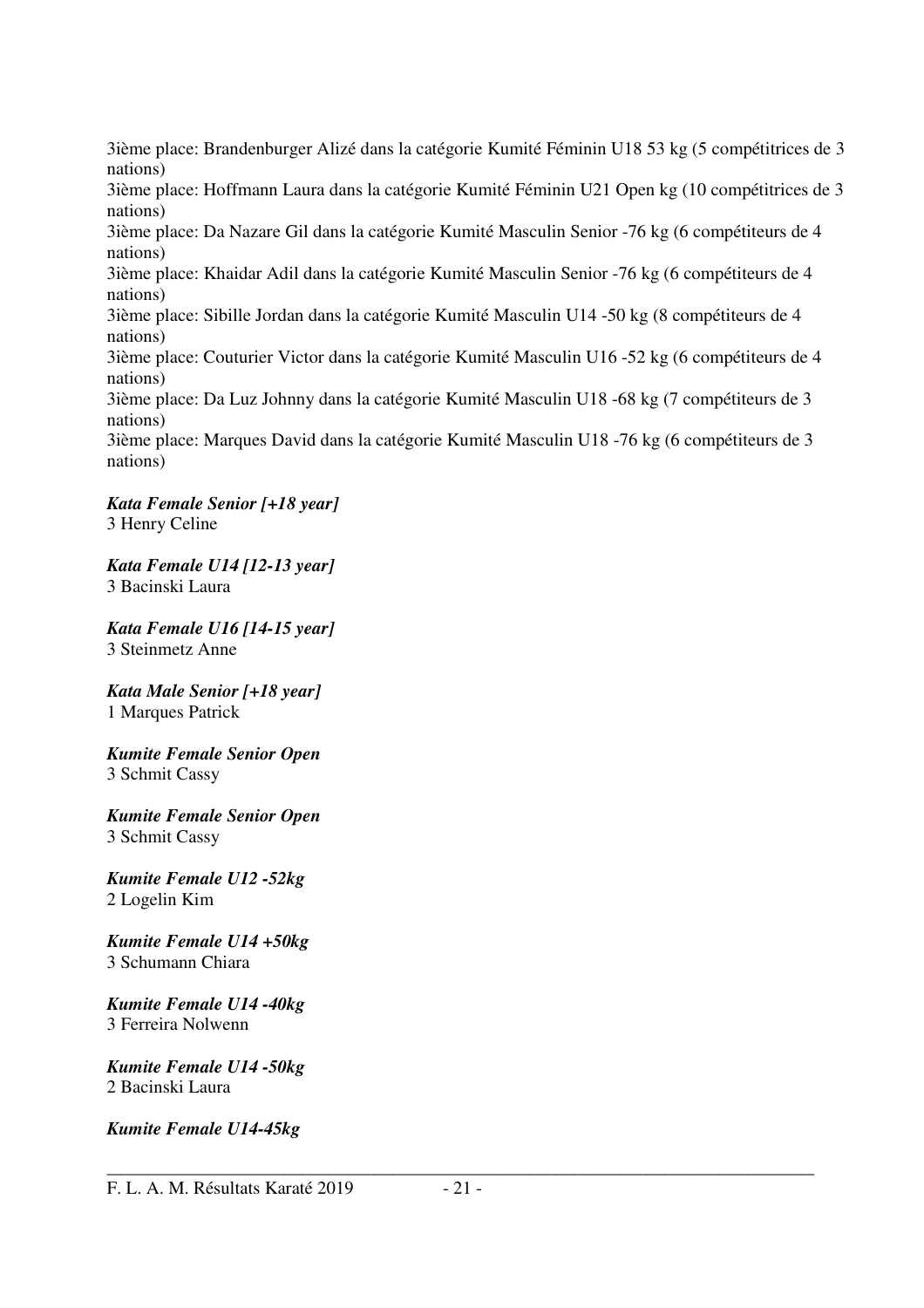3ième place: Brandenburger Alizé dans la catégorie Kumité Féminin U18 53 kg (5 compétitrices de 3 nations)

3ième place: Hoffmann Laura dans la catégorie Kumité Féminin U21 Open kg (10 compétitrices de 3 nations)

3ième place: Da Nazare Gil dans la catégorie Kumité Masculin Senior -76 kg (6 compétiteurs de 4 nations)

3ième place: Khaidar Adil dans la catégorie Kumité Masculin Senior -76 kg (6 compétiteurs de 4 nations)

3ième place: Sibille Jordan dans la catégorie Kumité Masculin U14 -50 kg (8 compétiteurs de 4 nations)

3ième place: Couturier Victor dans la catégorie Kumité Masculin U16 -52 kg (6 compétiteurs de 4 nations)

3ième place: Da Luz Johnny dans la catégorie Kumité Masculin U18 -68 kg (7 compétiteurs de 3 nations)

3ième place: Marques David dans la catégorie Kumité Masculin U18 -76 kg (6 compétiteurs de 3 nations)

***Kata Female Senior [+18 year]***
3 Henry Celine

***Kata Female U14 [12-13 year]***
3 Bacinski Laura

***Kata Female U16 [14-15 year]***
3 Steinmetz Anne

***Kata Male Senior [+18 year]***
1 Marques Patrick

***Kumite Female Senior Open***
3 Schmit Cassy

***Kumite Female Senior Open***
3 Schmit Cassy

***Kumite Female U12 -52kg***
2 Logelin Kim

***Kumite Female U14 +50kg***
3 Schumann Chiara

***Kumite Female U14 -40kg***
3 Ferreira Nolwenn

***Kumite Female U14 -50kg***
2 Bacinski Laura

***Kumite Female U14-45kg***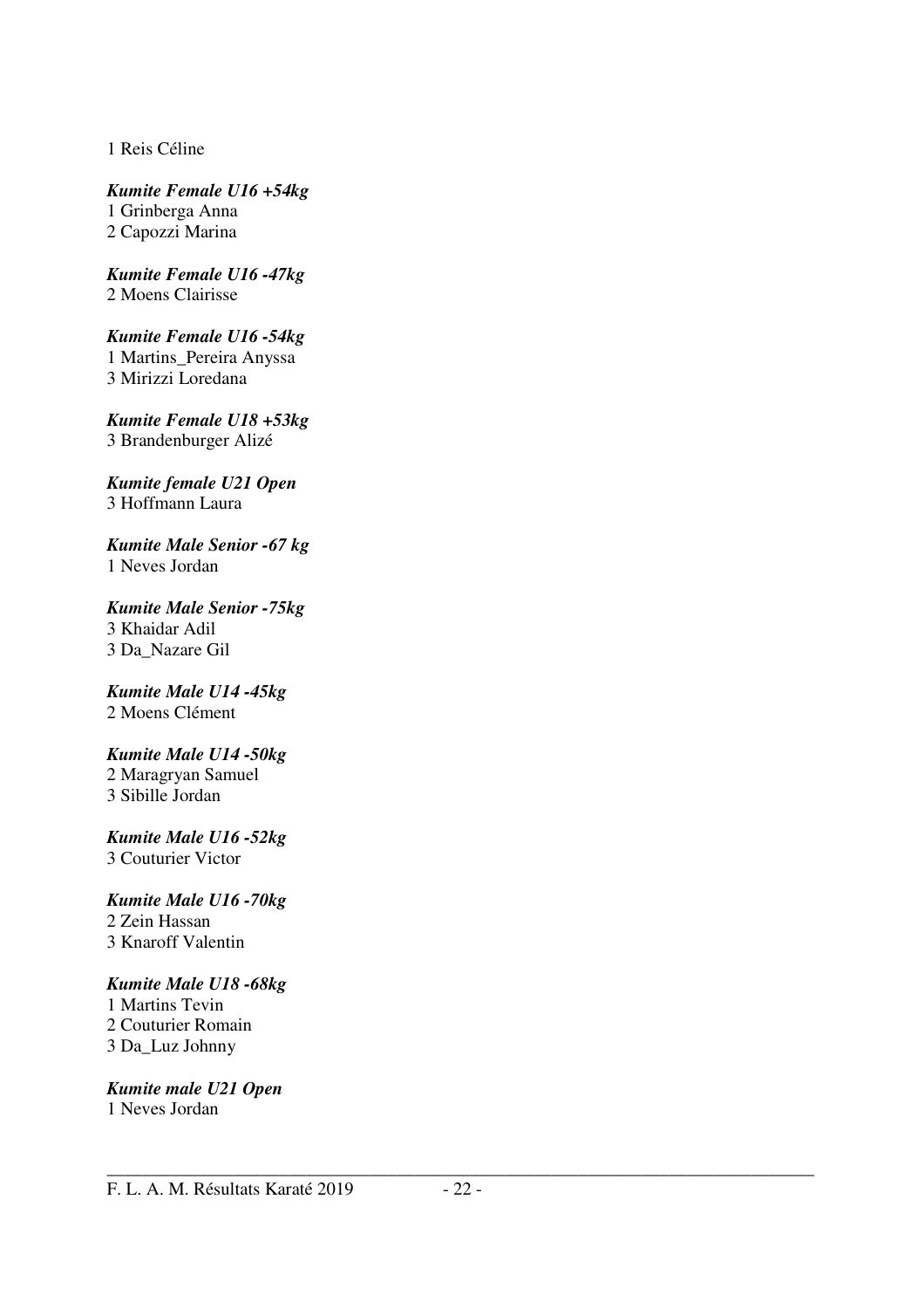1 Reis Céline

***Kumite Female U16 +54kg***
1 Grinberga Anna
2 Capozzi Marina

***Kumite Female U16 -47kg***
2 Moens Clairisse

***Kumite Female U16 -54kg***
1 Martins_Pereira Anyssa
3 Mirizzi Loredana

***Kumite Female U18 +53kg***
3 Brandenburger Alizé

***Kumite female U21 Open***
3 Hoffmann Laura

***Kumite Male Senior -67 kg***
1 Neves Jordan

***Kumite Male Senior -75kg***
3 Khaidar Adil
3 Da_Nazare Gil

***Kumite Male U14 -45kg***
2 Moens Clément

***Kumite Male U14 -50kg***
2 Maragryan Samuel
3 Sibille Jordan

***Kumite Male U16 -52kg***
3 Couturier Victor

***Kumite Male U16 -70kg***
2 Zein Hassan
3 Knaroff Valentin

***Kumite Male U18 -68kg***
1 Martins Tevin
2 Couturier Romain
3 Da_Luz Johnny

***Kumite male U21 Open***
1 Neves Jordan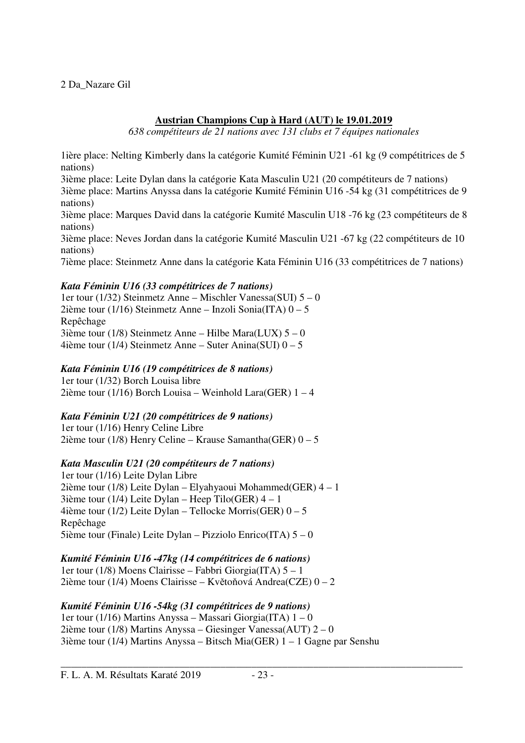2 Da_Nazare Gil

**Austrian Champions Cup à Hard (AUT) le 19.01.2019**

*638 compétiteurs de 21 nations avec 131 clubs et 7 équipes nationales*

1ière place: Nelting Kimberly dans la catégorie Kumité Féminin U21 -61 kg (9 compétitrices de 5 nations)
3ième place: Leite Dylan dans la catégorie Kata Masculin U21 (20 compétiteurs de 7 nations)
3ième place: Martins Anyssa dans la catégorie Kumité Féminin U16 -54 kg (31 compétitrices de 9 nations)
3ième place: Marques David dans la catégorie Kumité Masculin U18 -76 kg (23 compétiteurs de 8 nations)
3ième place: Neves Jordan dans la catégorie Kumité Masculin U21 -67 kg (22 compétiteurs de 10 nations)
7ième place: Steinmetz Anne dans la catégorie Kata Féminin U16 (33 compétitrices de 7 nations)

***Kata Féminin U16 (33 compétitrices de 7 nations)***

1er tour (1/32) Steinmetz Anne – Mischler Vanessa(SUI) 5 – 0
2ième tour (1/16) Steinmetz Anne – Inzoli Sonia(ITA) 0 – 5
Repêchage
3ième tour (1/8) Steinmetz Anne – Hilbe Mara(LUX) 5 – 0
4ième tour (1/4) Steinmetz Anne – Suter Anina(SUI) 0 – 5

***Kata Féminin U16 (19 compétitrices de 8 nations)***

1er tour (1/32) Borch Louisa libre
2ième tour (1/16) Borch Louisa – Weinhold Lara(GER) 1 – 4

***Kata Féminin U21 (20 compétitrices de 9 nations)***

1er tour (1/16) Henry Celine Libre
2ième tour (1/8) Henry Celine – Krause Samantha(GER) 0 – 5

***Kata Masculin U21 (20 compétiteurs de 7 nations)***

1er tour (1/16) Leite Dylan Libre
2ième tour (1/8) Leite Dylan – Elyahyaoui Mohammed(GER) 4 – 1
3ième tour (1/4) Leite Dylan – Heep Tilo(GER) 4 – 1
4ième tour (1/2) Leite Dylan – Tellocke Morris(GER) 0 – 5
Repêchage
5ième tour (Finale) Leite Dylan – Pizziolo Enrico(ITA) 5 – 0

***Kumité Féminin U16 -47kg (14 compétitrices de 6 nations)***

1er tour (1/8) Moens Clairisse – Fabbri Giorgia(ITA) 5 – 1
2ième tour (1/4) Moens Clairisse – Květoňová Andrea(CZE) 0 – 2

***Kumité Féminin U16 -54kg (31 compétitrices de 9 nations)***

1er tour (1/16) Martins Anyssa – Massari Giorgia(ITA) 1 – 0
2ième tour (1/8) Martins Anyssa – Giesinger Vanessa(AUT) 2 – 0
3ième tour (1/4) Martins Anyssa – Bitsch Mia(GER) 1 – 1 Gagne par Senshu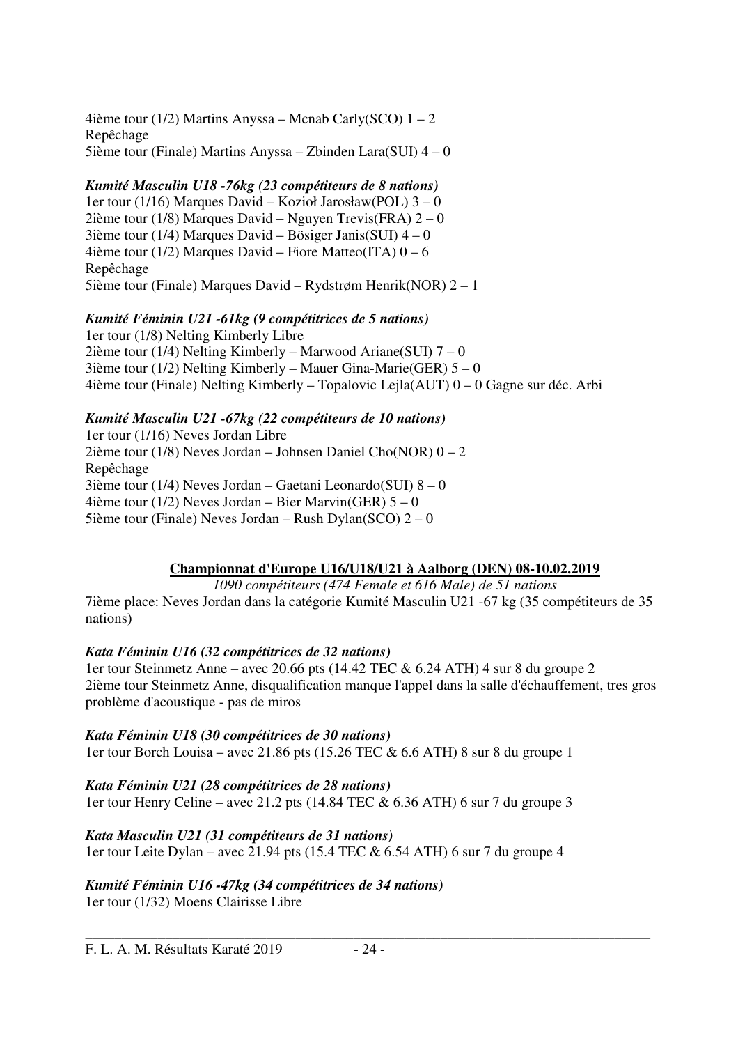4ième tour (1/2) Martins Anyssa – Mcnab Carly(SCO) 1 – 2
Repêchage
5ième tour (Finale) Martins Anyssa – Zbinden Lara(SUI) 4 – 0

***Kumité Masculin U18 -76kg (23 compétiteurs de 8 nations)***
1er tour (1/16) Marques David – Kozioł Jarosław(POL) 3 – 0
2ième tour (1/8) Marques David – Nguyen Trevis(FRA) 2 – 0
3ième tour (1/4) Marques David – Bösiger Janis(SUI) 4 – 0
4ième tour (1/2) Marques David – Fiore Matteo(ITA) 0 – 6
Repêchage
5ième tour (Finale) Marques David – Rydstrøm Henrik(NOR) 2 – 1

***Kumité Féminin U21 -61kg (9 compétitrices de 5 nations)***
1er tour (1/8) Nelting Kimberly Libre
2ième tour (1/4) Nelting Kimberly – Marwood Ariane(SUI) 7 – 0
3ième tour (1/2) Nelting Kimberly – Mauer Gina-Marie(GER) 5 – 0
4ième tour (Finale) Nelting Kimberly – Topalovic Lejla(AUT) 0 – 0 Gagne sur déc. Arbi

***Kumité Masculin U21 -67kg (22 compétiteurs de 10 nations)***
1er tour (1/16) Neves Jordan Libre
2ième tour (1/8) Neves Jordan – Johnsen Daniel Cho(NOR) 0 – 2
Repêchage
3ième tour (1/4) Neves Jordan – Gaetani Leonardo(SUI) 8 – 0
4ième tour (1/2) Neves Jordan – Bier Marvin(GER) 5 – 0
5ième tour (Finale) Neves Jordan – Rush Dylan(SCO) 2 – 0

## <u>Championnat d'Europe U16/U18/U21 à Aalborg (DEN) 08-10.02.2019</u>

*1090 compétiteurs (474 Female et 616 Male) de 51 nations*

7ième place: Neves Jordan dans la catégorie Kumité Masculin U21 -67 kg (35 compétiteurs de 35 nations)

***Kata Féminin U16 (32 compétitrices de 32 nations)***
1er tour Steinmetz Anne – avec 20.66 pts (14.42 TEC & 6.24 ATH) 4 sur 8 du groupe 2
2ième tour Steinmetz Anne, disqualification manque l'appel dans la salle d'échauffement, tres gros problème d'acoustique - pas de miros

***Kata Féminin U18 (30 compétitrices de 30 nations)***
1er tour Borch Louisa – avec 21.86 pts (15.26 TEC & 6.6 ATH) 8 sur 8 du groupe 1

***Kata Féminin U21 (28 compétitrices de 28 nations)***
1er tour Henry Celine – avec 21.2 pts (14.84 TEC & 6.36 ATH) 6 sur 7 du groupe 3

***Kata Masculin U21 (31 compétiteurs de 31 nations)***
1er tour Leite Dylan – avec 21.94 pts (15.4 TEC & 6.54 ATH) 6 sur 7 du groupe 4

***Kumité Féminin U16 -47kg (34 compétitrices de 34 nations)***
1er tour (1/32) Moens Clairisse Libre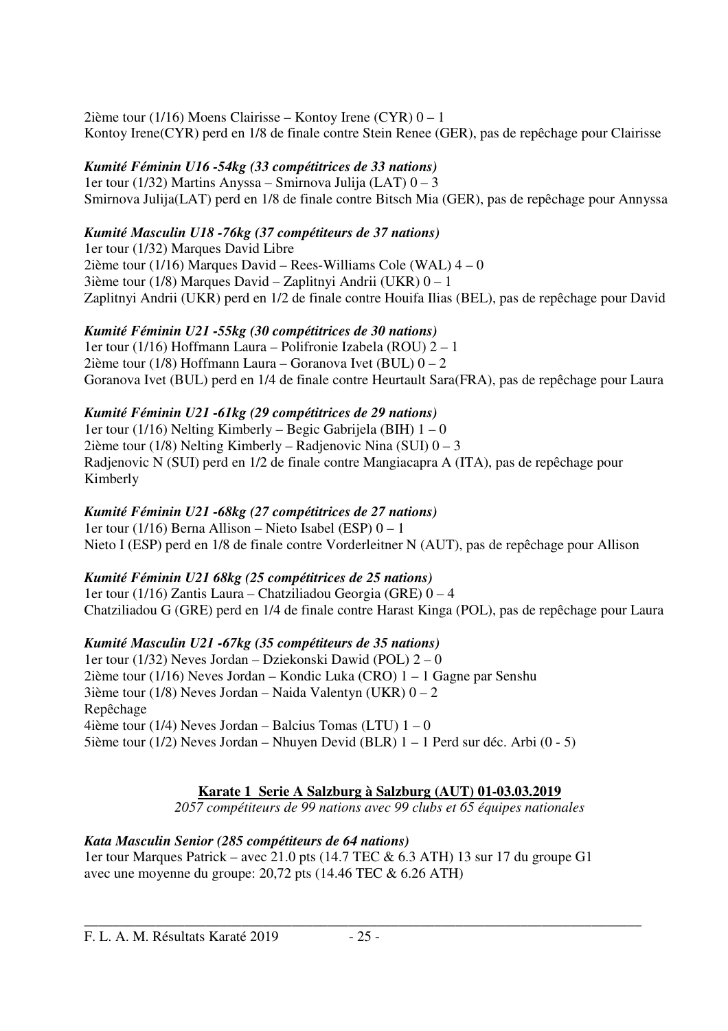2ième tour (1/16) Moens Clairisse – Kontoy Irene (CYR) 0 – 1
Kontoy Irene(CYR) perd en 1/8 de finale contre Stein Renee (GER), pas de repêchage pour Clairisse

***Kumité Féminin U16 -54kg (33 compétitrices de 33 nations)***
1er tour (1/32) Martins Anyssa – Smirnova Julija (LAT) 0 – 3
Smirnova Julija(LAT) perd en 1/8 de finale contre Bitsch Mia (GER), pas de repêchage pour Annyssa

***Kumité Masculin U18 -76kg (37 compétiteurs de 37 nations)***
1er tour (1/32) Marques David Libre
2ième tour (1/16) Marques David – Rees-Williams Cole (WAL) 4 – 0
3ième tour (1/8) Marques David – Zaplitnyi Andrii (UKR) 0 – 1
Zaplitnyi Andrii (UKR) perd en 1/2 de finale contre Houifa Ilias (BEL), pas de repêchage pour David

***Kumité Féminin U21 -55kg (30 compétitrices de 30 nations)***
1er tour (1/16) Hoffmann Laura – Polifronie Izabela (ROU) 2 – 1
2ième tour (1/8) Hoffmann Laura – Goranova Ivet (BUL) 0 – 2
Goranova Ivet (BUL) perd en 1/4 de finale contre Heurtault Sara(FRA), pas de repêchage pour Laura

***Kumité Féminin U21 -61kg (29 compétitrices de 29 nations)***
1er tour (1/16) Nelting Kimberly – Begic Gabrijela (BIH) 1 – 0
2ième tour (1/8) Nelting Kimberly – Radjenovic Nina (SUI) 0 – 3
Radjenovic N (SUI) perd en 1/2 de finale contre Mangiacapra A (ITA), pas de repêchage pour Kimberly

***Kumité Féminin U21 -68kg (27 compétitrices de 27 nations)***
1er tour (1/16) Berna Allison – Nieto Isabel (ESP) 0 – 1
Nieto I (ESP) perd en 1/8 de finale contre Vorderleitner N (AUT), pas de repêchage pour Allison

***Kumité Féminin U21 68kg (25 compétitrices de 25 nations)***
1er tour (1/16) Zantis Laura – Chatziliadou Georgia (GRE) 0 – 4
Chatziliadou G (GRE) perd en 1/4 de finale contre Harast Kinga (POL), pas de repêchage pour Laura

***Kumité Masculin U21 -67kg (35 compétiteurs de 35 nations)***
1er tour (1/32) Neves Jordan – Dziekonski Dawid (POL) 2 – 0
2ième tour (1/16) Neves Jordan – Kondic Luka (CRO) 1 – 1 Gagne par Senshu
3ième tour (1/8) Neves Jordan – Naida Valentyn (UKR) 0 – 2
Repêchage
4ième tour (1/4) Neves Jordan – Balcius Tomas (LTU) 1 – 0
5ième tour (1/2) Neves Jordan – Nhuyen Devid (BLR) 1 – 1 Perd sur déc. Arbi (0 - 5)

## **Karate 1 Serie A Salzburg à Salzburg (AUT) 01-03.03.2019**

*2057 compétiteurs de 99 nations avec 99 clubs et 65 équipes nationales*

***Kata Masculin Senior (285 compétiteurs de 64 nations)***
1er tour Marques Patrick – avec 21.0 pts (14.7 TEC & 6.3 ATH) 13 sur 17 du groupe G1
avec une moyenne du groupe: 20,72 pts (14.46 TEC & 6.26 ATH)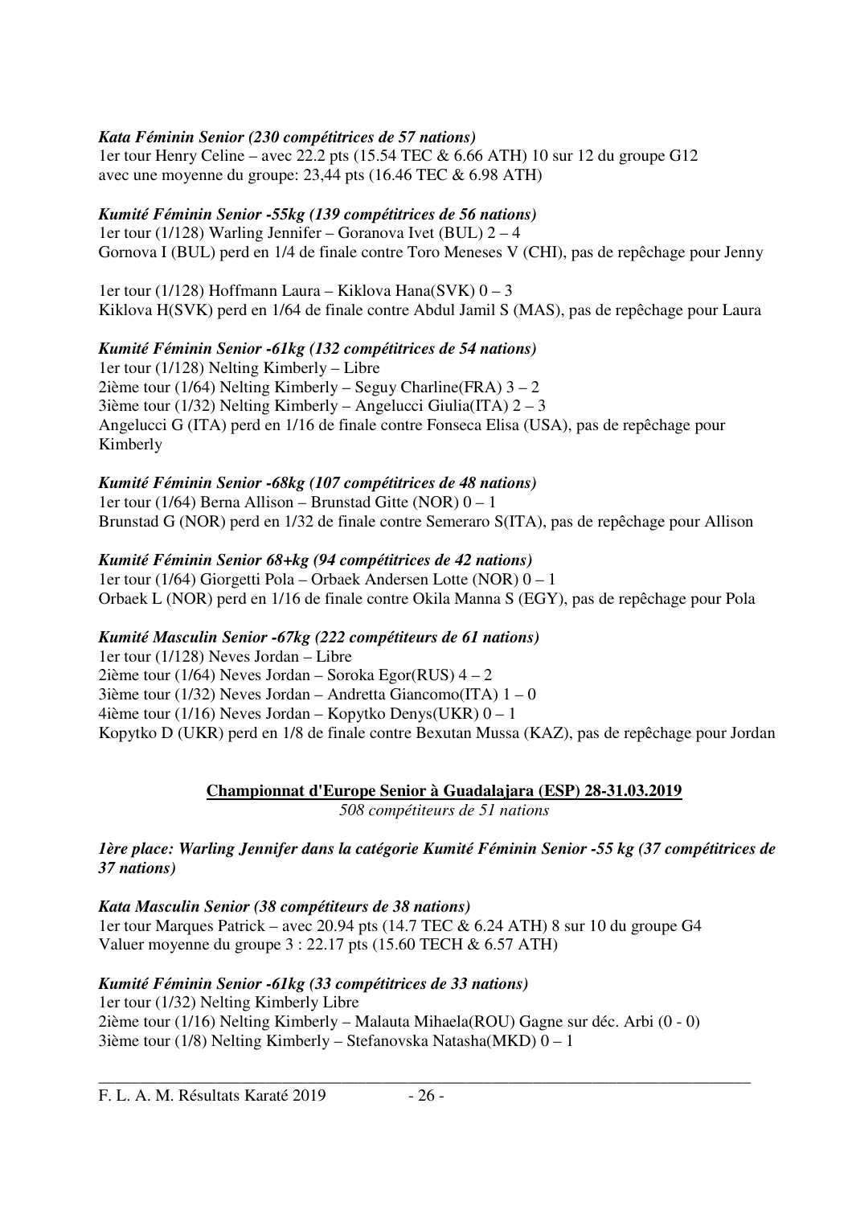***Kata Féminin Senior (230 compétitrices de 57 nations)***
1er tour Henry Celine – avec 22.2 pts (15.54 TEC & 6.66 ATH) 10 sur 12 du groupe G12 avec une moyenne du groupe: 23,44 pts (16.46 TEC & 6.98 ATH)

***Kumité Féminin Senior -55kg (139 compétitrices de 56 nations)***
1er tour (1/128) Warling Jennifer – Goranova Ivet (BUL) 2 – 4
Gornova I (BUL) perd en 1/4 de finale contre Toro Meneses V (CHI), pas de repêchage pour Jenny

1er tour (1/128) Hoffmann Laura – Kiklova Hana(SVK) 0 – 3
Kiklova H(SVK) perd en 1/64 de finale contre Abdul Jamil S (MAS), pas de repêchage pour Laura

***Kumité Féminin Senior -61kg (132 compétitrices de 54 nations)***
1er tour (1/128) Nelting Kimberly – Libre
2ième tour (1/64) Nelting Kimberly – Seguy Charline(FRA) 3 – 2
3ième tour (1/32) Nelting Kimberly – Angelucci Giulia(ITA) 2 – 3
Angelucci G (ITA) perd en 1/16 de finale contre Fonseca Elisa (USA), pas de repêchage pour Kimberly

***Kumité Féminin Senior -68kg (107 compétitrices de 48 nations)***
1er tour (1/64) Berna Allison – Brunstad Gitte (NOR) 0 – 1
Brunstad G (NOR) perd en 1/32 de finale contre Semeraro S(ITA), pas de repêchage pour Allison

***Kumité Féminin Senior 68+kg (94 compétitrices de 42 nations)***
1er tour (1/64) Giorgetti Pola – Orbaek Andersen Lotte (NOR) 0 – 1
Orbaek L (NOR) perd en 1/16 de finale contre Okila Manna S (EGY), pas de repêchage pour Pola

***Kumité Masculin Senior -67kg (222 compétiteurs de 61 nations)***
1er tour (1/128) Neves Jordan – Libre
2ième tour (1/64) Neves Jordan – Soroka Egor(RUS) 4 – 2
3ième tour (1/32) Neves Jordan – Andretta Giancomo(ITA) 1 – 0
4ième tour (1/16) Neves Jordan – Kopytko Denys(UKR) 0 – 1
Kopytko D (UKR) perd en 1/8 de finale contre Bexutan Mussa (KAZ), pas de repêchage pour Jordan

## Championnat d'Europe Senior à Guadalajara (ESP) 28-31.03.2019

*508 compétiteurs de 51 nations*

***1ère place: Warling Jennifer dans la catégorie Kumité Féminin Senior -55 kg (37 compétitrices de 37 nations)***

***Kata Masculin Senior (38 compétiteurs de 38 nations)***
1er tour Marques Patrick – avec 20.94 pts (14.7 TEC & 6.24 ATH) 8 sur 10 du groupe G4
Valuer moyenne du groupe 3 : 22.17 pts (15.60 TECH & 6.57 ATH)

***Kumité Féminin Senior -61kg (33 compétitrices de 33 nations)***
1er tour (1/32) Nelting Kimberly Libre
2ième tour (1/16) Nelting Kimberly – Malauta Mihaela(ROU) Gagne sur déc. Arbi (0 - 0)
3ième tour (1/8) Nelting Kimberly – Stefanovska Natasha(MKD) 0 – 1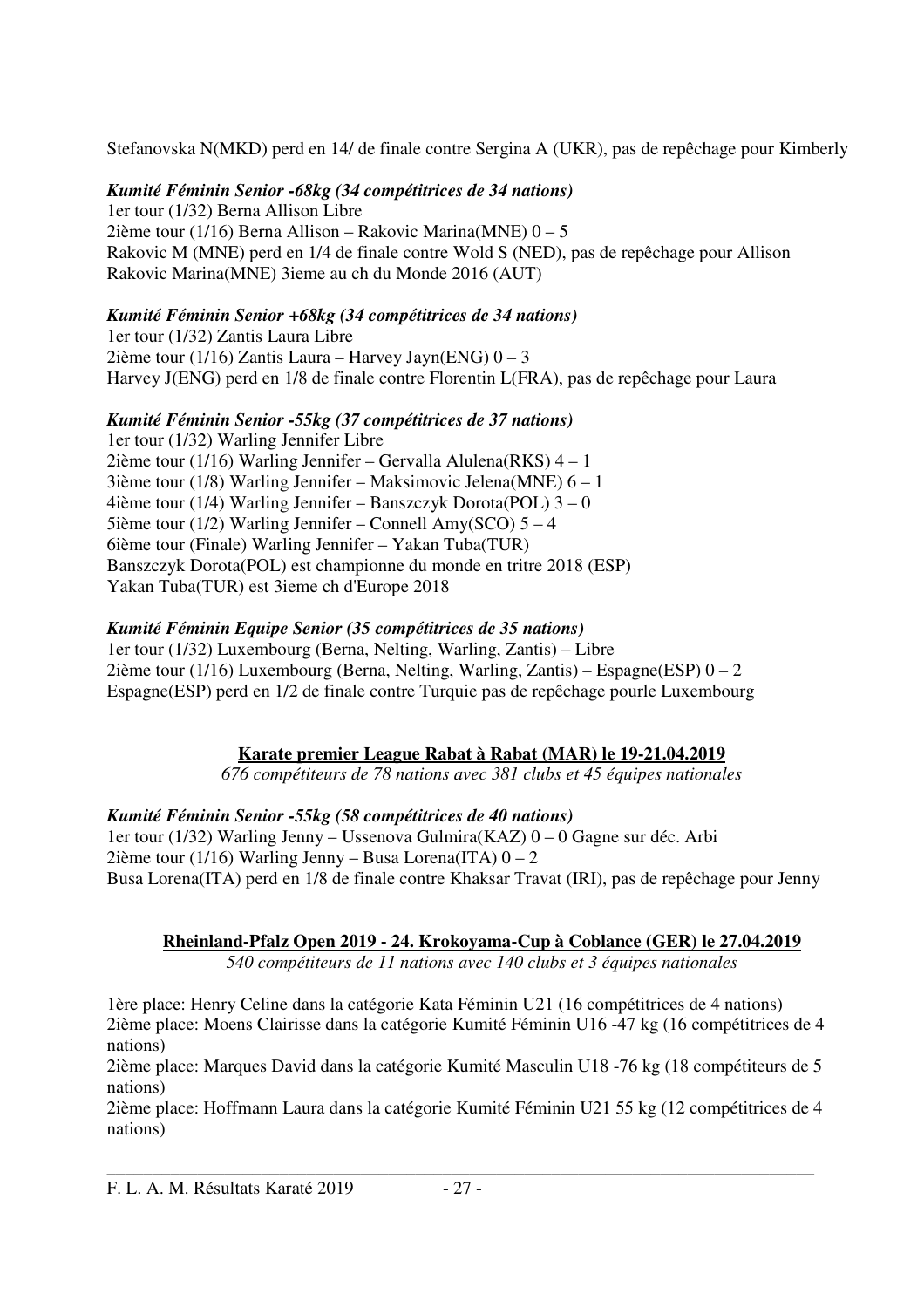Stefanovska N(MKD) perd en 14/ de finale contre Sergina A (UKR), pas de repêchage pour Kimberly

***Kumité Féminin Senior -68kg (34 compétitrices de 34 nations)***

1er tour (1/32) Berna Allison Libre
2ième tour (1/16) Berna Allison – Rakovic Marina(MNE) 0 – 5
Rakovic M (MNE) perd en 1/4 de finale contre Wold S (NED), pas de repêchage pour Allison
Rakovic Marina(MNE) 3ieme au ch du Monde 2016 (AUT)

***Kumité Féminin Senior +68kg (34 compétitrices de 34 nations)***

1er tour (1/32) Zantis Laura Libre
2ième tour (1/16) Zantis Laura – Harvey Jayn(ENG) 0 – 3
Harvey J(ENG) perd en 1/8 de finale contre Florentin L(FRA), pas de repêchage pour Laura

***Kumité Féminin Senior -55kg (37 compétitrices de 37 nations)***

1er tour (1/32) Warling Jennifer Libre
2ième tour (1/16) Warling Jennifer – Gervalla Alulena(RKS) 4 – 1
3ième tour (1/8) Warling Jennifer – Maksimovic Jelena(MNE) 6 – 1
4ième tour (1/4) Warling Jennifer – Banszczyk Dorota(POL) 3 – 0
5ième tour (1/2) Warling Jennifer – Connell Amy(SCO) 5 – 4
6ième tour (Finale) Warling Jennifer – Yakan Tuba(TUR)
Banszczyk Dorota(POL) est championne du monde en tritre 2018 (ESP)
Yakan Tuba(TUR) est 3ieme ch d'Europe 2018

***Kumité Féminin Equipe Senior (35 compétitrices de 35 nations)***

1er tour (1/32) Luxembourg (Berna, Nelting, Warling, Zantis) – Libre
2ième tour (1/16) Luxembourg (Berna, Nelting, Warling, Zantis) – Espagne(ESP) 0 – 2
Espagne(ESP) perd en 1/2 de finale contre Turquie pas de repêchage pourle Luxembourg

## Karate premier League Rabat à Rabat (MAR) le 19-21.04.2019

*676 compétiteurs de 78 nations avec 381 clubs et 45 équipes nationales*

***Kumité Féminin Senior -55kg (58 compétitrices de 40 nations)***

1er tour (1/32) Warling Jenny – Ussenova Gulmira(KAZ) 0 – 0 Gagne sur déc. Arbi
2ième tour (1/16) Warling Jenny – Busa Lorena(ITA) 0 – 2
Busa Lorena(ITA) perd en 1/8 de finale contre Khaksar Travat (IRI), pas de repêchage pour Jenny

## Rheinland-Pfalz Open 2019 - 24. Krokoyama-Cup à Coblance (GER) le 27.04.2019

*540 compétiteurs de 11 nations avec 140 clubs et 3 équipes nationales*

1ère place: Henry Celine dans la catégorie Kata Féminin U21 (16 compétitrices de 4 nations)
2ième place: Moens Clairisse dans la catégorie Kumité Féminin U16 -47 kg (16 compétitrices de 4 nations)
2ième place: Marques David dans la catégorie Kumité Masculin U18 -76 kg (18 compétiteurs de 5 nations)
2ième place: Hoffmann Laura dans la catégorie Kumité Féminin U21 55 kg (12 compétitrices de 4 nations)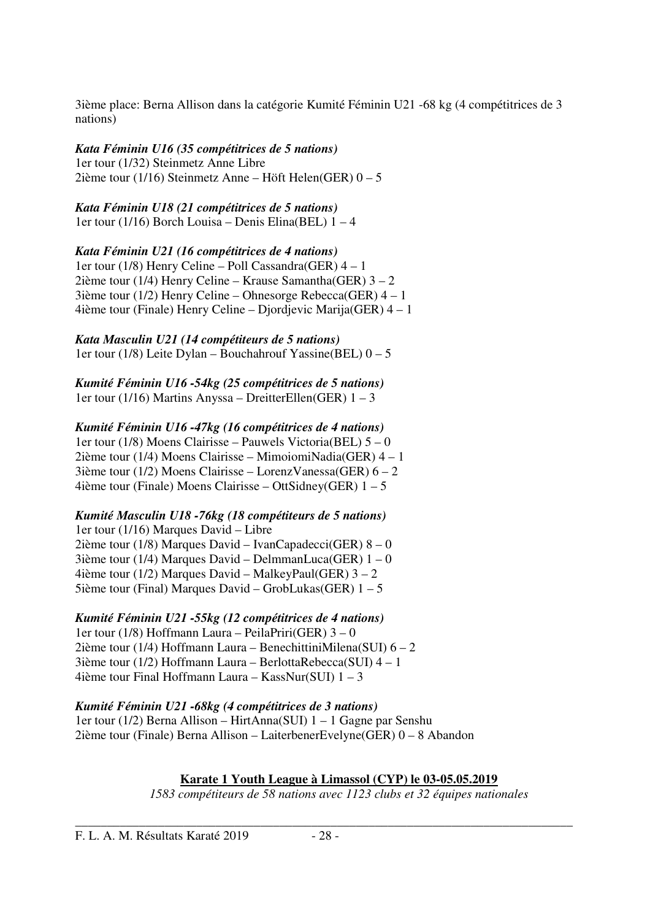3ième place: Berna Allison dans la catégorie Kumité Féminin U21 -68 kg (4 compétitrices de 3 nations)

***Kata Féminin U16 (35 compétitrices de 5 nations)***
1er tour (1/32) Steinmetz Anne Libre
2ième tour (1/16) Steinmetz Anne – Höft Helen(GER) 0 – 5

***Kata Féminin U18 (21 compétitrices de 5 nations)***
1er tour (1/16) Borch Louisa – Denis Elina(BEL) 1 – 4

***Kata Féminin U21 (16 compétitrices de 4 nations)***
1er tour (1/8) Henry Celine – Poll Cassandra(GER) 4 – 1
2ième tour (1/4) Henry Celine – Krause Samantha(GER) 3 – 2
3ième tour (1/2) Henry Celine – Ohnesorge Rebecca(GER) 4 – 1
4ième tour (Finale) Henry Celine – Djordjevic Marija(GER) 4 – 1

***Kata Masculin U21 (14 compétiteurs de 5 nations)***
1er tour (1/8) Leite Dylan – Bouchahrouf Yassine(BEL) 0 – 5

***Kumité Féminin U16 -54kg (25 compétitrices de 5 nations)***
1er tour (1/16) Martins Anyssa – DreitterEllen(GER) 1 – 3

***Kumité Féminin U16 -47kg (16 compétitrices de 4 nations)***
1er tour (1/8) Moens Clairisse – Pauwels Victoria(BEL) 5 – 0
2ième tour (1/4) Moens Clairisse – MimoiomiNadia(GER) 4 – 1
3ième tour (1/2) Moens Clairisse – LorenzVanessa(GER) 6 – 2
4ième tour (Finale) Moens Clairisse – OttSidney(GER) 1 – 5

***Kumité Masculin U18 -76kg (18 compétiteurs de 5 nations)***
1er tour (1/16) Marques David – Libre
2ième tour (1/8) Marques David – IvanCapadecci(GER) 8 – 0
3ième tour (1/4) Marques David – DelmmanLuca(GER) 1 – 0
4ième tour (1/2) Marques David – MalkeyPaul(GER) 3 – 2
5ième tour (Final) Marques David – GrobLukas(GER) 1 – 5

***Kumité Féminin U21 -55kg (12 compétitrices de 4 nations)***
1er tour (1/8) Hoffmann Laura – PeilaPriri(GER) 3 – 0
2ième tour (1/4) Hoffmann Laura – BenechittiniMilena(SUI) 6 – 2
3ième tour (1/2) Hoffmann Laura – BerlottaRebecca(SUI) 4 – 1
4ième tour Final Hoffmann Laura – KassNur(SUI) 1 – 3

***Kumité Féminin U21 -68kg (4 compétitrices de 3 nations)***
1er tour (1/2) Berna Allison – HirtAnna(SUI) 1 – 1 Gagne par Senshu
2ième tour (Finale) Berna Allison – LaiterbenerEvelyne(GER) 0 – 8 Abandon

**Karate 1 Youth League à Limassol (CYP) le 03-05.05.2019**

*1583 compétiteurs de 58 nations avec 1123 clubs et 32 équipes nationales*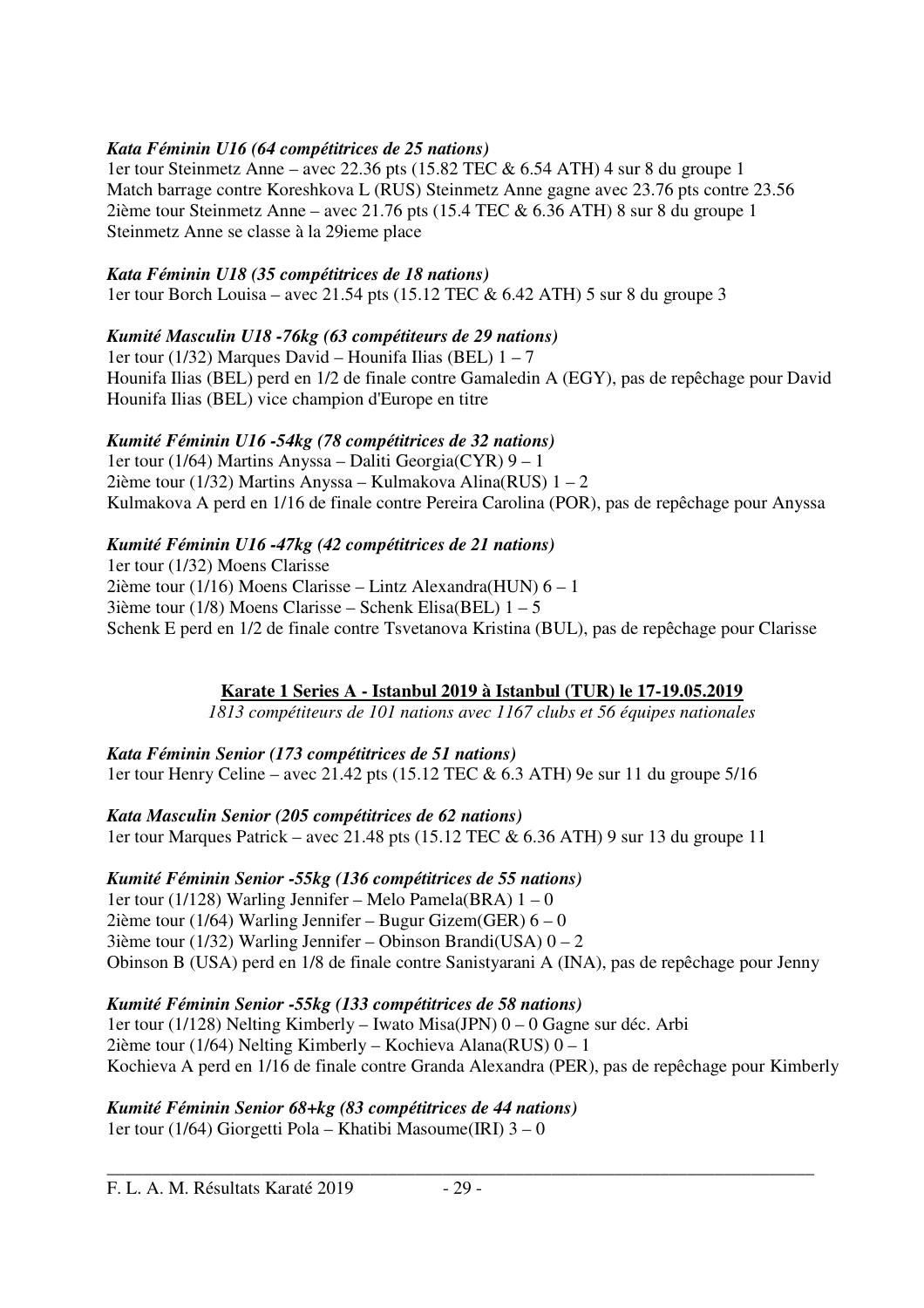***Kata Féminin U16 (64 compétitrices de 25 nations)***
1er tour Steinmetz Anne – avec 22.36 pts (15.82 TEC & 6.54 ATH) 4 sur 8 du groupe 1
Match barrage contre Koreshkova L (RUS) Steinmetz Anne gagne avec 23.76 pts contre 23.56
2ième tour Steinmetz Anne – avec 21.76 pts (15.4 TEC & 6.36 ATH) 8 sur 8 du groupe 1
Steinmetz Anne se classe à la 29ieme place

***Kata Féminin U18 (35 compétitrices de 18 nations)***
1er tour Borch Louisa – avec 21.54 pts (15.12 TEC & 6.42 ATH) 5 sur 8 du groupe 3

***Kumité Masculin U18 -76kg (63 compétiteurs de 29 nations)***
1er tour (1/32) Marques David – Hounifa Ilias (BEL) 1 – 7
Hounifa Ilias (BEL) perd en 1/2 de finale contre Gamaledin A (EGY), pas de repêchage pour David
Hounifa Ilias (BEL) vice champion d'Europe en titre

***Kumité Féminin U16 -54kg (78 compétitrices de 32 nations)***
1er tour (1/64) Martins Anyssa – Daliti Georgia(CYR) 9 – 1
2ième tour (1/32) Martins Anyssa – Kulmakova Alina(RUS) 1 – 2
Kulmakova A perd en 1/16 de finale contre Pereira Carolina (POR), pas de repêchage pour Anyssa

***Kumité Féminin U16 -47kg (42 compétitrices de 21 nations)***
1er tour (1/32) Moens Clarisse
2ième tour (1/16) Moens Clarisse – Lintz Alexandra(HUN) 6 – 1
3ième tour (1/8) Moens Clarisse – Schenk Elisa(BEL) 1 – 5
Schenk E perd en 1/2 de finale contre Tsvetanova Kristina (BUL), pas de repêchage pour Clarisse

## <u>**Karate 1 Series A - Istanbul 2019 à Istanbul (TUR) le 17-19.05.2019**</u>

*1813 compétiteurs de 101 nations avec 1167 clubs et 56 équipes nationales*

***Kata Féminin Senior (173 compétitrices de 51 nations)***
1er tour Henry Celine – avec 21.42 pts (15.12 TEC & 6.3 ATH) 9e sur 11 du groupe 5/16

***Kata Masculin Senior (205 compétitrices de 62 nations)***
1er tour Marques Patrick – avec 21.48 pts (15.12 TEC & 6.36 ATH) 9 sur 13 du groupe 11

***Kumité Féminin Senior -55kg (136 compétitrices de 55 nations)***
1er tour (1/128) Warling Jennifer – Melo Pamela(BRA) 1 – 0
2ième tour (1/64) Warling Jennifer – Bugur Gizem(GER) 6 – 0
3ième tour (1/32) Warling Jennifer – Obinson Brandi(USA) 0 – 2
Obinson B (USA) perd en 1/8 de finale contre Sanistyarani A (INA), pas de repêchage pour Jenny

***Kumité Féminin Senior -55kg (133 compétitrices de 58 nations)***
1er tour (1/128) Nelting Kimberly – Iwato Misa(JPN) 0 – 0 Gagne sur déc. Arbi
2ième tour (1/64) Nelting Kimberly – Kochieva Alana(RUS) 0 – 1
Kochieva A perd en 1/16 de finale contre Granda Alexandra (PER), pas de repêchage pour Kimberly

***Kumité Féminin Senior 68+kg (83 compétitrices de 44 nations)***
1er tour (1/64) Giorgetti Pola – Khatibi Masoume(IRI) 3 – 0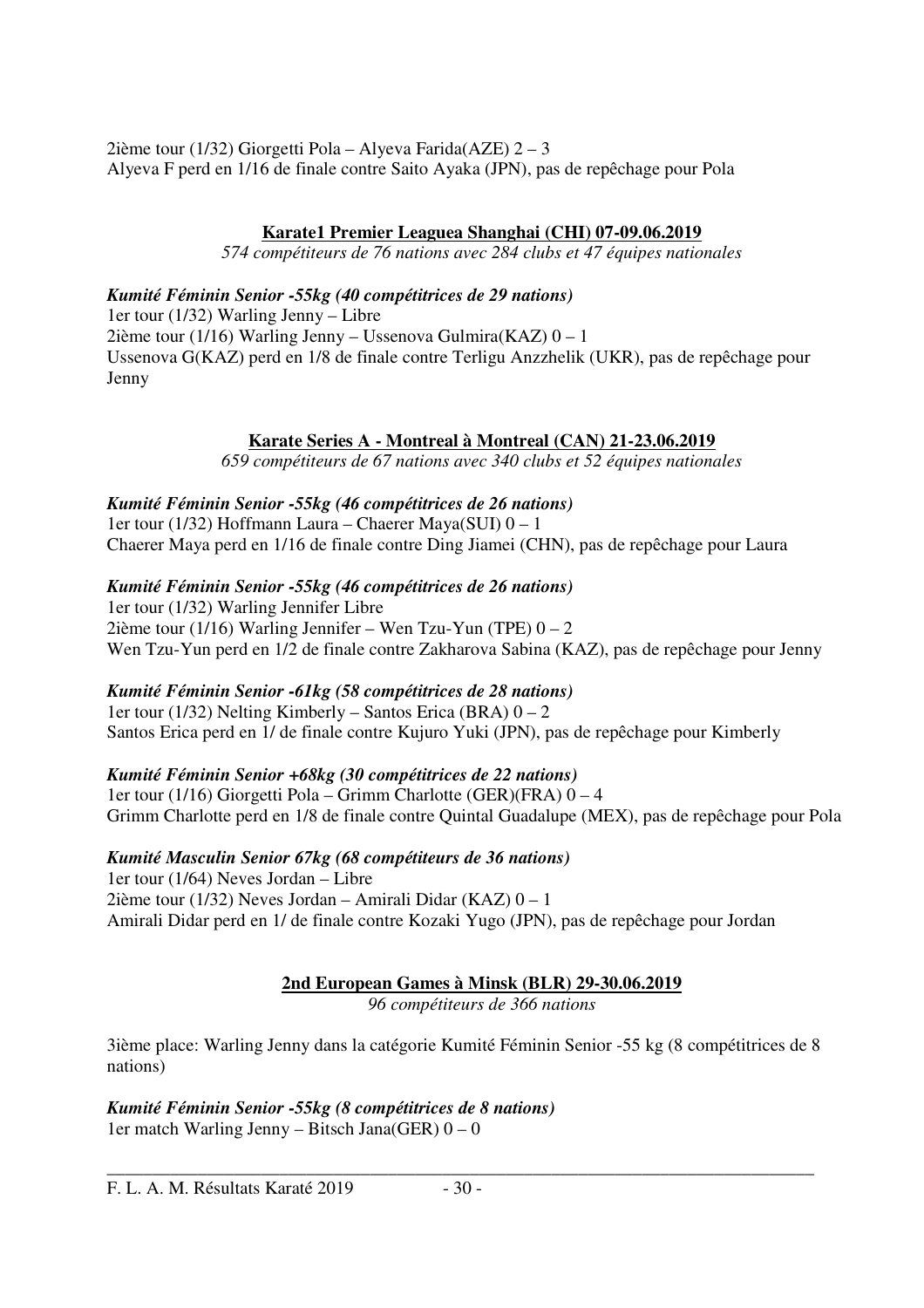2ième tour (1/32) Giorgetti Pola – Alyeva Farida(AZE) 2 – 3
Alyeva F perd en 1/16 de finale contre Saito Ayaka (JPN), pas de repêchage pour Pola

## Karate1 Premier Leaguea Shanghai (CHI) 07-09.06.2019

*574 compétiteurs de 76 nations avec 284 clubs et 47 équipes nationales*

***Kumité Féminin Senior -55kg (40 compétitrices de 29 nations)***
1er tour (1/32) Warling Jenny – Libre
2ième tour (1/16) Warling Jenny – Ussenova Gulmira(KAZ) 0 – 1
Ussenova G(KAZ) perd en 1/8 de finale contre Terligu Anzzhelik (UKR), pas de repêchage pour Jenny

## Karate Series A - Montreal à Montreal (CAN) 21-23.06.2019

*659 compétiteurs de 67 nations avec 340 clubs et 52 équipes nationales*

***Kumité Féminin Senior -55kg (46 compétitrices de 26 nations)***
1er tour (1/32) Hoffmann Laura – Chaerer Maya(SUI) 0 – 1
Chaerer Maya perd en 1/16 de finale contre Ding Jiamei (CHN), pas de repêchage pour Laura

***Kumité Féminin Senior -55kg (46 compétitrices de 26 nations)***
1er tour (1/32) Warling Jennifer Libre
2ième tour (1/16) Warling Jennifer – Wen Tzu-Yun (TPE) 0 – 2
Wen Tzu-Yun perd en 1/2 de finale contre Zakharova Sabina (KAZ), pas de repêchage pour Jenny

***Kumité Féminin Senior -61kg (58 compétitrices de 28 nations)***
1er tour (1/32) Nelting Kimberly – Santos Erica (BRA) 0 – 2
Santos Erica perd en 1/ de finale contre Kujuro Yuki (JPN), pas de repêchage pour Kimberly

***Kumité Féminin Senior +68kg (30 compétitrices de 22 nations)***
1er tour (1/16) Giorgetti Pola – Grimm Charlotte (GER)(FRA) 0 – 4
Grimm Charlotte perd en 1/8 de finale contre Quintal Guadalupe (MEX), pas de repêchage pour Pola

***Kumité Masculin Senior 67kg (68 compétiteurs de 36 nations)***
1er tour (1/64) Neves Jordan – Libre
2ième tour (1/32) Neves Jordan – Amirali Didar (KAZ) 0 – 1
Amirali Didar perd en 1/ de finale contre Kozaki Yugo (JPN), pas de repêchage pour Jordan

## 2nd European Games à Minsk (BLR) 29-30.06.2019

*96 compétiteurs de 366 nations*

3ième place: Warling Jenny dans la catégorie Kumité Féminin Senior -55 kg (8 compétitrices de 8 nations)

***Kumité Féminin Senior -55kg (8 compétitrices de 8 nations)***
1er match Warling Jenny – Bitsch Jana(GER) 0 – 0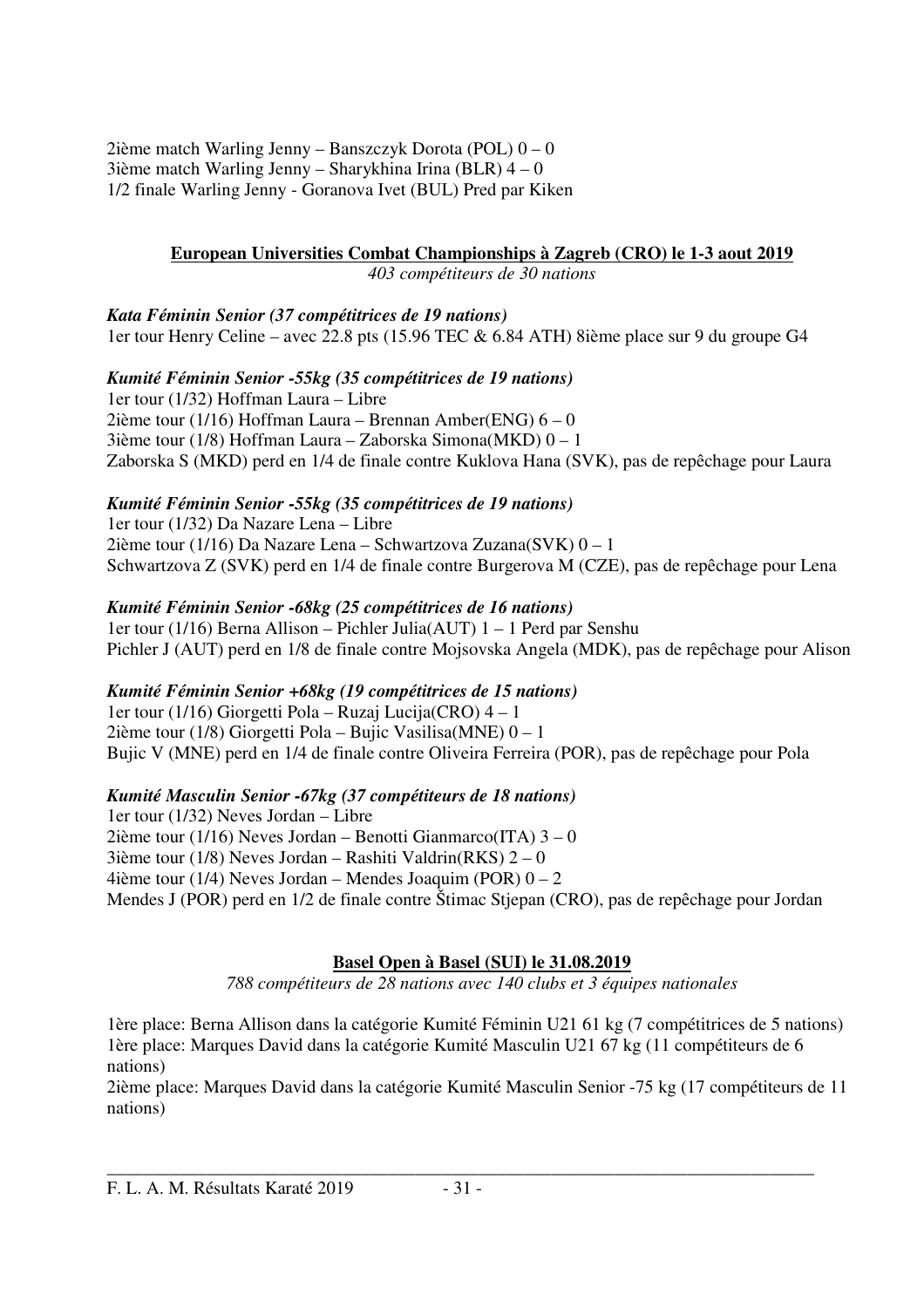2ième match Warling Jenny – Banszczyk Dorota (POL) 0 – 0
3ième match Warling Jenny – Sharykhina Irina (BLR) 4 – 0
1/2 finale Warling Jenny - Goranova Ivet (BUL) Pred par Kiken

## European Universities Combat Championships à Zagreb (CRO) le 1-3 aout 2019

*403 compétiteurs de 30 nations*

***Kata Féminin Senior (37 compétitrices de 19 nations)***
1er tour Henry Celine – avec 22.8 pts (15.96 TEC & 6.84 ATH) 8ième place sur 9 du groupe G4

***Kumité Féminin Senior -55kg (35 compétitrices de 19 nations)***
1er tour (1/32) Hoffman Laura – Libre
2ième tour (1/16) Hoffman Laura – Brennan Amber(ENG) 6 – 0
3ième tour (1/8) Hoffman Laura – Zaborska Simona(MKD) 0 – 1
Zaborska S (MKD) perd en 1/4 de finale contre Kuklova Hana (SVK), pas de repêchage pour Laura

***Kumité Féminin Senior -55kg (35 compétitrices de 19 nations)***
1er tour (1/32) Da Nazare Lena – Libre
2ième tour (1/16) Da Nazare Lena – Schwartzova Zuzana(SVK) 0 – 1
Schwartzova Z (SVK) perd en 1/4 de finale contre Burgerova M (CZE), pas de repêchage pour Lena

***Kumité Féminin Senior -68kg (25 compétitrices de 16 nations)***
1er tour (1/16) Berna Allison – Pichler Julia(AUT) 1 – 1 Perd par Senshu
Pichler J (AUT) perd en 1/8 de finale contre Mojsovska Angela (MDK), pas de repêchage pour Alison

***Kumité Féminin Senior +68kg (19 compétitrices de 15 nations)***
1er tour (1/16) Giorgetti Pola – Ruzaj Lucija(CRO) 4 – 1
2ième tour (1/8) Giorgetti Pola – Bujic Vasilisa(MNE) 0 – 1
Bujic V (MNE) perd en 1/4 de finale contre Oliveira Ferreira (POR), pas de repêchage pour Pola

***Kumité Masculin Senior -67kg (37 compétiteurs de 18 nations)***
1er tour (1/32) Neves Jordan – Libre
2ième tour (1/16) Neves Jordan – Benotti Gianmarco(ITA) 3 – 0
3ième tour (1/8) Neves Jordan – Rashiti Valdrin(RKS) 2 – 0
4ième tour (1/4) Neves Jordan – Mendes Joaquim (POR) 0 – 2
Mendes J (POR) perd en 1/2 de finale contre Štimac Stjepan (CRO), pas de repêchage pour Jordan

## Basel Open à Basel (SUI) le 31.08.2019

*788 compétiteurs de 28 nations avec 140 clubs et 3 équipes nationales*

1ère place: Berna Allison dans la catégorie Kumité Féminin U21 61 kg (7 compétitrices de 5 nations)
1ère place: Marques David dans la catégorie Kumité Masculin U21 67 kg (11 compétiteurs de 6 nations)
2ième place: Marques David dans la catégorie Kumité Masculin Senior -75 kg (17 compétiteurs de 11 nations)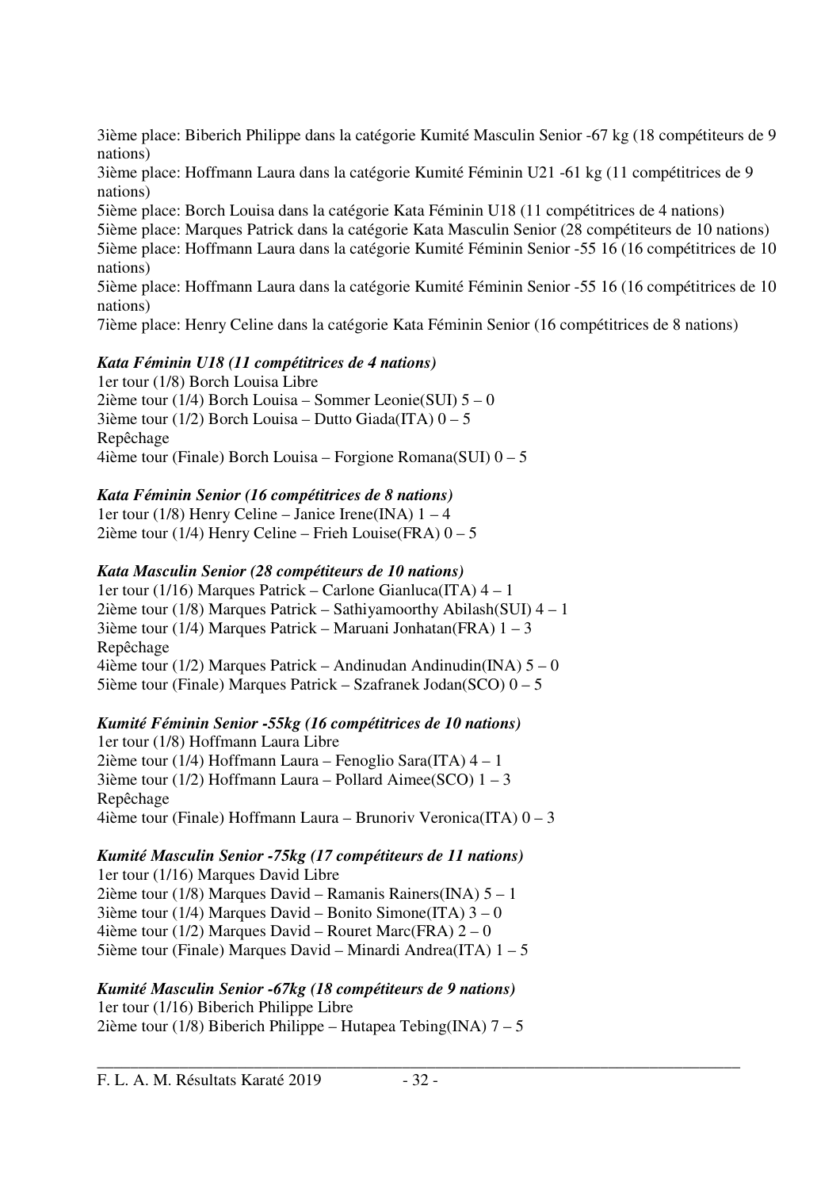3ième place: Biberich Philippe dans la catégorie Kumité Masculin Senior -67 kg (18 compétiteurs de 9 nations)
3ième place: Hoffmann Laura dans la catégorie Kumité Féminin U21 -61 kg (11 compétitrices de 9 nations)
5ième place: Borch Louisa dans la catégorie Kata Féminin U18 (11 compétitrices de 4 nations)
5ième place: Marques Patrick dans la catégorie Kata Masculin Senior (28 compétiteurs de 10 nations)
5ième place: Hoffmann Laura dans la catégorie Kumité Féminin Senior -55 16 (16 compétitrices de 10 nations)
5ième place: Hoffmann Laura dans la catégorie Kumité Féminin Senior -55 16 (16 compétitrices de 10 nations)
7ième place: Henry Celine dans la catégorie Kata Féminin Senior (16 compétitrices de 8 nations)

***Kata Féminin U18 (11 compétitrices de 4 nations)***
1er tour (1/8) Borch Louisa Libre
2ième tour (1/4) Borch Louisa – Sommer Leonie(SUI) 5 – 0
3ième tour (1/2) Borch Louisa – Dutto Giada(ITA) 0 – 5
Repêchage
4ième tour (Finale) Borch Louisa – Forgione Romana(SUI) 0 – 5

***Kata Féminin Senior (16 compétitrices de 8 nations)***
1er tour (1/8) Henry Celine – Janice Irene(INA) 1 – 4
2ième tour (1/4) Henry Celine – Frieh Louise(FRA) 0 – 5

***Kata Masculin Senior (28 compétiteurs de 10 nations)***
1er tour (1/16) Marques Patrick – Carlone Gianluca(ITA) 4 – 1
2ième tour (1/8) Marques Patrick – Sathiyamoorthy Abilash(SUI) 4 – 1
3ième tour (1/4) Marques Patrick – Maruani Jonhatan(FRA) 1 – 3
Repêchage
4ième tour (1/2) Marques Patrick – Andinudan Andinudin(INA) 5 – 0
5ième tour (Finale) Marques Patrick – Szafranek Jodan(SCO) 0 – 5

***Kumité Féminin Senior -55kg (16 compétitrices de 10 nations)***
1er tour (1/8) Hoffmann Laura Libre
2ième tour (1/4) Hoffmann Laura – Fenoglio Sara(ITA) 4 – 1
3ième tour (1/2) Hoffmann Laura – Pollard Aimee(SCO) 1 – 3
Repêchage
4ième tour (Finale) Hoffmann Laura – Brunoriv Veronica(ITA) 0 – 3

***Kumité Masculin Senior -75kg (17 compétiteurs de 11 nations)***
1er tour (1/16) Marques David Libre
2ième tour (1/8) Marques David – Ramanis Rainers(INA) 5 – 1
3ième tour (1/4) Marques David – Bonito Simone(ITA) 3 – 0
4ième tour (1/2) Marques David – Rouret Marc(FRA) 2 – 0
5ième tour (Finale) Marques David – Minardi Andrea(ITA) 1 – 5

***Kumité Masculin Senior -67kg (18 compétiteurs de 9 nations)***
1er tour (1/16) Biberich Philippe Libre
2ième tour (1/8) Biberich Philippe – Hutapea Tebing(INA) 7 – 5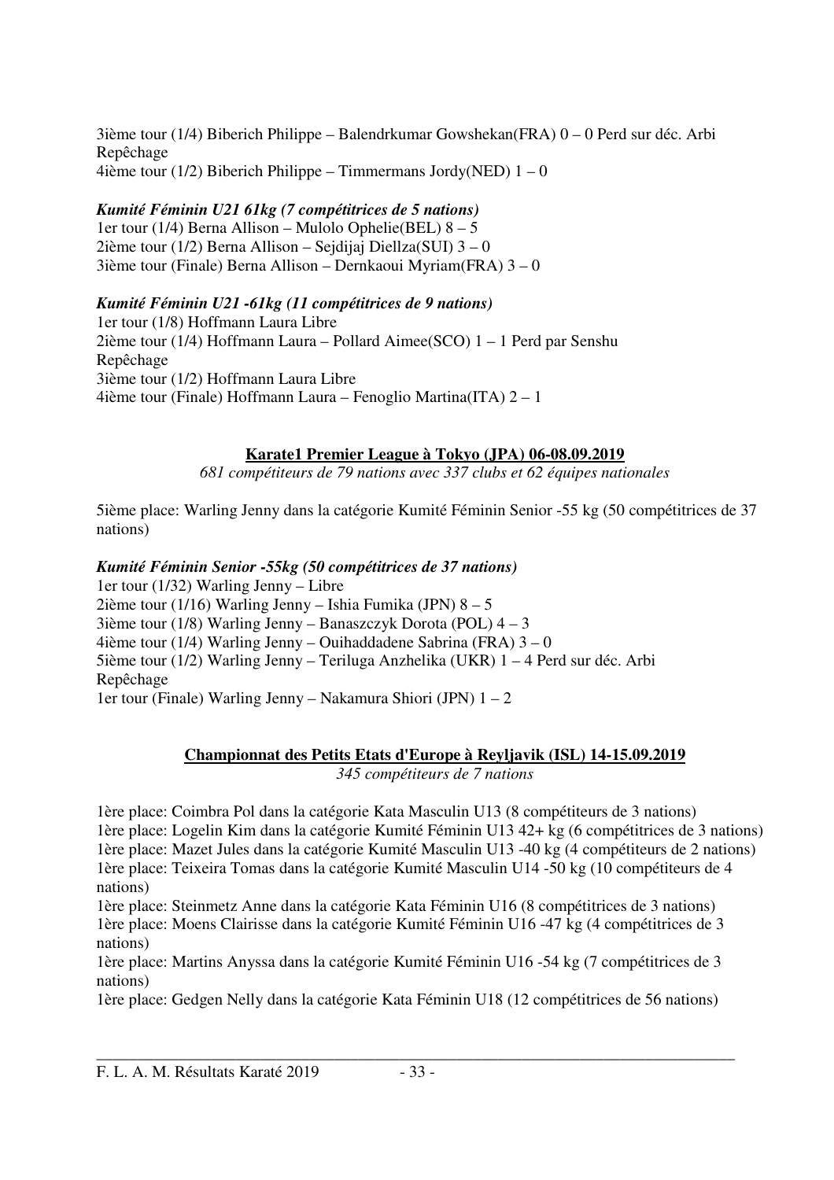3ième tour (1/4) Biberich Philippe – Balendrkumar Gowshekan(FRA) 0 – 0 Perd sur déc. Arbi
Repêchage
4ième tour (1/2) Biberich Philippe – Timmermans Jordy(NED) 1 – 0

***Kumité Féminin U21 61kg (7 compétitrices de 5 nations)***
1er tour (1/4) Berna Allison – Mulolo Ophelie(BEL) 8 – 5
2ième tour (1/2) Berna Allison – Sejdijaj Diellza(SUI) 3 – 0
3ième tour (Finale) Berna Allison – Dernkaoui Myriam(FRA) 3 – 0

***Kumité Féminin U21 -61kg (11 compétitrices de 9 nations)***
1er tour (1/8) Hoffmann Laura Libre
2ième tour (1/4) Hoffmann Laura – Pollard Aimee(SCO) 1 – 1 Perd par Senshu
Repêchage
3ième tour (1/2) Hoffmann Laura Libre
4ième tour (Finale) Hoffmann Laura – Fenoglio Martina(ITA) 2 – 1

## Karate1 Premier League à Tokyo (JPA) 06-08.09.2019

*681 compétiteurs de 79 nations avec 337 clubs et 62 équipes nationales*

5ième place: Warling Jenny dans la catégorie Kumité Féminin Senior -55 kg (50 compétitrices de 37 nations)

***Kumité Féminin Senior -55kg (50 compétitrices de 37 nations)***
1er tour (1/32) Warling Jenny – Libre
2ième tour (1/16) Warling Jenny – Ishia Fumika (JPN) 8 – 5
3ième tour (1/8) Warling Jenny – Banaszczyk Dorota (POL) 4 – 3
4ième tour (1/4) Warling Jenny – Ouihaddadene Sabrina (FRA) 3 – 0
5ième tour (1/2) Warling Jenny – Teriluga Anzhelika (UKR) 1 – 4 Perd sur déc. Arbi
Repêchage
1er tour (Finale) Warling Jenny – Nakamura Shiori (JPN) 1 – 2

## Championnat des Petits Etats d'Europe à Reyljavik (ISL) 14-15.09.2019

*345 compétiteurs de 7 nations*

1ère place: Coimbra Pol dans la catégorie Kata Masculin U13 (8 compétiteurs de 3 nations)
1ère place: Logelin Kim dans la catégorie Kumité Féminin U13 42+ kg (6 compétitrices de 3 nations)
1ère place: Mazet Jules dans la catégorie Kumité Masculin U13 -40 kg (4 compétiteurs de 2 nations)
1ère place: Teixeira Tomas dans la catégorie Kumité Masculin U14 -50 kg (10 compétiteurs de 4 nations)
1ère place: Steinmetz Anne dans la catégorie Kata Féminin U16 (8 compétitrices de 3 nations)
1ère place: Moens Clairisse dans la catégorie Kumité Féminin U16 -47 kg (4 compétitrices de 3 nations)
1ère place: Martins Anyssa dans la catégorie Kumité Féminin U16 -54 kg (7 compétitrices de 3 nations)
1ère place: Gedgen Nelly dans la catégorie Kata Féminin U18 (12 compétitrices de 56 nations)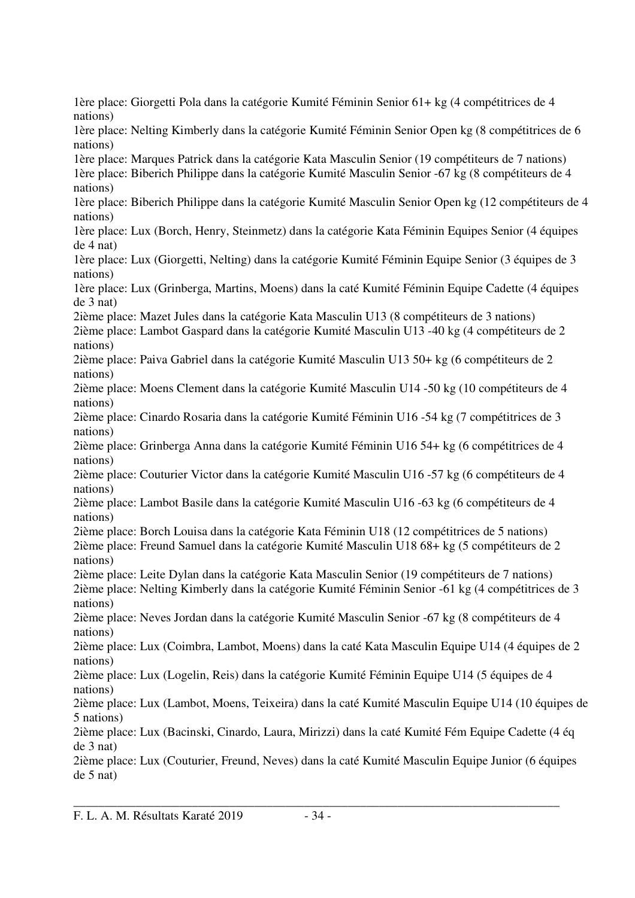1ère place: Giorgetti Pola dans la catégorie Kumité Féminin Senior 61+ kg (4 compétitrices de 4 nations)
1ère place: Nelting Kimberly dans la catégorie Kumité Féminin Senior Open kg (8 compétitrices de 6 nations)
1ère place: Marques Patrick dans la catégorie Kata Masculin Senior (19 compétiteurs de 7 nations)
1ère place: Biberich Philippe dans la catégorie Kumité Masculin Senior -67 kg (8 compétiteurs de 4 nations)
1ère place: Biberich Philippe dans la catégorie Kumité Masculin Senior Open kg (12 compétiteurs de 4 nations)
1ère place: Lux (Borch, Henry, Steinmetz) dans la catégorie Kata Féminin Equipes Senior (4 équipes de 4 nat)
1ère place: Lux (Giorgetti, Nelting) dans la catégorie Kumité Féminin Equipe Senior (3 équipes de 3 nations)
1ère place: Lux (Grinberga, Martins, Moens) dans la caté Kumité Féminin Equipe Cadette (4 équipes de 3 nat)
2ième place: Mazet Jules dans la catégorie Kata Masculin U13 (8 compétiteurs de 3 nations)
2ième place: Lambot Gaspard dans la catégorie Kumité Masculin U13 -40 kg (4 compétiteurs de 2 nations)
2ième place: Paiva Gabriel dans la catégorie Kumité Masculin U13 50+ kg (6 compétiteurs de 2 nations)
2ième place: Moens Clement dans la catégorie Kumité Masculin U14 -50 kg (10 compétiteurs de 4 nations)
2ième place: Cinardo Rosaria dans la catégorie Kumité Féminin U16 -54 kg (7 compétitrices de 3 nations)
2ième place: Grinberga Anna dans la catégorie Kumité Féminin U16 54+ kg (6 compétitrices de 4 nations)
2ième place: Couturier Victor dans la catégorie Kumité Masculin U16 -57 kg (6 compétiteurs de 4 nations)
2ième place: Lambot Basile dans la catégorie Kumité Masculin U16 -63 kg (6 compétiteurs de 4 nations)
2ième place: Borch Louisa dans la catégorie Kata Féminin U18 (12 compétitrices de 5 nations)
2ième place: Freund Samuel dans la catégorie Kumité Masculin U18 68+ kg (5 compétiteurs de 2 nations)
2ième place: Leite Dylan dans la catégorie Kata Masculin Senior (19 compétiteurs de 7 nations)
2ième place: Nelting Kimberly dans la catégorie Kumité Féminin Senior -61 kg (4 compétitrices de 3 nations)
2ième place: Neves Jordan dans la catégorie Kumité Masculin Senior -67 kg (8 compétiteurs de 4 nations)
2ième place: Lux (Coimbra, Lambot, Moens) dans la caté Kata Masculin Equipe U14 (4 équipes de 2 nations)
2ième place: Lux (Logelin, Reis) dans la catégorie Kumité Féminin Equipe U14 (5 équipes de 4 nations)
2ième place: Lux (Lambot, Moens, Teixeira) dans la caté Kumité Masculin Equipe U14 (10 équipes de 5 nations)
2ième place: Lux (Bacinski, Cinardo, Laura, Mirizzi) dans la caté Kumité Fém Equipe Cadette (4 éq de 3 nat)
2ième place: Lux (Couturier, Freund, Neves) dans la caté Kumité Masculin Equipe Junior (6 équipes de 5 nat)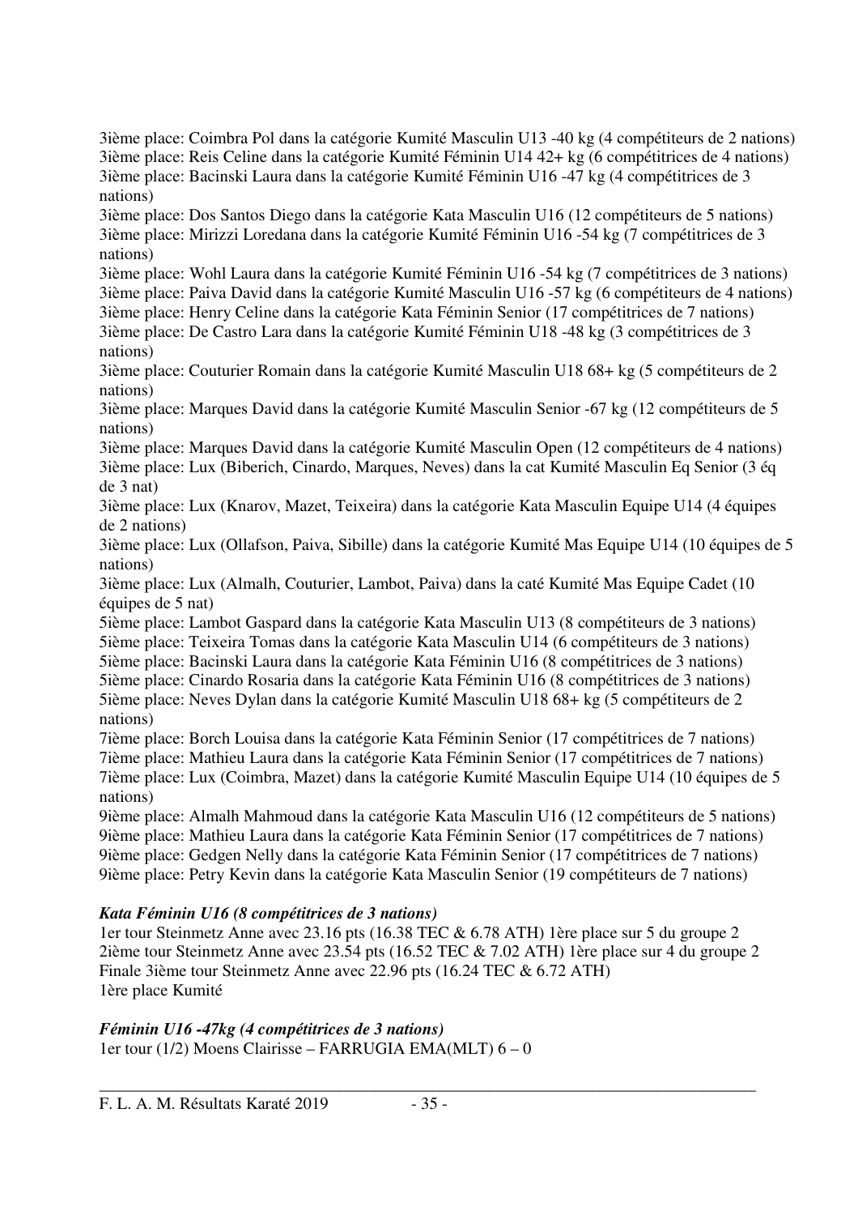3ième place: Coimbra Pol dans la catégorie Kumité Masculin U13 -40 kg (4 compétiteurs de 2 nations)
3ième place: Reis Celine dans la catégorie Kumité Féminin U14 42+ kg (6 compétitrices de 4 nations)
3ième place: Bacinski Laura dans la catégorie Kumité Féminin U16 -47 kg (4 compétitrices de 3 nations)
3ième place: Dos Santos Diego dans la catégorie Kata Masculin U16 (12 compétiteurs de 5 nations)
3ième place: Mirizzi Loredana dans la catégorie Kumité Féminin U16 -54 kg (7 compétitrices de 3 nations)
3ième place: Wohl Laura dans la catégorie Kumité Féminin U16 -54 kg (7 compétitrices de 3 nations)
3ième place: Paiva David dans la catégorie Kumité Masculin U16 -57 kg (6 compétiteurs de 4 nations)
3ième place: Henry Celine dans la catégorie Kata Féminin Senior (17 compétitrices de 7 nations)
3ième place: De Castro Lara dans la catégorie Kumité Féminin U18 -48 kg (3 compétitrices de 3 nations)
3ième place: Couturier Romain dans la catégorie Kumité Masculin U18 68+ kg (5 compétiteurs de 2 nations)
3ième place: Marques David dans la catégorie Kumité Masculin Senior -67 kg (12 compétiteurs de 5 nations)
3ième place: Marques David dans la catégorie Kumité Masculin Open (12 compétiteurs de 4 nations)
3ième place: Lux (Biberich, Cinardo, Marques, Neves) dans la cat Kumité Masculin Eq Senior (3 éq de 3 nat)
3ième place: Lux (Knarov, Mazet, Teixeira) dans la catégorie Kata Masculin Equipe U14 (4 équipes de 2 nations)
3ième place: Lux (Ollafson, Paiva, Sibille) dans la catégorie Kumité Mas Equipe U14 (10 équipes de 5 nations)
3ième place: Lux (Almalh, Couturier, Lambot, Paiva) dans la caté Kumité Mas Equipe Cadet (10 équipes de 5 nat)
5ième place: Lambot Gaspard dans la catégorie Kata Masculin U13 (8 compétiteurs de 3 nations)
5ième place: Teixeira Tomas dans la catégorie Kata Masculin U14 (6 compétiteurs de 3 nations)
5ième place: Bacinski Laura dans la catégorie Kata Féminin U16 (8 compétitrices de 3 nations)
5ième place: Cinardo Rosaria dans la catégorie Kata Féminin U16 (8 compétitrices de 3 nations)
5ième place: Neves Dylan dans la catégorie Kumité Masculin U18 68+ kg (5 compétiteurs de 2 nations)
7ième place: Borch Louisa dans la catégorie Kata Féminin Senior (17 compétitrices de 7 nations)
7ième place: Mathieu Laura dans la catégorie Kata Féminin Senior (17 compétitrices de 7 nations)
7ième place: Lux (Coimbra, Mazet) dans la catégorie Kumité Masculin Equipe U14 (10 équipes de 5 nations)
9ième place: Almalh Mahmoud dans la catégorie Kata Masculin U16 (12 compétiteurs de 5 nations)
9ième place: Mathieu Laura dans la catégorie Kata Féminin Senior (17 compétitrices de 7 nations)
9ième place: Gedgen Nelly dans la catégorie Kata Féminin Senior (17 compétitrices de 7 nations)
9ième place: Petry Kevin dans la catégorie Kata Masculin Senior (19 compétiteurs de 7 nations)

***Kata Féminin U16 (8 compétitrices de 3 nations)***

1er tour Steinmetz Anne avec 23.16 pts (16.38 TEC & 6.78 ATH) 1ère place sur 5 du groupe 2
2ième tour Steinmetz Anne avec 23.54 pts (16.52 TEC & 7.02 ATH) 1ère place sur 4 du groupe 2
Finale 3ième tour Steinmetz Anne avec 22.96 pts (16.24 TEC & 6.72 ATH)
1ère place Kumité

***Féminin U16 -47kg (4 compétitrices de 3 nations)***

1er tour (1/2) Moens Clairisse – FARRUGIA EMA(MLT) 6 – 0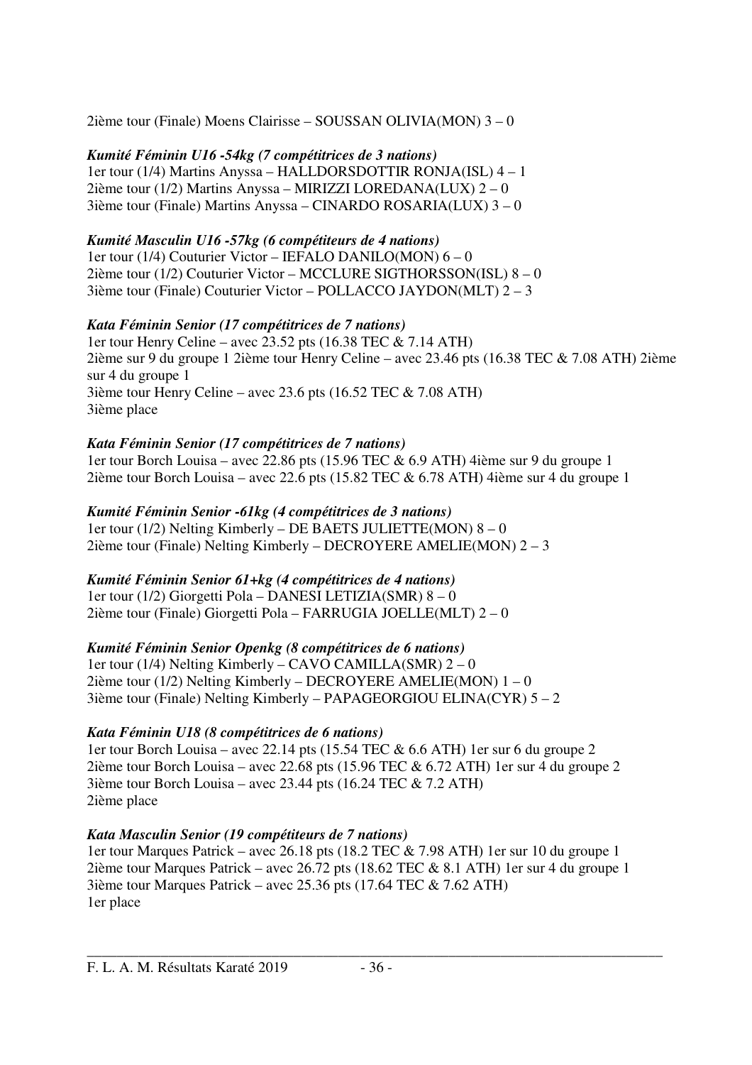2ième tour (Finale) Moens Clairisse – SOUSSAN OLIVIA(MON) 3 – 0

***Kumité Féminin U16 -54kg (7 compétitrices de 3 nations)***
1er tour (1/4) Martins Anyssa – HALLDORSDOTTIR RONJA(ISL) 4 – 1
2ième tour (1/2) Martins Anyssa – MIRIZZI LOREDANA(LUX) 2 – 0
3ième tour (Finale) Martins Anyssa – CINARDO ROSARIA(LUX) 3 – 0

***Kumité Masculin U16 -57kg (6 compétiteurs de 4 nations)***
1er tour (1/4) Couturier Victor – IEFALO DANILO(MON) 6 – 0
2ième tour (1/2) Couturier Victor – MCCLURE SIGTHORSSON(ISL) 8 – 0
3ième tour (Finale) Couturier Victor – POLLACCO JAYDON(MLT) 2 – 3

***Kata Féminin Senior (17 compétitrices de 7 nations)***
1er tour Henry Celine – avec 23.52 pts (16.38 TEC & 7.14 ATH)
2ième sur 9 du groupe 1 2ième tour Henry Celine – avec 23.46 pts (16.38 TEC & 7.08 ATH) 2ième sur 4 du groupe 1
3ième tour Henry Celine – avec 23.6 pts (16.52 TEC & 7.08 ATH)
3ième place

***Kata Féminin Senior (17 compétitrices de 7 nations)***
1er tour Borch Louisa – avec 22.86 pts (15.96 TEC & 6.9 ATH) 4ième sur 9 du groupe 1
2ième tour Borch Louisa – avec 22.6 pts (15.82 TEC & 6.78 ATH) 4ième sur 4 du groupe 1

***Kumité Féminin Senior -61kg (4 compétitrices de 3 nations)***
1er tour (1/2) Nelting Kimberly – DE BAETS JULIETTE(MON) 8 – 0
2ième tour (Finale) Nelting Kimberly – DECROYERE AMELIE(MON) 2 – 3

***Kumité Féminin Senior 61+kg (4 compétitrices de 4 nations)***
1er tour (1/2) Giorgetti Pola – DANESI LETIZIA(SMR) 8 – 0
2ième tour (Finale) Giorgetti Pola – FARRUGIA JOELLE(MLT) 2 – 0

***Kumité Féminin Senior Openkg (8 compétitrices de 6 nations)***
1er tour (1/4) Nelting Kimberly – CAVO CAMILLA(SMR) 2 – 0
2ième tour (1/2) Nelting Kimberly – DECROYERE AMELIE(MON) 1 – 0
3ième tour (Finale) Nelting Kimberly – PAPAGEORGIOU ELINA(CYR) 5 – 2

***Kata Féminin U18 (8 compétitrices de 6 nations)***
1er tour Borch Louisa – avec 22.14 pts (15.54 TEC & 6.6 ATH) 1er sur 6 du groupe 2
2ième tour Borch Louisa – avec 22.68 pts (15.96 TEC & 6.72 ATH) 1er sur 4 du groupe 2
3ième tour Borch Louisa – avec 23.44 pts (16.24 TEC & 7.2 ATH)
2ième place

***Kata Masculin Senior (19 compétiteurs de 7 nations)***
1er tour Marques Patrick – avec 26.18 pts (18.2 TEC & 7.98 ATH) 1er sur 10 du groupe 1
2ième tour Marques Patrick – avec 26.72 pts (18.62 TEC & 8.1 ATH) 1er sur 4 du groupe 1
3ième tour Marques Patrick – avec 25.36 pts (17.64 TEC & 7.62 ATH)
1er place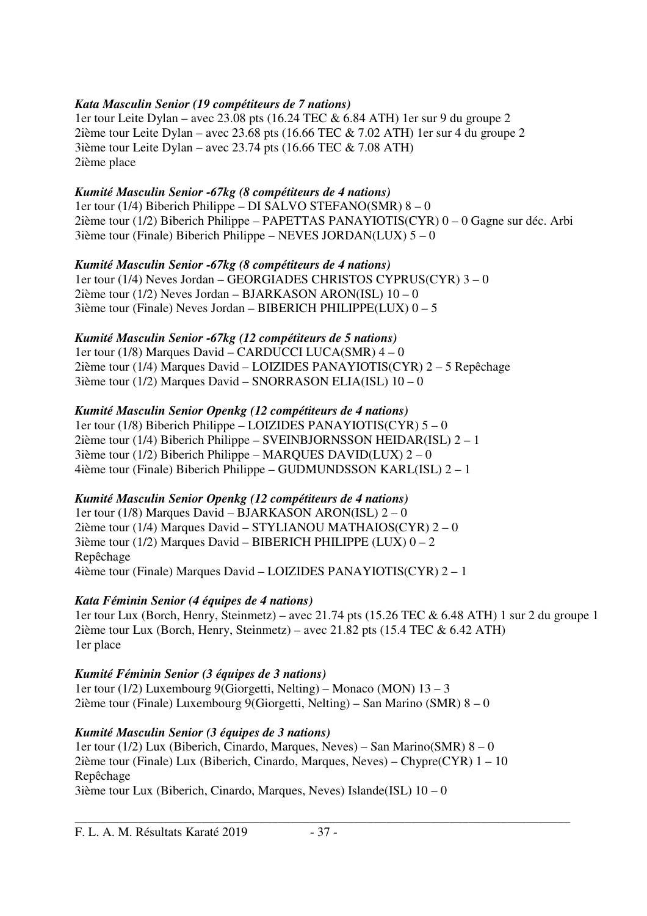***Kata Masculin Senior (19 compétiteurs de 7 nations)***
1er tour Leite Dylan – avec 23.08 pts (16.24 TEC & 6.84 ATH) 1er sur 9 du groupe 2
2ième tour Leite Dylan – avec 23.68 pts (16.66 TEC & 7.02 ATH) 1er sur 4 du groupe 2
3ième tour Leite Dylan – avec 23.74 pts (16.66 TEC & 7.08 ATH)
2ième place

***Kumité Masculin Senior -67kg (8 compétiteurs de 4 nations)***
1er tour (1/4) Biberich Philippe – DI SALVO STEFANO(SMR) 8 – 0
2ième tour (1/2) Biberich Philippe – PAPETTAS PANAYIOTIS(CYR) 0 – 0 Gagne sur déc. Arbi
3ième tour (Finale) Biberich Philippe – NEVES JORDAN(LUX) 5 – 0

***Kumité Masculin Senior -67kg (8 compétiteurs de 4 nations)***
1er tour (1/4) Neves Jordan – GEORGIADES CHRISTOS CYPRUS(CYR) 3 – 0
2ième tour (1/2) Neves Jordan – BJARKASON ARON(ISL) 10 – 0
3ième tour (Finale) Neves Jordan – BIBERICH PHILIPPE(LUX) 0 – 5

***Kumité Masculin Senior -67kg (12 compétiteurs de 5 nations)***
1er tour (1/8) Marques David – CARDUCCI LUCA(SMR) 4 – 0
2ième tour (1/4) Marques David – LOIZIDES PANAYIOTIS(CYR) 2 – 5 Repêchage
3ième tour (1/2) Marques David – SNORRASON ELIA(ISL) 10 – 0

***Kumité Masculin Senior Openkg (12 compétiteurs de 4 nations)***
1er tour (1/8) Biberich Philippe – LOIZIDES PANAYIOTIS(CYR) 5 – 0
2ième tour (1/4) Biberich Philippe – SVEINBJORNSSON HEIDAR(ISL) 2 – 1
3ième tour (1/2) Biberich Philippe – MARQUES DAVID(LUX) 2 – 0
4ième tour (Finale) Biberich Philippe – GUDMUNDSSON KARL(ISL) 2 – 1

***Kumité Masculin Senior Openkg (12 compétiteurs de 4 nations)***
1er tour (1/8) Marques David – BJARKASON ARON(ISL) 2 – 0
2ième tour (1/4) Marques David – STYLIANOU MATHAIOS(CYR) 2 – 0
3ième tour (1/2) Marques David – BIBERICH PHILIPPE (LUX) 0 – 2
Repêchage
4ième tour (Finale) Marques David – LOIZIDES PANAYIOTIS(CYR) 2 – 1

***Kata Féminin Senior (4 équipes de 4 nations)***
1er tour Lux (Borch, Henry, Steinmetz) – avec 21.74 pts (15.26 TEC & 6.48 ATH) 1 sur 2 du groupe 1
2ième tour Lux (Borch, Henry, Steinmetz) – avec 21.82 pts (15.4 TEC & 6.42 ATH)
1er place

***Kumité Féminin Senior (3 équipes de 3 nations)***
1er tour (1/2) Luxembourg 9(Giorgetti, Nelting) – Monaco (MON) 13 – 3
2ième tour (Finale) Luxembourg 9(Giorgetti, Nelting) – San Marino (SMR) 8 – 0

***Kumité Masculin Senior (3 équipes de 3 nations)***
1er tour (1/2) Lux (Biberich, Cinardo, Marques, Neves) – San Marino(SMR) 8 – 0
2ième tour (Finale) Lux (Biberich, Cinardo, Marques, Neves) – Chypre(CYR) 1 – 10
Repêchage
3ième tour Lux (Biberich, Cinardo, Marques, Neves) Islande(ISL) 10 – 0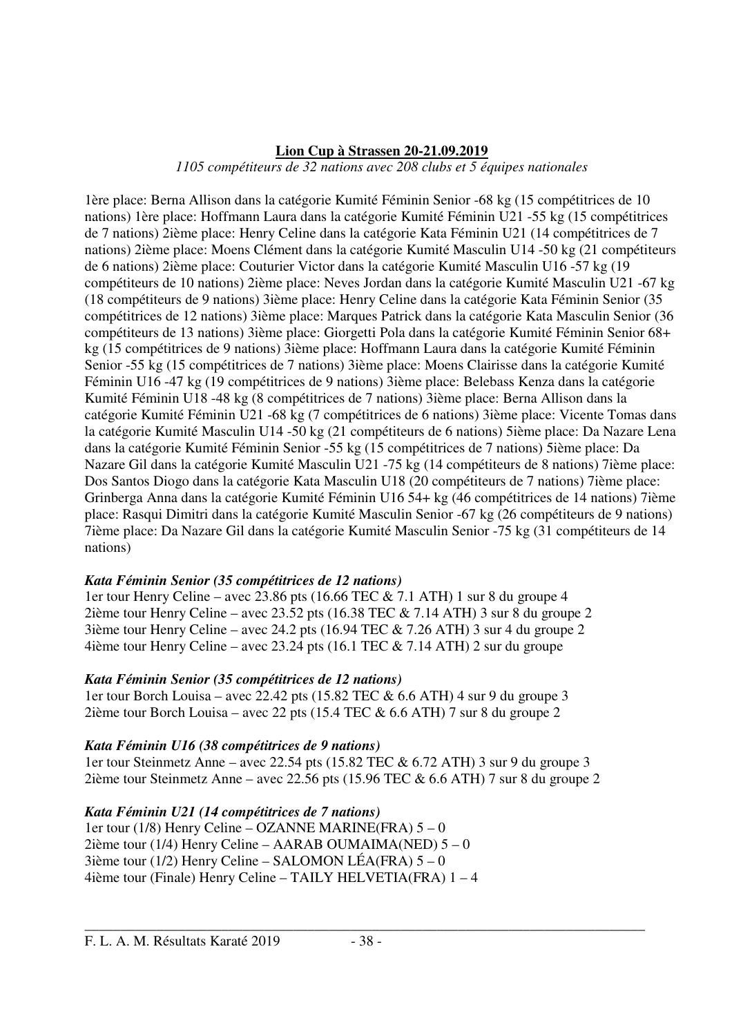**Lion Cup à Strassen 20-21.09.2019**

*1105 compétiteurs de 32 nations avec 208 clubs et 5 équipes nationales*

1ère place: Berna Allison dans la catégorie Kumité Féminin Senior -68 kg (15 compétitrices de 10 nations) 1ère place: Hoffmann Laura dans la catégorie Kumité Féminin U21 -55 kg (15 compétitrices de 7 nations) 2ième place: Henry Celine dans la catégorie Kata Féminin U21 (14 compétitrices de 7 nations) 2ième place: Moens Clément dans la catégorie Kumité Masculin U14 -50 kg (21 compétiteurs de 6 nations) 2ième place: Couturier Victor dans la catégorie Kumité Masculin U16 -57 kg (19 compétiteurs de 10 nations) 2ième place: Neves Jordan dans la catégorie Kumité Masculin U21 -67 kg (18 compétiteurs de 9 nations) 3ième place: Henry Celine dans la catégorie Kata Féminin Senior (35 compétitrices de 12 nations) 3ième place: Marques Patrick dans la catégorie Kata Masculin Senior (36 compétiteurs de 13 nations) 3ième place: Giorgetti Pola dans la catégorie Kumité Féminin Senior 68+ kg (15 compétitrices de 9 nations) 3ième place: Hoffmann Laura dans la catégorie Kumité Féminin Senior -55 kg (15 compétitrices de 7 nations) 3ième place: Moens Clairisse dans la catégorie Kumité Féminin U16 -47 kg (19 compétitrices de 9 nations) 3ième place: Belebass Kenza dans la catégorie Kumité Féminin U18 -48 kg (8 compétitrices de 7 nations) 3ième place: Berna Allison dans la catégorie Kumité Féminin U21 -68 kg (7 compétitrices de 6 nations) 3ième place: Vicente Tomas dans la catégorie Kumité Masculin U14 -50 kg (21 compétiteurs de 6 nations) 5ième place: Da Nazare Lena dans la catégorie Kumité Féminin Senior -55 kg (15 compétitrices de 7 nations) 5ième place: Da Nazare Gil dans la catégorie Kumité Masculin U21 -75 kg (14 compétiteurs de 8 nations) 7ième place: Dos Santos Diogo dans la catégorie Kata Masculin U18 (20 compétiteurs de 7 nations) 7ième place: Grinberga Anna dans la catégorie Kumité Féminin U16 54+ kg (46 compétitrices de 14 nations) 7ième place: Rasqui Dimitri dans la catégorie Kumité Masculin Senior -67 kg (26 compétiteurs de 9 nations) 7ième place: Da Nazare Gil dans la catégorie Kumité Masculin Senior -75 kg (31 compétiteurs de 14 nations)

***Kata Féminin Senior (35 compétitrices de 12 nations)***

1er tour Henry Celine – avec 23.86 pts (16.66 TEC & 7.1 ATH) 1 sur 8 du groupe 4
2ième tour Henry Celine – avec 23.52 pts (16.38 TEC & 7.14 ATH) 3 sur 8 du groupe 2
3ième tour Henry Celine – avec 24.2 pts (16.94 TEC & 7.26 ATH) 3 sur 4 du groupe 2
4ième tour Henry Celine – avec 23.24 pts (16.1 TEC & 7.14 ATH) 2 sur du groupe

***Kata Féminin Senior (35 compétitrices de 12 nations)***

1er tour Borch Louisa – avec 22.42 pts (15.82 TEC & 6.6 ATH) 4 sur 9 du groupe 3
2ième tour Borch Louisa – avec 22 pts (15.4 TEC & 6.6 ATH) 7 sur 8 du groupe 2

***Kata Féminin U16 (38 compétitrices de 9 nations)***

1er tour Steinmetz Anne – avec 22.54 pts (15.82 TEC & 6.72 ATH) 3 sur 9 du groupe 3
2ième tour Steinmetz Anne – avec 22.56 pts (15.96 TEC & 6.6 ATH) 7 sur 8 du groupe 2

***Kata Féminin U21 (14 compétitrices de 7 nations)***

1er tour (1/8) Henry Celine – OZANNE MARINE(FRA) 5 – 0
2ième tour (1/4) Henry Celine – AARAB OUMAIMA(NED) 5 – 0
3ième tour (1/2) Henry Celine – SALOMON LÉA(FRA) 5 – 0
4ième tour (Finale) Henry Celine – TAILY HELVETIA(FRA) 1 – 4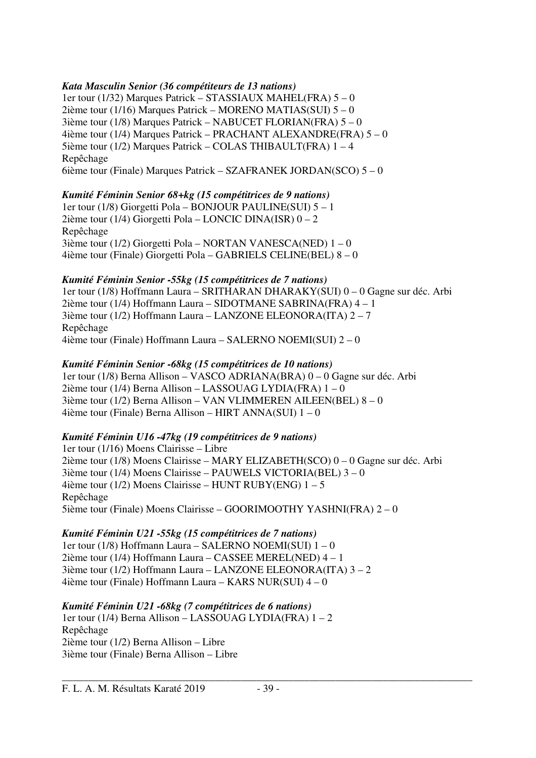*Kata Masculin Senior (36 compétiteurs de 13 nations)*
1er tour (1/32) Marques Patrick – STASSIAUX MAHEL(FRA) 5 – 0
2ième tour (1/16) Marques Patrick – MORENO MATIAS(SUI) 5 – 0
3ième tour (1/8) Marques Patrick – NABUCET FLORIAN(FRA) 5 – 0
4ième tour (1/4) Marques Patrick – PRACHANT ALEXANDRE(FRA) 5 – 0
5ième tour (1/2) Marques Patrick – COLAS THIBAULT(FRA) 1 – 4
Repêchage
6ième tour (Finale) Marques Patrick – SZAFRANEK JORDAN(SCO) 5 – 0

*Kumité Féminin Senior 68+kg (15 compétitrices de 9 nations)*
1er tour (1/8) Giorgetti Pola – BONJOUR PAULINE(SUI) 5 – 1
2ième tour (1/4) Giorgetti Pola – LONCIC DINA(ISR) 0 – 2
Repêchage
3ième tour (1/2) Giorgetti Pola – NORTAN VANESCA(NED) 1 – 0
4ième tour (Finale) Giorgetti Pola – GABRIELS CELINE(BEL) 8 – 0

*Kumité Féminin Senior -55kg (15 compétitrices de 7 nations)*
1er tour (1/8) Hoffmann Laura – SRITHARAN DHARAKY(SUI) 0 – 0 Gagne sur déc. Arbi
2ième tour (1/4) Hoffmann Laura – SIDOTMANE SABRINA(FRA) 4 – 1
3ième tour (1/2) Hoffmann Laura – LANZONE ELEONORA(ITA) 2 – 7
Repêchage
4ième tour (Finale) Hoffmann Laura – SALERNO NOEMI(SUI) 2 – 0

*Kumité Féminin Senior -68kg (15 compétitrices de 10 nations)*
1er tour (1/8) Berna Allison – VASCO ADRIANA(BRA) 0 – 0 Gagne sur déc. Arbi
2ième tour (1/4) Berna Allison – LASSOUAG LYDIA(FRA) 1 – 0
3ième tour (1/2) Berna Allison – VAN VLIMMEREN AILEEN(BEL) 8 – 0
4ième tour (Finale) Berna Allison – HIRT ANNA(SUI) 1 – 0

*Kumité Féminin U16 -47kg (19 compétitrices de 9 nations)*
1er tour (1/16) Moens Clairisse – Libre
2ième tour (1/8) Moens Clairisse – MARY ELIZABETH(SCO) 0 – 0 Gagne sur déc. Arbi
3ième tour (1/4) Moens Clairisse – PAUWELS VICTORIA(BEL) 3 – 0
4ième tour (1/2) Moens Clairisse – HUNT RUBY(ENG) 1 – 5
Repêchage
5ième tour (Finale) Moens Clairisse – GOORIMOOTHY YASHNI(FRA) 2 – 0

*Kumité Féminin U21 -55kg (15 compétitrices de 7 nations)*
1er tour (1/8) Hoffmann Laura – SALERNO NOEMI(SUI) 1 – 0
2ième tour (1/4) Hoffmann Laura – CASSEE MEREL(NED) 4 – 1
3ième tour (1/2) Hoffmann Laura – LANZONE ELEONORA(ITA) 3 – 2
4ième tour (Finale) Hoffmann Laura – KARS NUR(SUI) 4 – 0

*Kumité Féminin U21 -68kg (7 compétitrices de 6 nations)*
1er tour (1/4) Berna Allison – LASSOUAG LYDIA(FRA) 1 – 2
Repêchage
2ième tour (1/2) Berna Allison – Libre
3ième tour (Finale) Berna Allison – Libre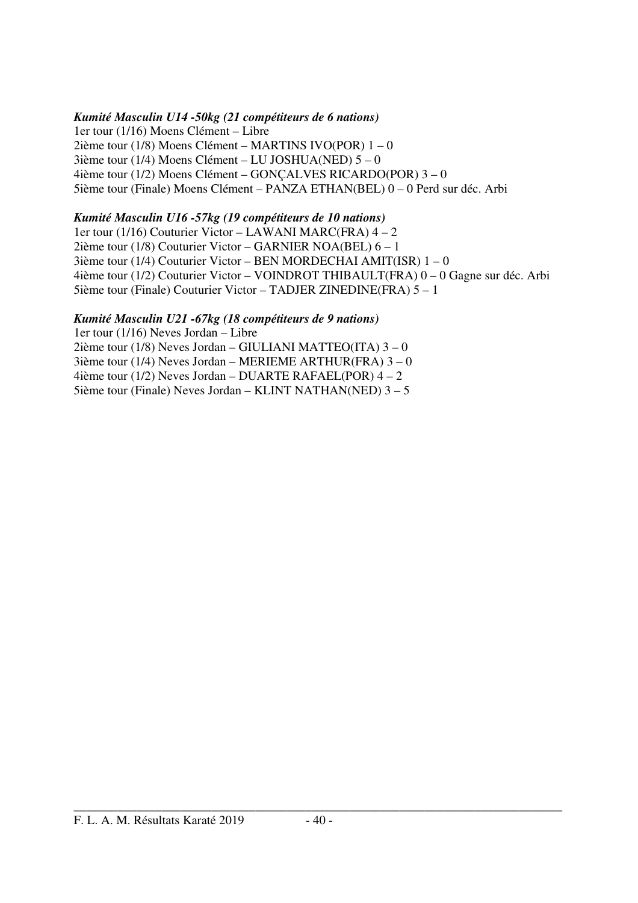***Kumité Masculin U14 -50kg (21 compétiteurs de 6 nations)***

1er tour (1/16) Moens Clément – Libre
2ième tour (1/8) Moens Clément – MARTINS IVO(POR) 1 – 0
3ième tour (1/4) Moens Clément – LU JOSHUA(NED) 5 – 0
4ième tour (1/2) Moens Clément – GONÇALVES RICARDO(POR) 3 – 0
5ième tour (Finale) Moens Clément – PANZA ETHAN(BEL) 0 – 0 Perd sur déc. Arbi

***Kumité Masculin U16 -57kg (19 compétiteurs de 10 nations)***

1er tour (1/16) Couturier Victor – LAWANI MARC(FRA) 4 – 2
2ième tour (1/8) Couturier Victor – GARNIER NOA(BEL) 6 – 1
3ième tour (1/4) Couturier Victor – BEN MORDECHAI AMIT(ISR) 1 – 0
4ième tour (1/2) Couturier Victor – VOINDROT THIBAULT(FRA) 0 – 0 Gagne sur déc. Arbi
5ième tour (Finale) Couturier Victor – TADJER ZINEDINE(FRA) 5 – 1

***Kumité Masculin U21 -67kg (18 compétiteurs de 9 nations)***

1er tour (1/16) Neves Jordan – Libre
2ième tour (1/8) Neves Jordan – GIULIANI MATTEO(ITA) 3 – 0
3ième tour (1/4) Neves Jordan – MERIEME ARTHUR(FRA) 3 – 0
4ième tour (1/2) Neves Jordan – DUARTE RAFAEL(POR) 4 – 2
5ième tour (Finale) Neves Jordan – KLINT NATHAN(NED) 3 – 5